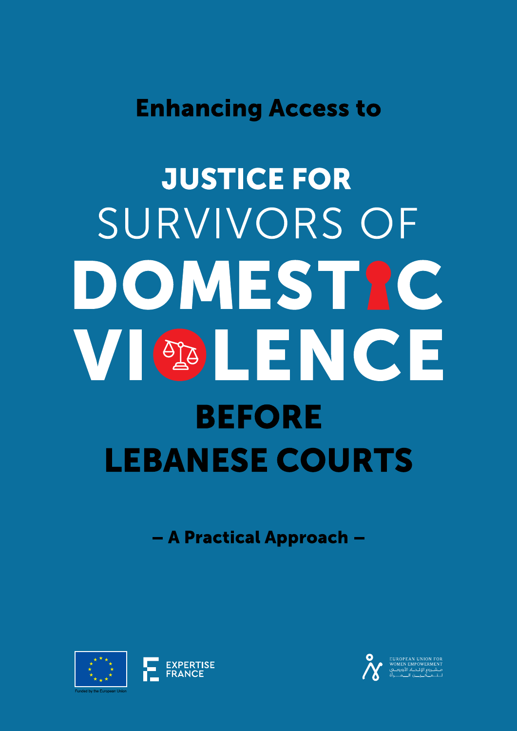Enhancing Access to

# JUSTICE FOR SURVIVORS OF DOMESTIC VIOLENCE BEFORE LEBANESE COURTS

– A Practical Approach –

Funded by the European Union

EXPERTISE FRANCE

EUROPEAN UNION FOR WOMEN EMPOWERMENT

مشروع الإتحاد الأوروبي لتمكين المرأة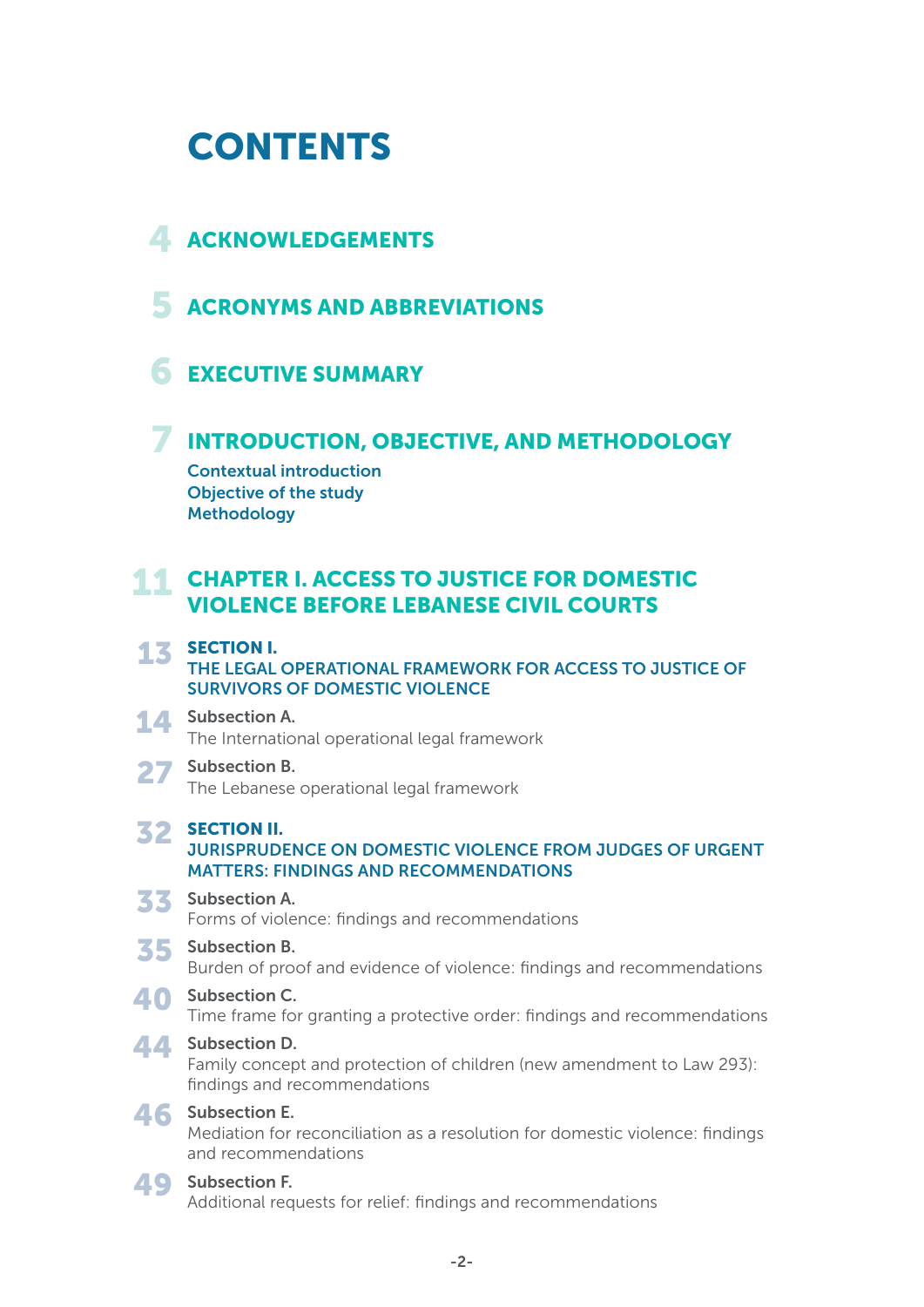# CONTENTS

**4** ACKNOWLEDGEMENTS

**5** ACRONYMS AND ABBREVIATIONS

**6** EXECUTIVE SUMMARY

**7** INTRODUCTION, OBJECTIVE, AND METHODOLOGY

- Contextual introduction
- Objective of the study
- Methodology

**11** CHAPTER I. ACCESS TO JUSTICE FOR DOMESTIC VIOLENCE BEFORE LEBANESE CIVIL COURTS

**13** SECTION I.
THE LEGAL OPERATIONAL FRAMEWORK FOR ACCESS TO JUSTICE OF SURVIVORS OF DOMESTIC VIOLENCE

**14** Subsection A.
The International operational legal framework

**27** Subsection B.
The Lebanese operational legal framework

**32** SECTION II.
JURISPRUDENCE ON DOMESTIC VIOLENCE FROM JUDGES OF URGENT MATTERS: FINDINGS AND RECOMMENDATIONS

**33** Subsection A.
Forms of violence: findings and recommendations

**35** Subsection B.
Burden of proof and evidence of violence: findings and recommendations

**40** Subsection C.
Time frame for granting a protective order: findings and recommendations

**44** Subsection D.
Family concept and protection of children (new amendment to Law 293): findings and recommendations

**46** Subsection E.
Mediation for reconciliation as a resolution for domestic violence: findings and recommendations

**49** Subsection F.
Additional requests for relief: findings and recommendations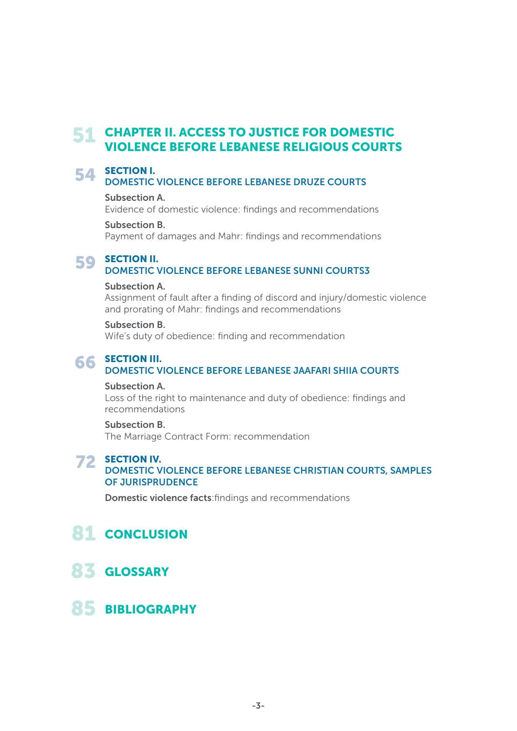51 **CHAPTER II. ACCESS TO JUSTICE FOR DOMESTIC VIOLENCE BEFORE LEBANESE RELIGIOUS COURTS**

54 **SECTION I.**
**DOMESTIC VIOLENCE BEFORE LEBANESE DRUZE COURTS**

Subsection A.
Evidence of domestic violence: findings and recommendations

Subsection B.
Payment of damages and Mahr: findings and recommendations

59 **SECTION II.**
**DOMESTIC VIOLENCE BEFORE LEBANESE SUNNI COURTS3**

Subsection A.
Assignment of fault after a finding of discord and injury/domestic violence and prorating of Mahr: findings and recommendations

Subsection B.
Wife's duty of obedience: finding and recommendation

66 **SECTION III.**
**DOMESTIC VIOLENCE BEFORE LEBANESE JAAFARI SHIIA COURTS**

Subsection A.
Loss of the right to maintenance and duty of obedience: findings and recommendations

Subsection B.
The Marriage Contract Form: recommendation

72 **SECTION IV.**
**DOMESTIC VIOLENCE BEFORE LEBANESE CHRISTIAN COURTS, SAMPLES OF JURISPRUDENCE**

**Domestic violence facts**:findings and recommendations

81 **CONCLUSION**

83 **GLOSSARY**

85 **BIBLIOGRAPHY**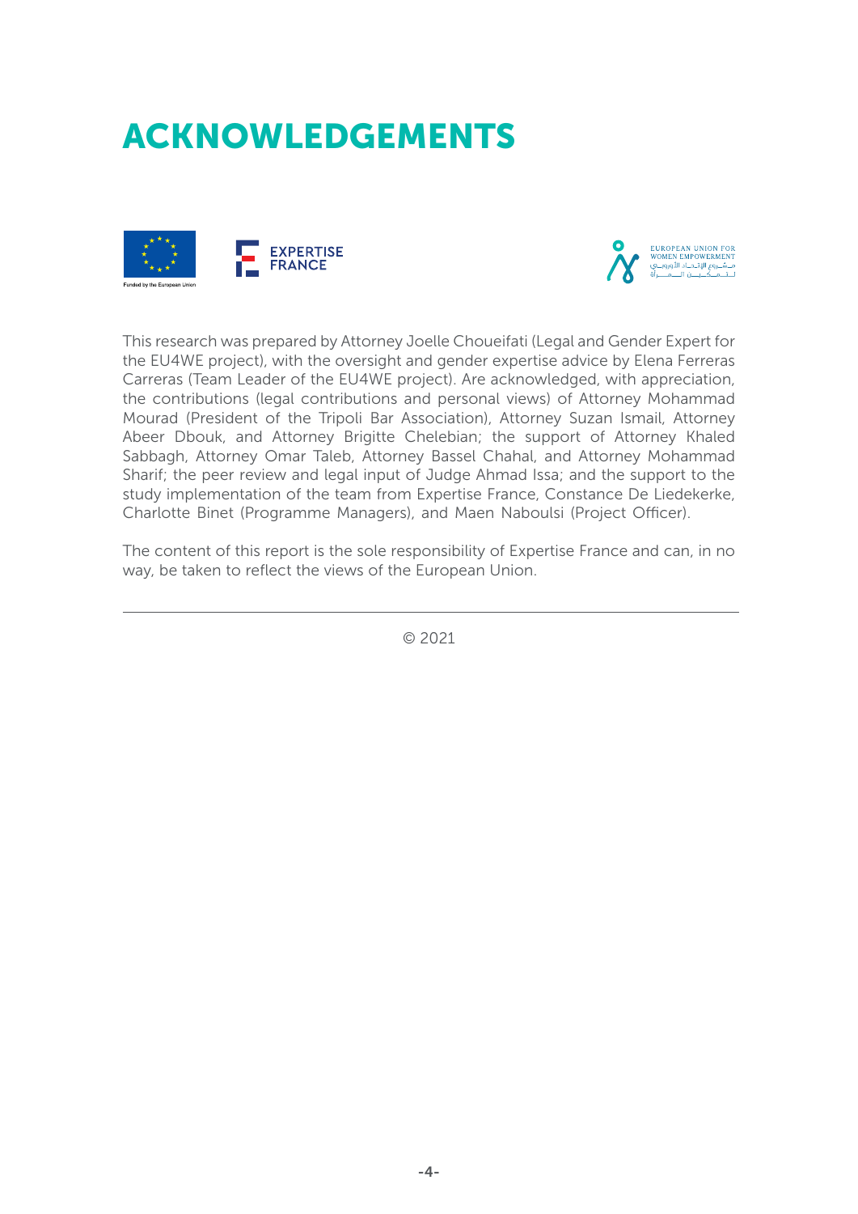# ACKNOWLEDGEMENTS

This research was prepared by Attorney Joelle Choueifati (Legal and Gender Expert for the EU4WE project), with the oversight and gender expertise advice by Elena Ferreras Carreras (Team Leader of the EU4WE project). Are acknowledged, with appreciation, the contributions (legal contributions and personal views) of Attorney Mohammad Mourad (President of the Tripoli Bar Association), Attorney Suzan Ismail, Attorney Abeer Dbouk, and Attorney Brigitte Chelebian; the support of Attorney Khaled Sabbagh, Attorney Omar Taleb, Attorney Bassel Chahal, and Attorney Mohammad Sharif; the peer review and legal input of Judge Ahmad Issa; and the support to the study implementation of the team from Expertise France, Constance De Liedekerke, Charlotte Binet (Programme Managers), and Maen Naboulsi (Project Officer).

The content of this report is the sole responsibility of Expertise France and can, in no way, be taken to reflect the views of the European Union.

---

© 2021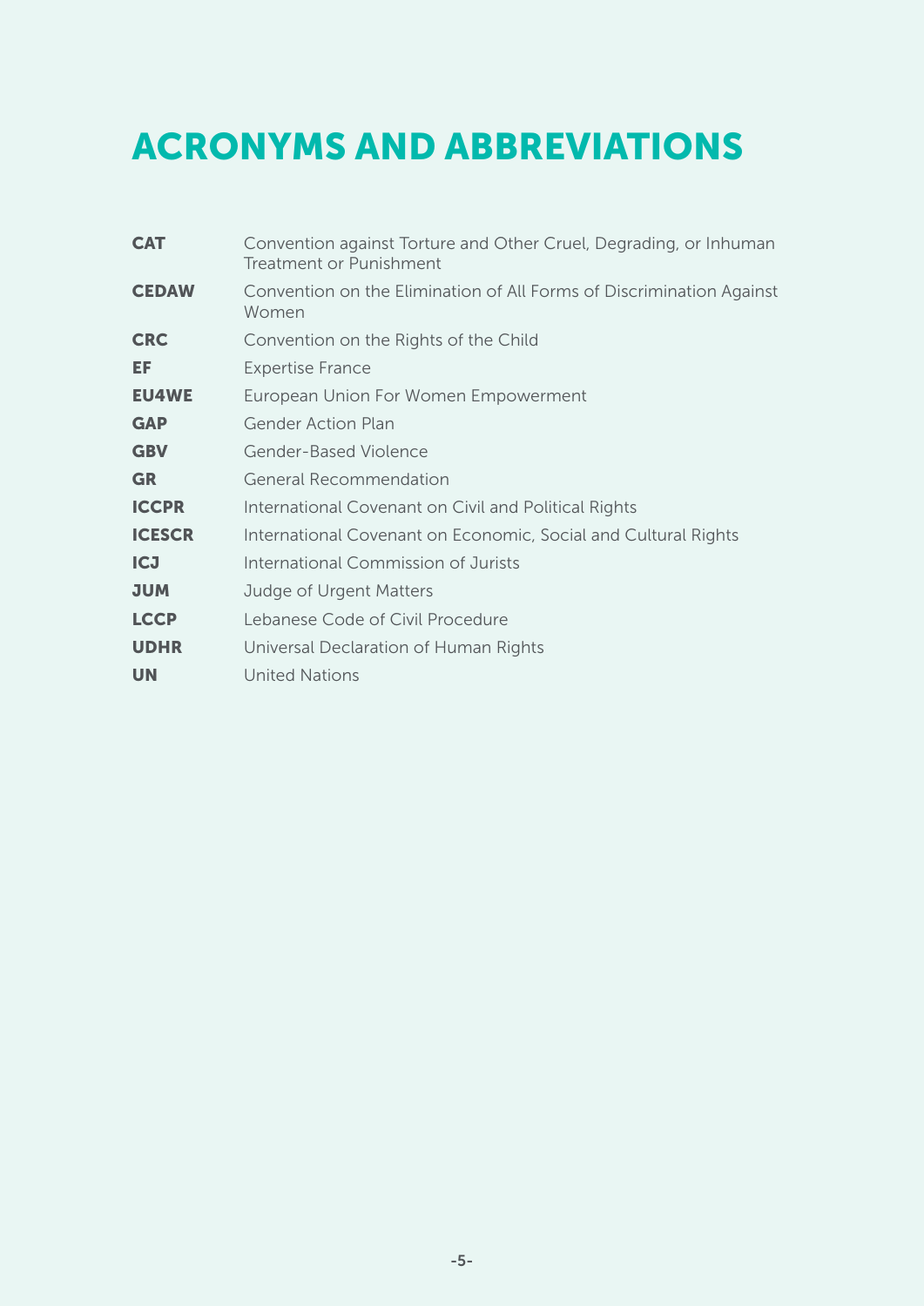# ACRONYMS AND ABBREVIATIONS

| | |
|---|---|
| **CAT** | Convention against Torture and Other Cruel, Degrading, or Inhuman Treatment or Punishment |
| **CEDAW** | Convention on the Elimination of All Forms of Discrimination Against Women |
| **CRC** | Convention on the Rights of the Child |
| **EF** | Expertise France |
| **EU4WE** | European Union For Women Empowerment |
| **GAP** | Gender Action Plan |
| **GBV** | Gender-Based Violence |
| **GR** | General Recommendation |
| **ICCPR** | International Covenant on Civil and Political Rights |
| **ICESCR** | International Covenant on Economic, Social and Cultural Rights |
| **ICJ** | International Commission of Jurists |
| **JUM** | Judge of Urgent Matters |
| **LCCP** | Lebanese Code of Civil Procedure |
| **UDHR** | Universal Declaration of Human Rights |
| **UN** | United Nations |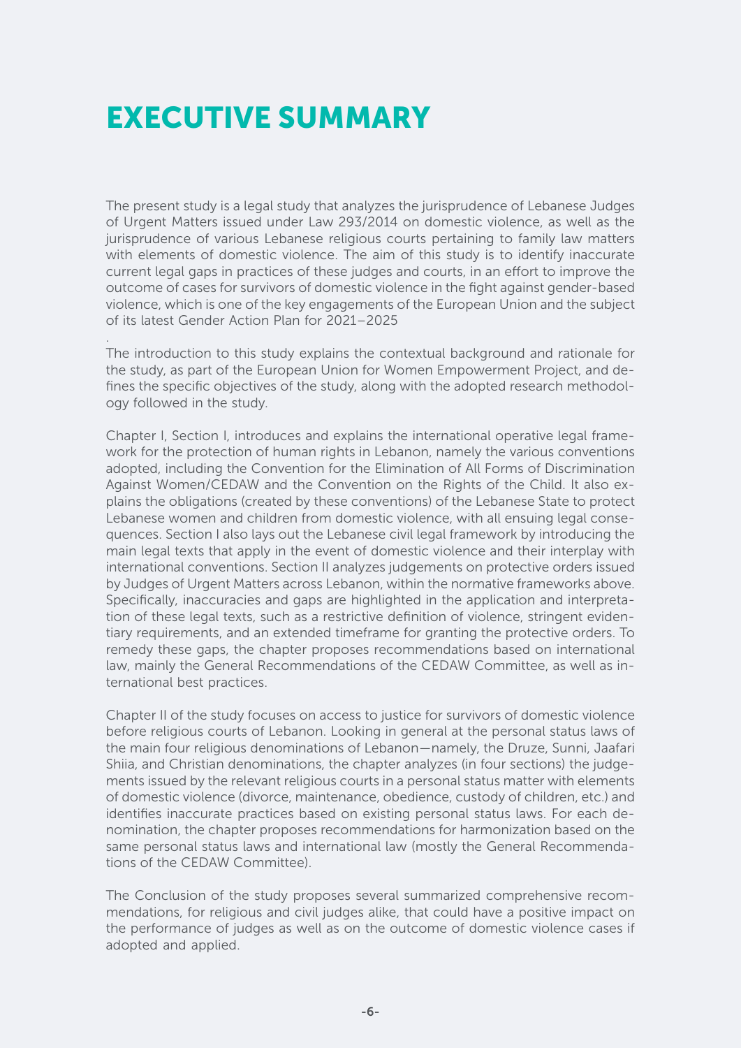# EXECUTIVE SUMMARY

The present study is a legal study that analyzes the jurisprudence of Lebanese Judges of Urgent Matters issued under Law 293/2014 on domestic violence, as well as the jurisprudence of various Lebanese religious courts pertaining to family law matters with elements of domestic violence. The aim of this study is to identify inaccurate current legal gaps in practices of these judges and courts, in an effort to improve the outcome of cases for survivors of domestic violence in the fight against gender-based violence, which is one of the key engagements of the European Union and the subject of its latest Gender Action Plan for 2021–2025

.
The introduction to this study explains the contextual background and rationale for the study, as part of the European Union for Women Empowerment Project, and defines the specific objectives of the study, along with the adopted research methodology followed in the study.

Chapter I, Section I, introduces and explains the international operative legal framework for the protection of human rights in Lebanon, namely the various conventions adopted, including the Convention for the Elimination of All Forms of Discrimination Against Women/CEDAW and the Convention on the Rights of the Child. It also explains the obligations (created by these conventions) of the Lebanese State to protect Lebanese women and children from domestic violence, with all ensuing legal consequences. Section I also lays out the Lebanese civil legal framework by introducing the main legal texts that apply in the event of domestic violence and their interplay with international conventions. Section II analyzes judgements on protective orders issued by Judges of Urgent Matters across Lebanon, within the normative frameworks above. Specifically, inaccuracies and gaps are highlighted in the application and interpretation of these legal texts, such as a restrictive definition of violence, stringent evidentiary requirements, and an extended timeframe for granting the protective orders. To remedy these gaps, the chapter proposes recommendations based on international law, mainly the General Recommendations of the CEDAW Committee, as well as international best practices.

Chapter II of the study focuses on access to justice for survivors of domestic violence before religious courts of Lebanon. Looking in general at the personal status laws of the main four religious denominations of Lebanon—namely, the Druze, Sunni, Jaafari Shiia, and Christian denominations, the chapter analyzes (in four sections) the judgements issued by the relevant religious courts in a personal status matter with elements of domestic violence (divorce, maintenance, obedience, custody of children, etc.) and identifies inaccurate practices based on existing personal status laws. For each denomination, the chapter proposes recommendations for harmonization based on the same personal status laws and international law (mostly the General Recommendations of the CEDAW Committee).

The Conclusion of the study proposes several summarized comprehensive recommendations, for religious and civil judges alike, that could have a positive impact on the performance of judges as well as on the outcome of domestic violence cases if adopted and applied.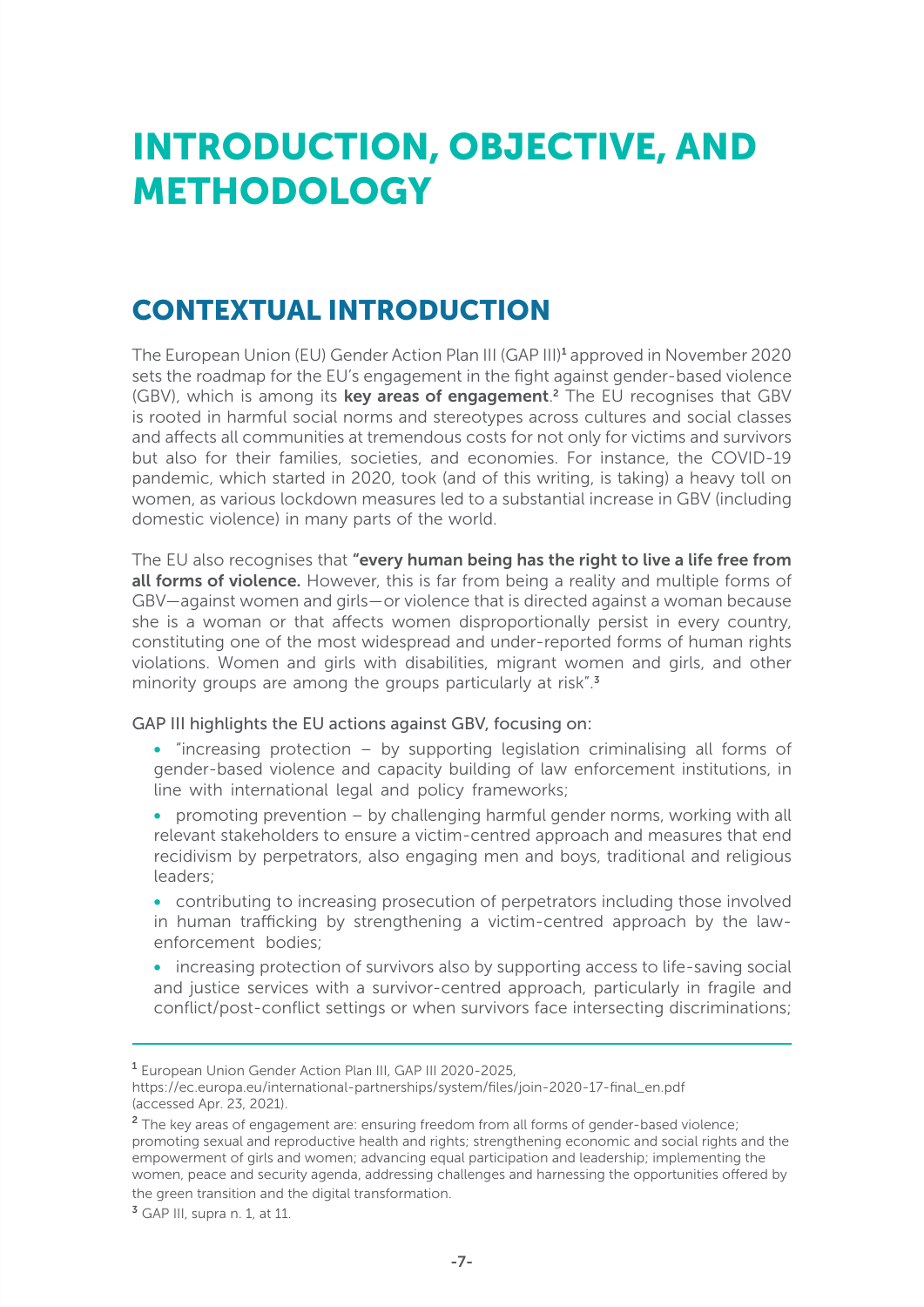# INTRODUCTION, OBJECTIVE, AND METHODOLOGY

## CONTEXTUAL INTRODUCTION

The European Union (EU) Gender Action Plan III (GAP III)[1] approved in November 2020 sets the roadmap for the EU's engagement in the fight against gender-based violence (GBV), which is among its **key areas of engagement**.[2] The EU recognises that GBV is rooted in harmful social norms and stereotypes across cultures and social classes and affects all communities at tremendous costs for not only for victims and survivors but also for their families, societies, and economies. For instance, the COVID-19 pandemic, which started in 2020, took (and of this writing, is taking) a heavy toll on women, as various lockdown measures led to a substantial increase in GBV (including domestic violence) in many parts of the world.

The EU also recognises that **"every human being has the right to live a life free from all forms of violence.** However, this is far from being a reality and multiple forms of GBV—against women and girls—or violence that is directed against a woman because she is a woman or that affects women disproportionally persist in every country, constituting one of the most widespread and under-reported forms of human rights violations. Women and girls with disabilities, migrant women and girls, and other minority groups are among the groups particularly at risk".[3]

GAP III highlights the EU actions against GBV, focusing on:

- "increasing protection – by supporting legislation criminalising all forms of gender-based violence and capacity building of law enforcement institutions, in line with international legal and policy frameworks;
- promoting prevention – by challenging harmful gender norms, working with all relevant stakeholders to ensure a victim-centred approach and measures that end recidivism by perpetrators, also engaging men and boys, traditional and religious leaders;
- contributing to increasing prosecution of perpetrators including those involved in human trafficking by strengthening a victim-centred approach by the law-enforcement bodies;
- increasing protection of survivors also by supporting access to life-saving social and justice services with a survivor-centred approach, particularly in fragile and conflict/post-conflict settings or when survivors face intersecting discriminations;

---

[1] European Union Gender Action Plan III, GAP III 2020-2025, https://ec.europa.eu/international-partnerships/system/files/join-2020-17-final_en.pdf (accessed Apr. 23, 2021).

[2] The key areas of engagement are: ensuring freedom from all forms of gender-based violence; promoting sexual and reproductive health and rights; strengthening economic and social rights and the empowerment of girls and women; advancing equal participation and leadership; implementing the women, peace and security agenda, addressing challenges and harnessing the opportunities offered by the green transition and the digital transformation.

[3] GAP III, supra n. 1, at 11.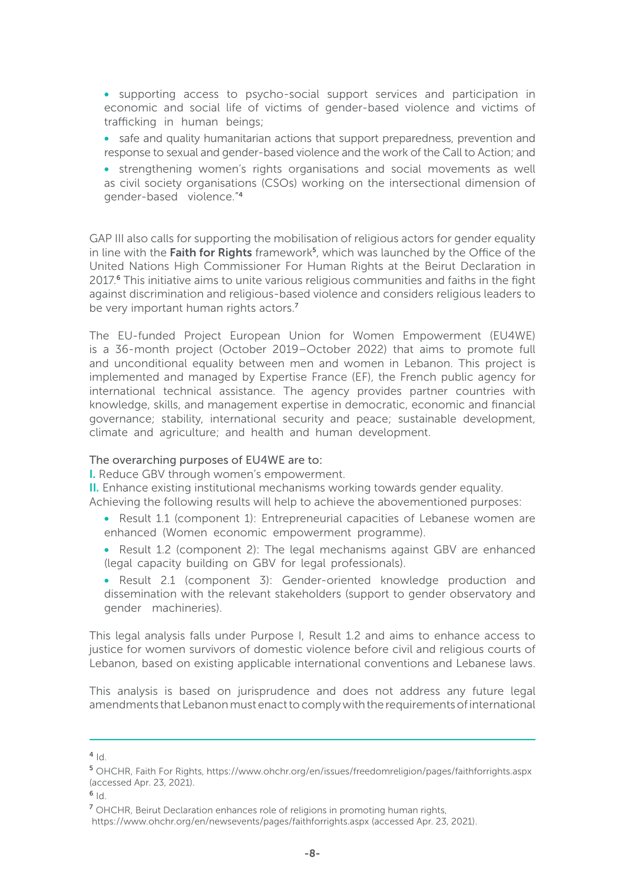- supporting access to psycho-social support services and participation in economic and social life of victims of gender-based violence and victims of trafficking in human beings;
- safe and quality humanitarian actions that support preparedness, prevention and response to sexual and gender-based violence and the work of the Call to Action; and
- strengthening women's rights organisations and social movements as well as civil society organisations (CSOs) working on the intersectional dimension of gender-based violence."[4]

GAP III also calls for supporting the mobilisation of religious actors for gender equality in line with the **Faith for Rights** framework[5], which was launched by the Office of the United Nations High Commissioner For Human Rights at the Beirut Declaration in 2017.[6] This initiative aims to unite various religious communities and faiths in the fight against discrimination and religious-based violence and considers religious leaders to be very important human rights actors.[7]

The EU-funded Project European Union for Women Empowerment (EU4WE) is a 36-month project (October 2019–October 2022) that aims to promote full and unconditional equality between men and women in Lebanon. This project is implemented and managed by Expertise France (EF), the French public agency for international technical assistance. The agency provides partner countries with knowledge, skills, and management expertise in democratic, economic and financial governance; stability, international security and peace; sustainable development, climate and agriculture; and health and human development.

The overarching purposes of EU4WE are to:

I. Reduce GBV through women's empowerment.

II. Enhance existing institutional mechanisms working towards gender equality.

Achieving the following results will help to achieve the abovementioned purposes:

- Result 1.1 (component 1): Entrepreneurial capacities of Lebanese women are enhanced (Women economic empowerment programme).
- Result 1.2 (component 2): The legal mechanisms against GBV are enhanced (legal capacity building on GBV for legal professionals).
- Result 2.1 (component 3): Gender-oriented knowledge production and dissemination with the relevant stakeholders (support to gender observatory and gender machineries).

This legal analysis falls under Purpose I, Result 1.2 and aims to enhance access to justice for women survivors of domestic violence before civil and religious courts of Lebanon, based on existing applicable international conventions and Lebanese laws.

This analysis is based on jurisprudence and does not address any future legal amendments that Lebanon must enact to comply with the requirements of international

---

[4] Id.

[5] OHCHR, Faith For Rights, https://www.ohchr.org/en/issues/freedomreligion/pages/faithforrights.aspx (accessed Apr. 23, 2021).

[6] Id.

[7] OHCHR, Beirut Declaration enhances role of religions in promoting human rights, https://www.ohchr.org/en/newsevents/pages/faithforrights.aspx (accessed Apr. 23, 2021).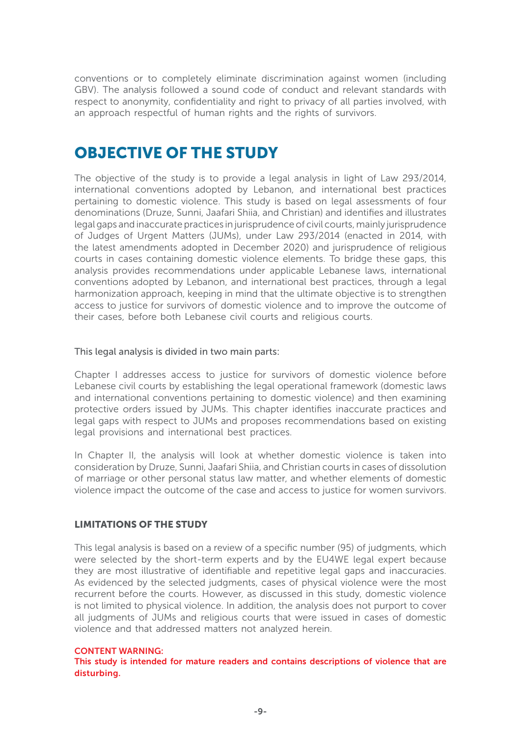conventions or to completely eliminate discrimination against women (including GBV). The analysis followed a sound code of conduct and relevant standards with respect to anonymity, confidentiality and right to privacy of all parties involved, with an approach respectful of human rights and the rights of survivors.

## OBJECTIVE OF THE STUDY

The objective of the study is to provide a legal analysis in light of Law 293/2014, international conventions adopted by Lebanon, and international best practices pertaining to domestic violence. This study is based on legal assessments of four denominations (Druze, Sunni, Jaafari Shiia, and Christian) and identifies and illustrates legal gaps and inaccurate practices in jurisprudence of civil courts, mainly jurisprudence of Judges of Urgent Matters (JUMs), under Law 293/2014 (enacted in 2014, with the latest amendments adopted in December 2020) and jurisprudence of religious courts in cases containing domestic violence elements. To bridge these gaps, this analysis provides recommendations under applicable Lebanese laws, international conventions adopted by Lebanon, and international best practices, through a legal harmonization approach, keeping in mind that the ultimate objective is to strengthen access to justice for survivors of domestic violence and to improve the outcome of their cases, before both Lebanese civil courts and religious courts.

This legal analysis is divided in two main parts:

Chapter I addresses access to justice for survivors of domestic violence before Lebanese civil courts by establishing the legal operational framework (domestic laws and international conventions pertaining to domestic violence) and then examining protective orders issued by JUMs. This chapter identifies inaccurate practices and legal gaps with respect to JUMs and proposes recommendations based on existing legal provisions and international best practices.

In Chapter II, the analysis will look at whether domestic violence is taken into consideration by Druze, Sunni, Jaafari Shiia, and Christian courts in cases of dissolution of marriage or other personal status law matter, and whether elements of domestic violence impact the outcome of the case and access to justice for women survivors.

### LIMITATIONS OF THE STUDY

This legal analysis is based on a review of a specific number (95) of judgments, which were selected by the short-term experts and by the EU4WE legal expert because they are most illustrative of identifiable and repetitive legal gaps and inaccuracies. As evidenced by the selected judgments, cases of physical violence were the most recurrent before the courts. However, as discussed in this study, domestic violence is not limited to physical violence. In addition, the analysis does not purport to cover all judgments of JUMs and religious courts that were issued in cases of domestic violence and that addressed matters not analyzed herein.

CONTENT WARNING:
**This study is intended for mature readers and contains descriptions of violence that are disturbing.**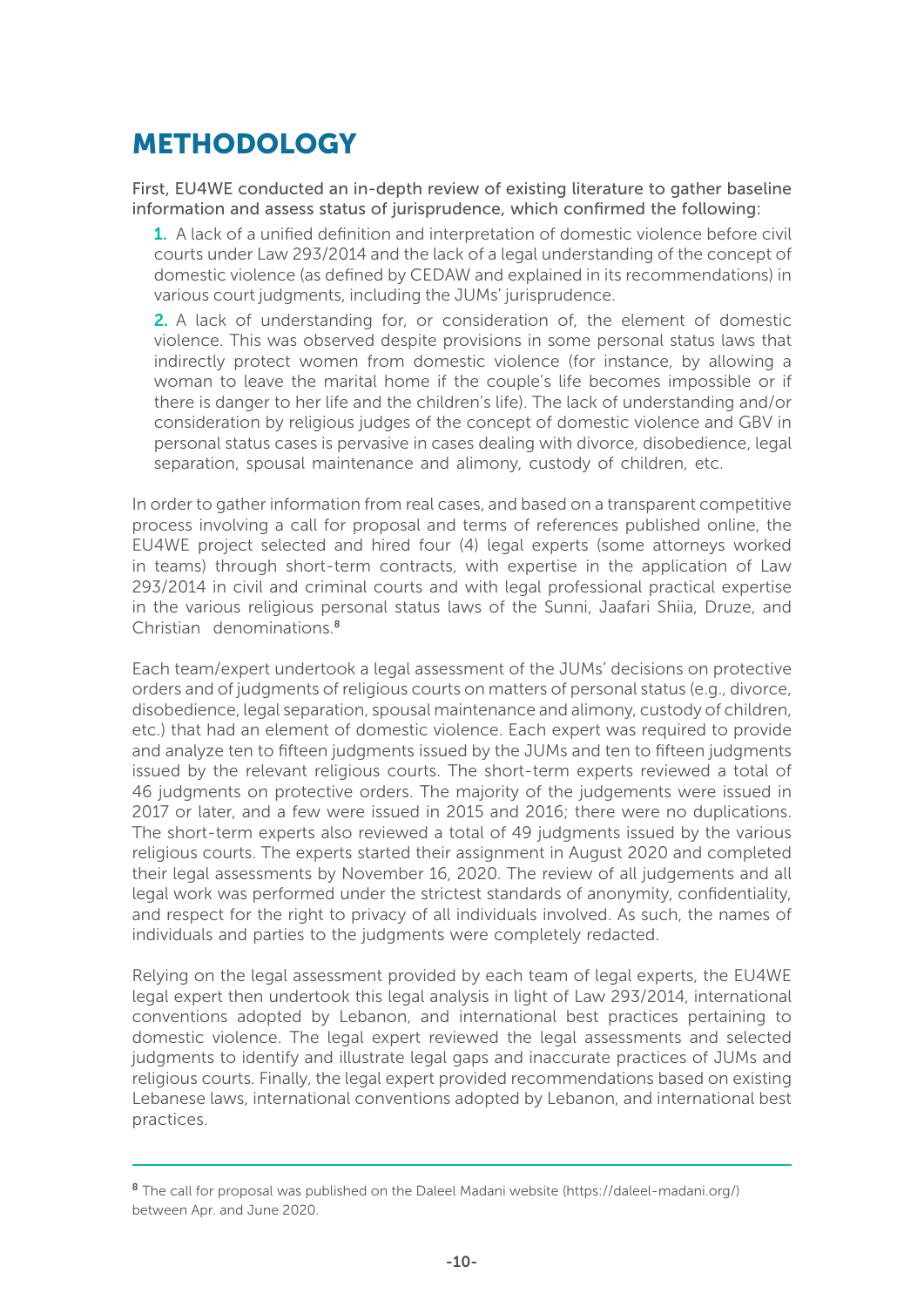# METHODOLOGY

First, EU4WE conducted an in-depth review of existing literature to gather baseline information and assess status of jurisprudence, which confirmed the following:

1. A lack of a unified definition and interpretation of domestic violence before civil courts under Law 293/2014 and the lack of a legal understanding of the concept of domestic violence (as defined by CEDAW and explained in its recommendations) in various court judgments, including the JUMs' jurisprudence.

2. A lack of understanding for, or consideration of, the element of domestic violence. This was observed despite provisions in some personal status laws that indirectly protect women from domestic violence (for instance, by allowing a woman to leave the marital home if the couple's life becomes impossible or if there is danger to her life and the children's life). The lack of understanding and/or consideration by religious judges of the concept of domestic violence and GBV in personal status cases is pervasive in cases dealing with divorce, disobedience, legal separation, spousal maintenance and alimony, custody of children, etc.

In order to gather information from real cases, and based on a transparent competitive process involving a call for proposal and terms of references published online, the EU4WE project selected and hired four (4) legal experts (some attorneys worked in teams) through short-term contracts, with expertise in the application of Law 293/2014 in civil and criminal courts and with legal professional practical expertise in the various religious personal status laws of the Sunni, Jaafari Shiia, Druze, and Christian denominations.[8]

Each team/expert undertook a legal assessment of the JUMs' decisions on protective orders and of judgments of religious courts on matters of personal status (e.g., divorce, disobedience, legal separation, spousal maintenance and alimony, custody of children, etc.) that had an element of domestic violence. Each expert was required to provide and analyze ten to fifteen judgments issued by the JUMs and ten to fifteen judgments issued by the relevant religious courts. The short-term experts reviewed a total of 46 judgments on protective orders. The majority of the judgements were issued in 2017 or later, and a few were issued in 2015 and 2016; there were no duplications. The short-term experts also reviewed a total of 49 judgments issued by the various religious courts. The experts started their assignment in August 2020 and completed their legal assessments by November 16, 2020. The review of all judgements and all legal work was performed under the strictest standards of anonymity, confidentiality, and respect for the right to privacy of all individuals involved. As such, the names of individuals and parties to the judgments were completely redacted.

Relying on the legal assessment provided by each team of legal experts, the EU4WE legal expert then undertook this legal analysis in light of Law 293/2014, international conventions adopted by Lebanon, and international best practices pertaining to domestic violence. The legal expert reviewed the legal assessments and selected judgments to identify and illustrate legal gaps and inaccurate practices of JUMs and religious courts. Finally, the legal expert provided recommendations based on existing Lebanese laws, international conventions adopted by Lebanon, and international best practices.

---

[8] The call for proposal was published on the Daleel Madani website (https://daleel-madani.org/) between Apr. and June 2020.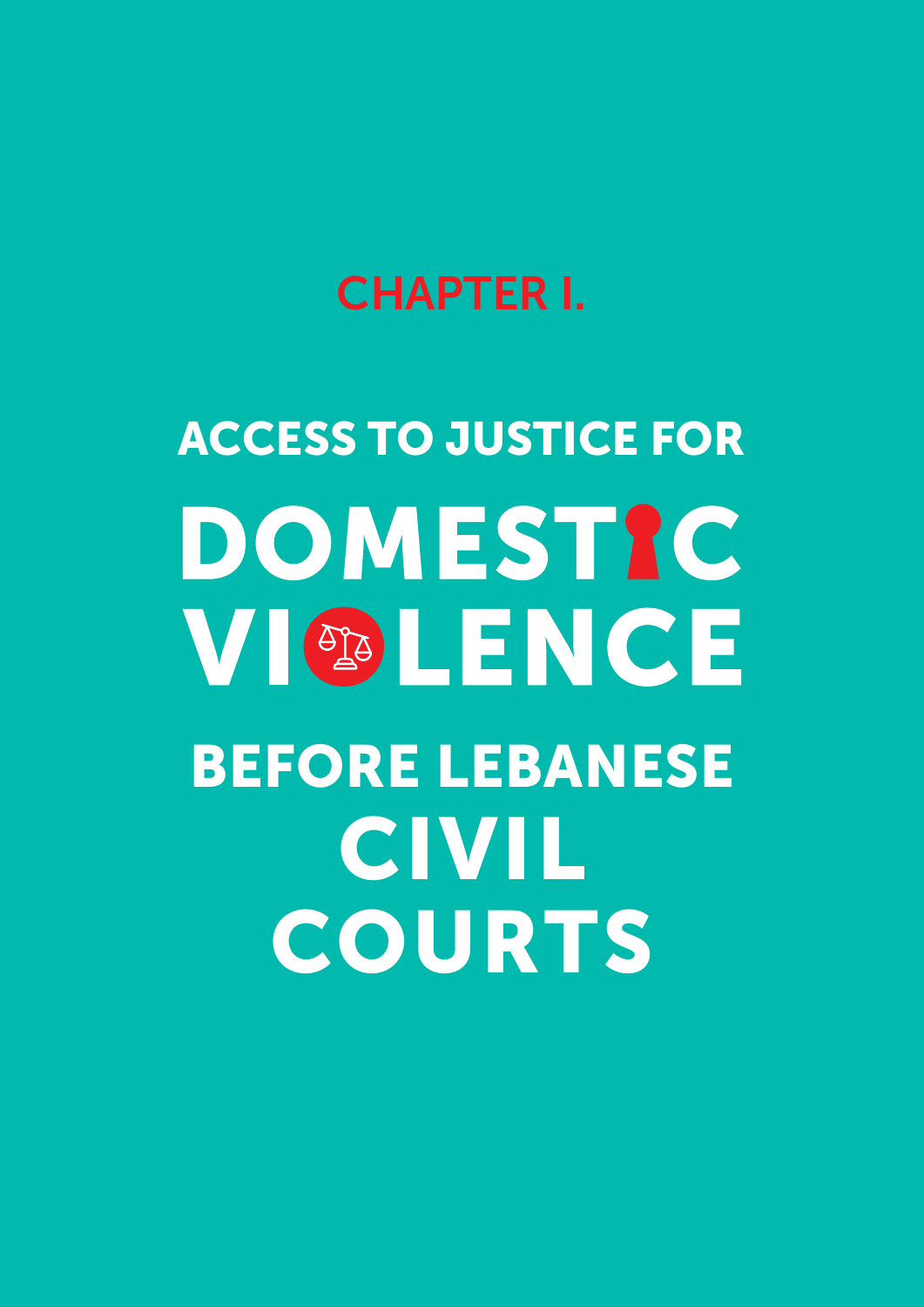## CHAPTER I.

# ACCESS TO JUSTICE FOR DOMESTIC VIOLENCE BEFORE LEBANESE CIVIL COURTS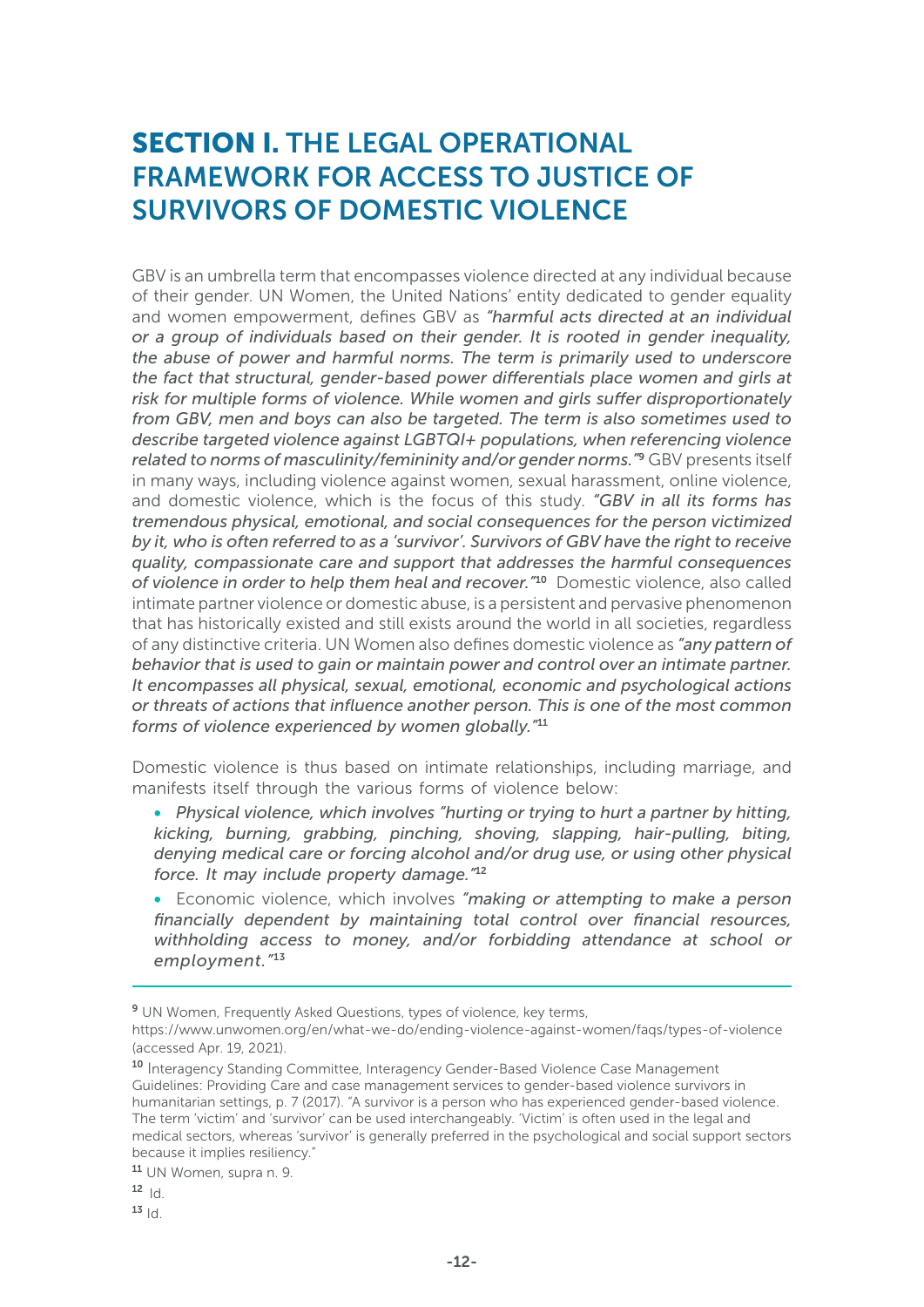# **SECTION I.** THE LEGAL OPERATIONAL FRAMEWORK FOR ACCESS TO JUSTICE OF SURVIVORS OF DOMESTIC VIOLENCE

GBV is an umbrella term that encompasses violence directed at any individual because of their gender. UN Women, the United Nations' entity dedicated to gender equality and women empowerment, defines GBV as *"harmful acts directed at an individual or a group of individuals based on their gender. It is rooted in gender inequality, the abuse of power and harmful norms. The term is primarily used to underscore the fact that structural, gender-based power differentials place women and girls at risk for multiple forms of violence. While women and girls suffer disproportionately from GBV, men and boys can also be targeted. The term is also sometimes used to describe targeted violence against LGBTQI+ populations, when referencing violence related to norms of masculinity/femininity and/or gender norms."*[9] GBV presents itself in many ways, including violence against women, sexual harassment, online violence, and domestic violence, which is the focus of this study. *"GBV in all its forms has tremendous physical, emotional, and social consequences for the person victimized by it, who is often referred to as a 'survivor'. Survivors of GBV have the right to receive quality, compassionate care and support that addresses the harmful consequences of violence in order to help them heal and recover."*[10] Domestic violence, also called intimate partner violence or domestic abuse, is a persistent and pervasive phenomenon that has historically existed and still exists around the world in all societies, regardless of any distinctive criteria. UN Women also defines domestic violence as *"any pattern of behavior that is used to gain or maintain power and control over an intimate partner. It encompasses all physical, sexual, emotional, economic and psychological actions or threats of actions that influence another person. This is one of the most common forms of violence experienced by women globally."*[11]

Domestic violence is thus based on intimate relationships, including marriage, and manifests itself through the various forms of violence below:

- *Physical violence, which involves "hurting or trying to hurt a partner by hitting, kicking, burning, grabbing, pinching, shoving, slapping, hair-pulling, biting, denying medical care or forcing alcohol and/or drug use, or using other physical force. It may include property damage."*[12]
- Economic violence, which involves *"making or attempting to make a person financially dependent by maintaining total control over financial resources, withholding access to money, and/or forbidding attendance at school or employment."*[13]

---

[9] UN Women, Frequently Asked Questions, types of violence, key terms, https://www.unwomen.org/en/what-we-do/ending-violence-against-women/faqs/types-of-violence (accessed Apr. 19, 2021).

[10] Interagency Standing Committee, Interagency Gender-Based Violence Case Management Guidelines: Providing Care and case management services to gender-based violence survivors in humanitarian settings, p. 7 (2017). "A survivor is a person who has experienced gender-based violence. The term 'victim' and 'survivor' can be used interchangeably. 'Victim' is often used in the legal and medical sectors, whereas 'survivor' is generally preferred in the psychological and social support sectors because it implies resiliency."

[11] UN Women, supra n. 9.

[12] Id.

[13] Id.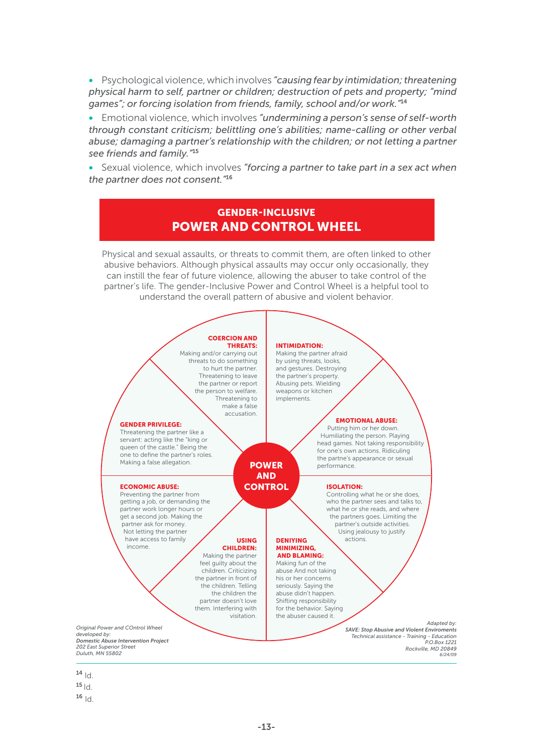- Psychological violence, which involves *"causing fear by intimidation; threatening physical harm to self, partner or children; destruction of pets and property; "mind games"; or forcing isolation from friends, family, school and/or work."*[14]
- Emotional violence, which involves *"undermining a person's sense of self-worth through constant criticism; belittling one's abilities; name-calling or other verbal abuse; damaging a partner's relationship with the children; or not letting a partner see friends and family."*[15]
- Sexual violence, which involves *"forcing a partner to take part in a sex act when the partner does not consent."*[16]

## GENDER-INCLUSIVE POWER AND CONTROL WHEEL

Physical and sexual assaults, or threats to commit them, are often linked to other abusive behaviors. Although physical assaults may occur only occasionally, they can instill the fear of future violence, allowing the abuser to take control of the partner's life. The gender-Inclusive Power and Control Wheel is a helpful tool to understand the overall pattern of abusive and violent behavior.

**POWER AND CONTROL**

**COERCION AND THREATS:** Making and/or carrying out threats to do something to hurt the partner. Threatening to leave the partner or report the person to welfare. Threatening to make a false accusation.

**INTIMIDATION:** Making the partner afraid by using threats, looks, and gestures. Destroying the partner's property. Abusing pets. Wielding weapons or kitchen implements.

**EMOTIONAL ABUSE:** Putting him or her down. Humiliating the person. Playing head games. Not taking responsibility for one's own actions. Ridiculing the partne's appearance or sexual performance.

**ISOLATION:** Controlling what he or she does, who the partner sees and talks to, what he or she reads, and where the partners goes. Limiting the partner's outside activities. Using jealousy to justify actions.

**DENIYING MINIMIZING, AND BLAMING:** Making fun of the abuse And not taking his or her concerns seriously. Saying the abuse didn't happen. Shifting responsibility for the behavior. Saying the abuser caused it.

**USING CHILDREN:** Making the partner feel guilty about the children. Criticizing the partner in front of the children. Telling the children the partner doesn't love them. Interfering with visitation.

**ECONOMIC ABUSE:** Preventing the partner from getting a job, or demanding the partner work longer hours or get a second job. Making the partner ask for money. Not letting the partner have access to family income.

**GENDER PRIVILEGE:** Threatening the partner like a servant: acting like the "king or queen of the castle." Being the one to define the partner's roles. Making a false allegation.

*Original Power and COntrol Wheel developed by:*
***Domestic Abuse Intervention Project***
*202 East Superior Street*
*Duluth, MN 55802*

*Adapted by:*
***SAVE: Stop Abusive and Violent Enviroments***
*Technical assistance - Training - Education*
*P.O.Box 1221*
*Rockville, MD 20849*
*6/24/09*

---

[14] Id.

[15] Id.

[16] Id.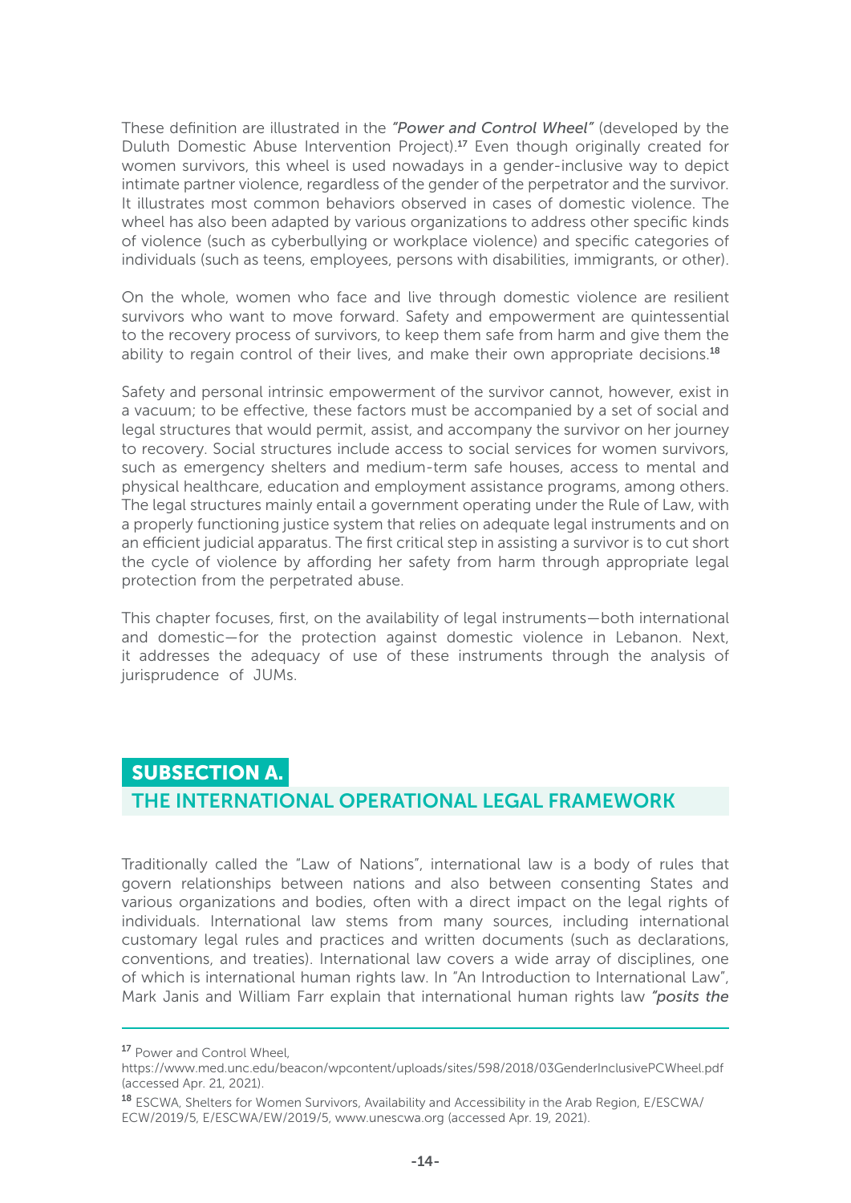These definition are illustrated in the *"Power and Control Wheel"* (developed by the Duluth Domestic Abuse Intervention Project).[17] Even though originally created for women survivors, this wheel is used nowadays in a gender-inclusive way to depict intimate partner violence, regardless of the gender of the perpetrator and the survivor. It illustrates most common behaviors observed in cases of domestic violence. The wheel has also been adapted by various organizations to address other specific kinds of violence (such as cyberbullying or workplace violence) and specific categories of individuals (such as teens, employees, persons with disabilities, immigrants, or other).

On the whole, women who face and live through domestic violence are resilient survivors who want to move forward. Safety and empowerment are quintessential to the recovery process of survivors, to keep them safe from harm and give them the ability to regain control of their lives, and make their own appropriate decisions.[18]

Safety and personal intrinsic empowerment of the survivor cannot, however, exist in a vacuum; to be effective, these factors must be accompanied by a set of social and legal structures that would permit, assist, and accompany the survivor on her journey to recovery. Social structures include access to social services for women survivors, such as emergency shelters and medium-term safe houses, access to mental and physical healthcare, education and employment assistance programs, among others. The legal structures mainly entail a government operating under the Rule of Law, with a properly functioning justice system that relies on adequate legal instruments and on an efficient judicial apparatus. The first critical step in assisting a survivor is to cut short the cycle of violence by affording her safety from harm through appropriate legal protection from the perpetrated abuse.

This chapter focuses, first, on the availability of legal instruments—both international and domestic—for the protection against domestic violence in Lebanon. Next, it addresses the adequacy of use of these instruments through the analysis of jurisprudence of JUMs.

## SUBSECTION A.
## THE INTERNATIONAL OPERATIONAL LEGAL FRAMEWORK

Traditionally called the "Law of Nations", international law is a body of rules that govern relationships between nations and also between consenting States and various organizations and bodies, often with a direct impact on the legal rights of individuals. International law stems from many sources, including international customary legal rules and practices and written documents (such as declarations, conventions, and treaties). International law covers a wide array of disciplines, one of which is international human rights law. In "An Introduction to International Law", Mark Janis and William Farr explain that international human rights law *"posits the*

---

[17] Power and Control Wheel, https://www.med.unc.edu/beacon/wpcontent/uploads/sites/598/2018/03GenderInclusivePCWheel.pdf (accessed Apr. 21, 2021).

[18] ESCWA, Shelters for Women Survivors, Availability and Accessibility in the Arab Region, E/ESCWA/ECW/2019/5, E/ESCWA/EW/2019/5, www.unescwa.org (accessed Apr. 19, 2021).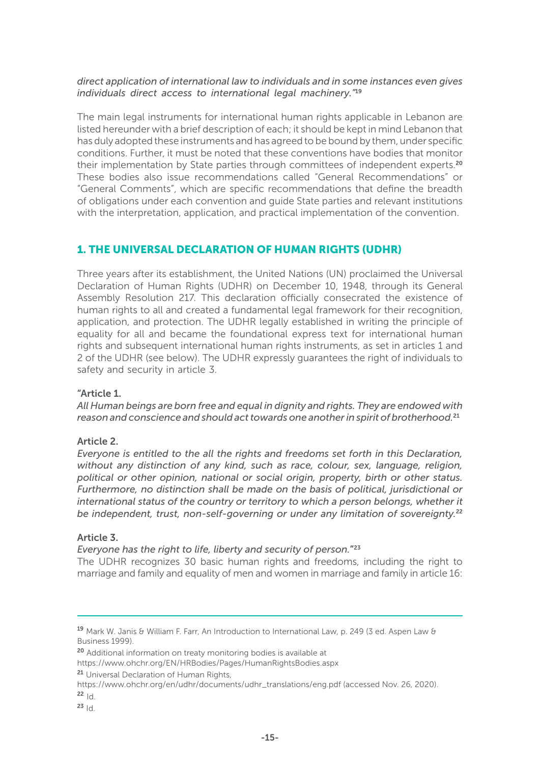*direct application of international law to individuals and in some instances even gives individuals direct access to international legal machinery."*[19]

The main legal instruments for international human rights applicable in Lebanon are listed hereunder with a brief description of each; it should be kept in mind Lebanon that has duly adopted these instruments and has agreed to be bound by them, under specific conditions. Further, it must be noted that these conventions have bodies that monitor their implementation by State parties through committees of independent experts.[20] These bodies also issue recommendations called "General Recommendations" or "General Comments", which are specific recommendations that define the breadth of obligations under each convention and guide State parties and relevant institutions with the interpretation, application, and practical implementation of the convention.

## 1. THE UNIVERSAL DECLARATION OF HUMAN RIGHTS (UDHR)

Three years after its establishment, the United Nations (UN) proclaimed the Universal Declaration of Human Rights (UDHR) on December 10, 1948, through its General Assembly Resolution 217. This declaration officially consecrated the existence of human rights to all and created a fundamental legal framework for their recognition, application, and protection. The UDHR legally established in writing the principle of equality for all and became the foundational express text for international human rights and subsequent international human rights instruments, as set in articles 1 and 2 of the UDHR (see below). The UDHR expressly guarantees the right of individuals to safety and security in article 3.

"**Article 1.**
*All Human beings are born free and equal in dignity and rights. They are endowed with reason and conscience and should act towards one another in spirit of brotherhood.*[21]

**Article 2.**
*Everyone is entitled to the all the rights and freedoms set forth in this Declaration, without any distinction of any kind, such as race, colour, sex, language, religion, political or other opinion, national or social origin, property, birth or other status. Furthermore, no distinction shall be made on the basis of political, jurisdictional or international status of the country or territory to which a person belongs, whether it be independent, trust, non-self-governing or under any limitation of sovereignty.*[22]

**Article 3.**
*Everyone has the right to life, liberty and security of person.*"[23]
The UDHR recognizes 30 basic human rights and freedoms, including the right to marriage and family and equality of men and women in marriage and family in article 16:

---

[19] Mark W. Janis & William F. Farr, An Introduction to International Law, p. 249 (3 ed. Aspen Law & Business 1999).

[20] Additional information on treaty monitoring bodies is available at https://www.ohchr.org/EN/HRBodies/Pages/HumanRightsBodies.aspx

[21] Universal Declaration of Human Rights, https://www.ohchr.org/en/udhr/documents/udhr_translations/eng.pdf (accessed Nov. 26, 2020).

[22] Id.

[23] Id.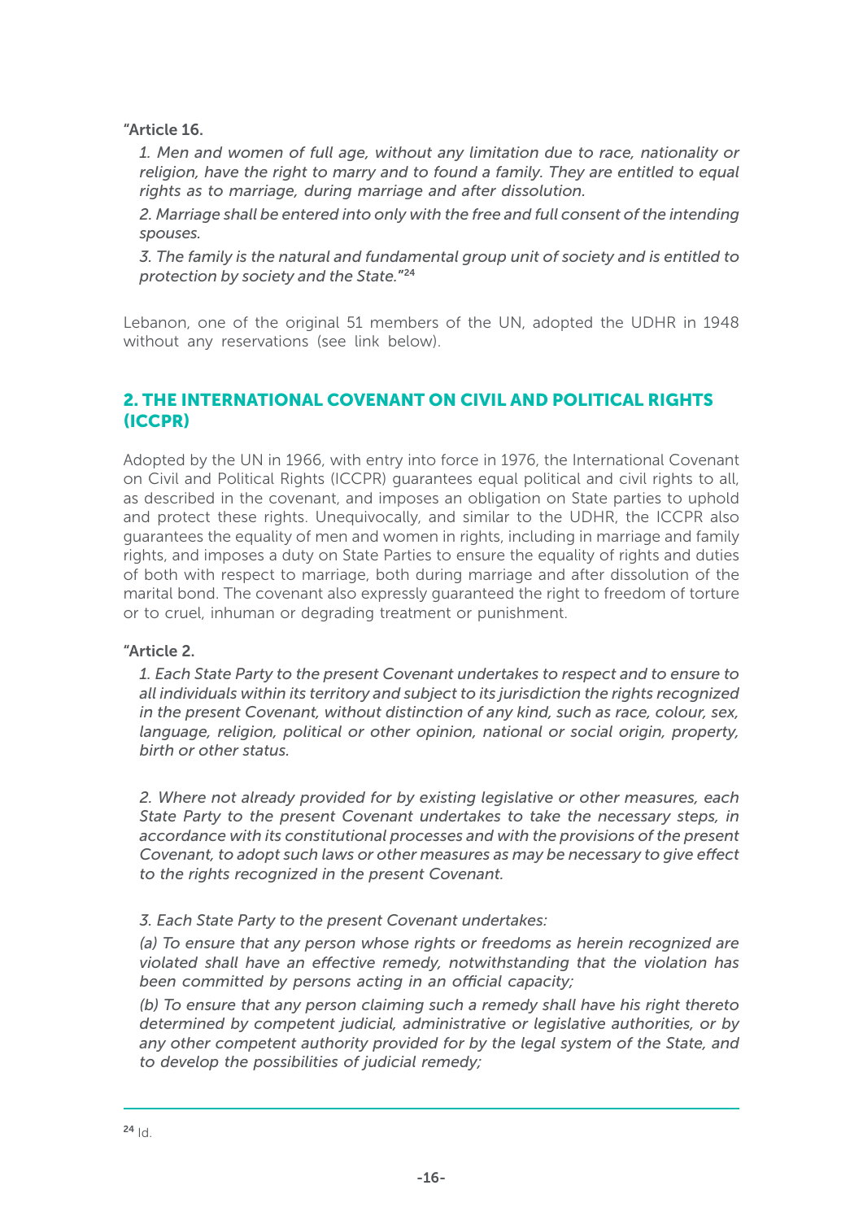"Article 16.

*1. Men and women of full age, without any limitation due to race, nationality or religion, have the right to marry and to found a family. They are entitled to equal rights as to marriage, during marriage and after dissolution.*

*2. Marriage shall be entered into only with the free and full consent of the intending spouses.*

*3. The family is the natural and fundamental group unit of society and is entitled to protection by society and the State."*[24]

Lebanon, one of the original 51 members of the UN, adopted the UDHR in 1948 without any reservations (see link below).

## 2. THE INTERNATIONAL COVENANT ON CIVIL AND POLITICAL RIGHTS (ICCPR)

Adopted by the UN in 1966, with entry into force in 1976, the International Covenant on Civil and Political Rights (ICCPR) guarantees equal political and civil rights to all, as described in the covenant, and imposes an obligation on State parties to uphold and protect these rights. Unequivocally, and similar to the UDHR, the ICCPR also guarantees the equality of men and women in rights, including in marriage and family rights, and imposes a duty on State Parties to ensure the equality of rights and duties of both with respect to marriage, both during marriage and after dissolution of the marital bond. The covenant also expressly guaranteed the right to freedom of torture or to cruel, inhuman or degrading treatment or punishment.

"Article 2.

*1. Each State Party to the present Covenant undertakes to respect and to ensure to all individuals within its territory and subject to its jurisdiction the rights recognized in the present Covenant, without distinction of any kind, such as race, colour, sex, language, religion, political or other opinion, national or social origin, property, birth or other status.*

*2. Where not already provided for by existing legislative or other measures, each State Party to the present Covenant undertakes to take the necessary steps, in accordance with its constitutional processes and with the provisions of the present Covenant, to adopt such laws or other measures as may be necessary to give effect to the rights recognized in the present Covenant.*

*3. Each State Party to the present Covenant undertakes:*

*(a) To ensure that any person whose rights or freedoms as herein recognized are violated shall have an effective remedy, notwithstanding that the violation has been committed by persons acting in an official capacity;*

*(b) To ensure that any person claiming such a remedy shall have his right thereto determined by competent judicial, administrative or legislative authorities, or by any other competent authority provided for by the legal system of the State, and to develop the possibilities of judicial remedy;*

---

[24] Id.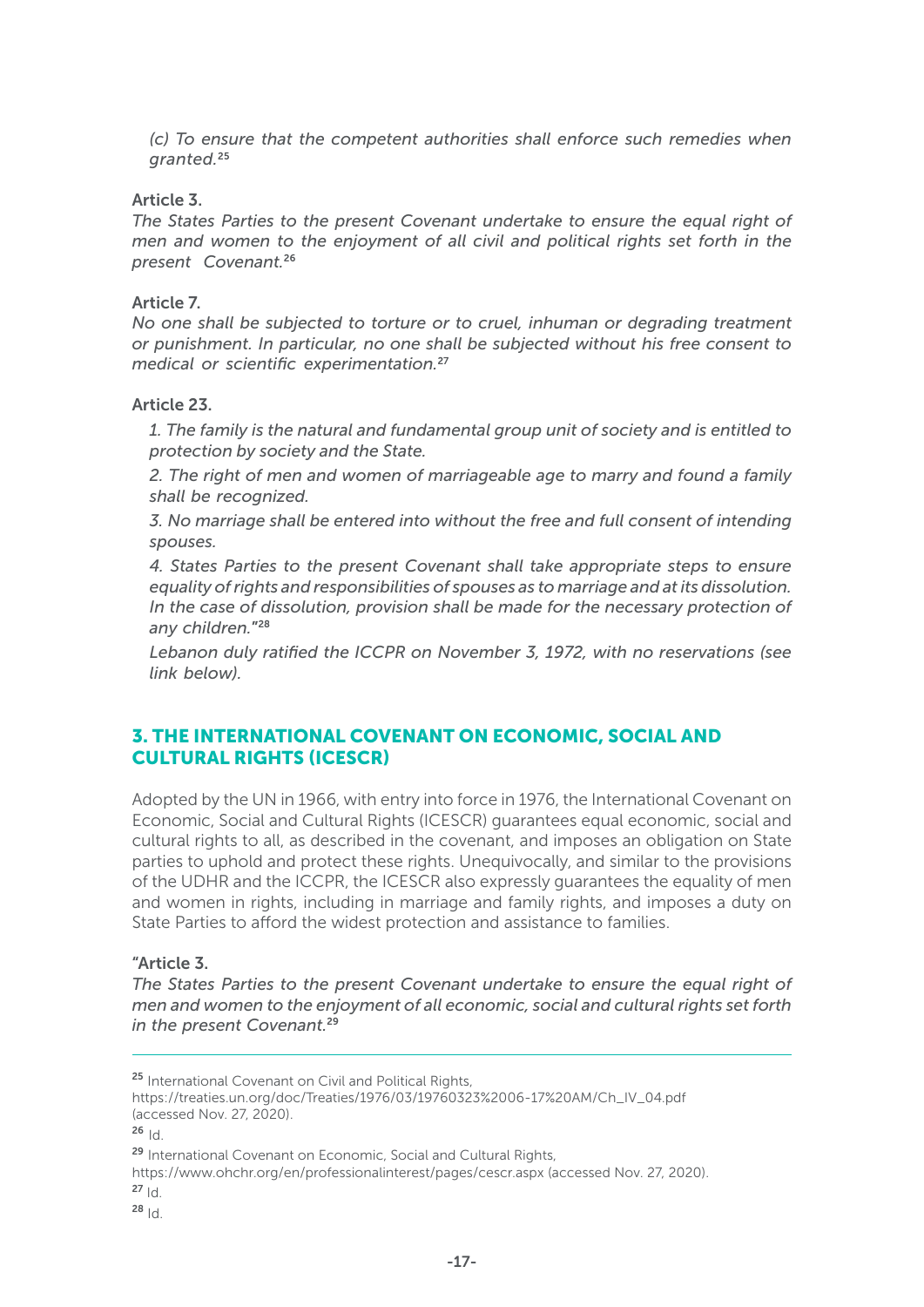*(c) To ensure that the competent authorities shall enforce such remedies when granted.*[25]

Article 3.

*The States Parties to the present Covenant undertake to ensure the equal right of men and women to the enjoyment of all civil and political rights set forth in the present Covenant.*[26]

Article 7.

*No one shall be subjected to torture or to cruel, inhuman or degrading treatment or punishment. In particular, no one shall be subjected without his free consent to medical or scientific experimentation.*[27]

Article 23.

*1. The family is the natural and fundamental group unit of society and is entitled to protection by society and the State.*

*2. The right of men and women of marriageable age to marry and found a family shall be recognized.*

*3. No marriage shall be entered into without the free and full consent of intending spouses.*

*4. States Parties to the present Covenant shall take appropriate steps to ensure equality of rights and responsibilities of spouses as to marriage and at its dissolution. In the case of dissolution, provision shall be made for the necessary protection of any children."*[28]

*Lebanon duly ratified the ICCPR on November 3, 1972, with no reservations (see link below).*

## 3. THE INTERNATIONAL COVENANT ON ECONOMIC, SOCIAL AND CULTURAL RIGHTS (ICESCR)

Adopted by the UN in 1966, with entry into force in 1976, the International Covenant on Economic, Social and Cultural Rights (ICESCR) guarantees equal economic, social and cultural rights to all, as described in the covenant, and imposes an obligation on State parties to uphold and protect these rights. Unequivocally, and similar to the provisions of the UDHR and the ICCPR, the ICESCR also expressly guarantees the equality of men and women in rights, including in marriage and family rights, and imposes a duty on State Parties to afford the widest protection and assistance to families.

"Article 3.

*The States Parties to the present Covenant undertake to ensure the equal right of men and women to the enjoyment of all economic, social and cultural rights set forth in the present Covenant.*[29]

---

[25] International Covenant on Civil and Political Rights, https://treaties.un.org/doc/Treaties/1976/03/19760323%2006-17%20AM/Ch_IV_04.pdf (accessed Nov. 27, 2020).

[26] Id.

[29] International Covenant on Economic, Social and Cultural Rights, https://www.ohchr.org/en/professionalinterest/pages/cescr.aspx (accessed Nov. 27, 2020).

[27] Id.

[28] Id.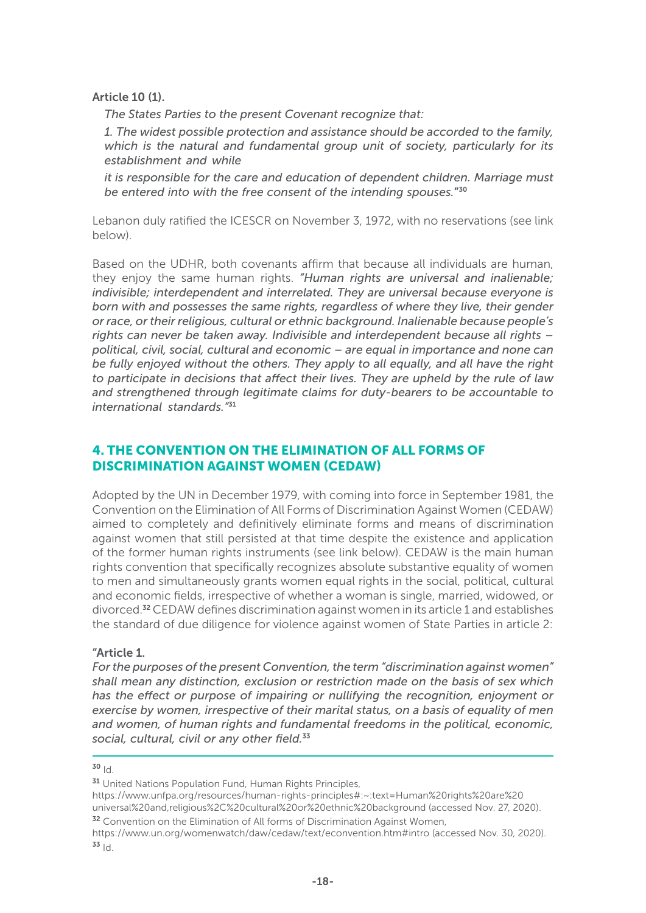**Article 10 (1).**

*The States Parties to the present Covenant recognize that:*

*1. The widest possible protection and assistance should be accorded to the family, which is the natural and fundamental group unit of society, particularly for its establishment and while*

*it is responsible for the care and education of dependent children. Marriage must be entered into with the free consent of the intending spouses."*[30]

Lebanon duly ratified the ICESCR on November 3, 1972, with no reservations (see link below).

Based on the UDHR, both covenants affirm that because all individuals are human, they enjoy the same human rights. *"Human rights are universal and inalienable; indivisible; interdependent and interrelated. They are universal because everyone is born with and possesses the same rights, regardless of where they live, their gender or race, or their religious, cultural or ethnic background. Inalienable because people's rights can never be taken away. Indivisible and interdependent because all rights – political, civil, social, cultural and economic – are equal in importance and none can be fully enjoyed without the others. They apply to all equally, and all have the right to participate in decisions that affect their lives. They are upheld by the rule of law and strengthened through legitimate claims for duty-bearers to be accountable to international standards."*[31]

## 4. THE CONVENTION ON THE ELIMINATION OF ALL FORMS OF DISCRIMINATION AGAINST WOMEN (CEDAW)

Adopted by the UN in December 1979, with coming into force in September 1981, the Convention on the Elimination of All Forms of Discrimination Against Women (CEDAW) aimed to completely and definitively eliminate forms and means of discrimination against women that still persisted at that time despite the existence and application of the former human rights instruments (see link below). CEDAW is the main human rights convention that specifically recognizes absolute substantive equality of women to men and simultaneously grants women equal rights in the social, political, cultural and economic fields, irrespective of whether a woman is single, married, widowed, or divorced.[32] CEDAW defines discrimination against women in its article 1 and establishes the standard of due diligence for violence against women of State Parties in article 2:

**"Article 1.**

*For the purposes of the present Convention, the term "discrimination against women" shall mean any distinction, exclusion or restriction made on the basis of sex which has the effect or purpose of impairing or nullifying the recognition, enjoyment or exercise by women, irrespective of their marital status, on a basis of equality of men and women, of human rights and fundamental freedoms in the political, economic, social, cultural, civil or any other field.*[33]

---

[30] Id.

[31] United Nations Population Fund, Human Rights Principles, https://www.unfpa.org/resources/human-rights-principles#:~:text=Human%20rights%20are%20universal%20and,religious%2C%20cultural%20or%20ethnic%20background (accessed Nov. 27, 2020).

[32] Convention on the Elimination of All forms of Discrimination Against Women, https://www.un.org/womenwatch/daw/cedaw/text/econvention.htm#intro (accessed Nov. 30, 2020).

[33] Id.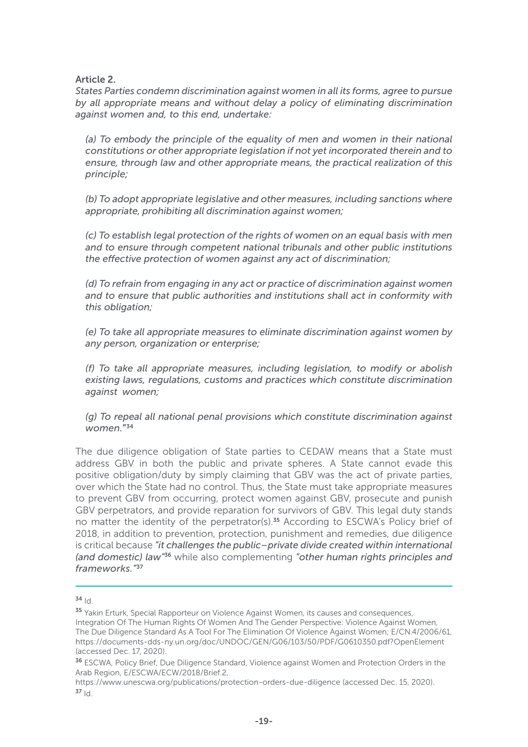**Article 2.**

*States Parties condemn discrimination against women in all its forms, agree to pursue by all appropriate means and without delay a policy of eliminating discrimination against women and, to this end, undertake:*

*(a) To embody the principle of the equality of men and women in their national constitutions or other appropriate legislation if not yet incorporated therein and to ensure, through law and other appropriate means, the practical realization of this principle;*

*(b) To adopt appropriate legislative and other measures, including sanctions where appropriate, prohibiting all discrimination against women;*

*(c) To establish legal protection of the rights of women on an equal basis with men and to ensure through competent national tribunals and other public institutions the effective protection of women against any act of discrimination;*

*(d) To refrain from engaging in any act or practice of discrimination against women and to ensure that public authorities and institutions shall act in conformity with this obligation;*

*(e) To take all appropriate measures to eliminate discrimination against women by any person, organization or enterprise;*

*(f) To take all appropriate measures, including legislation, to modify or abolish existing laws, regulations, customs and practices which constitute discrimination against women;*

*(g) To repeal all national penal provisions which constitute discrimination against women."*[34]

The due diligence obligation of State parties to CEDAW means that a State must address GBV in both the public and private spheres. A State cannot evade this positive obligation/duty by simply claiming that GBV was the act of private parties, over which the State had no control. Thus, the State must take appropriate measures to prevent GBV from occurring, protect women against GBV, prosecute and punish GBV perpetrators, and provide reparation for survivors of GBV. This legal duty stands no matter the identity of the perpetrator(s).[35] According to ESCWA's Policy brief of 2018, in addition to prevention, protection, punishment and remedies, due diligence is critical because *"it challenges the public–private divide created within international (and domestic) law"*[36] while also complementing *"other human rights principles and frameworks."*[37]

---

[34] Id.

[35] Yakin Erturk, Special Rapporteur on Violence Against Women, its causes and consequences, Integration Of The Human Rights Of Women And The Gender Perspective: Violence Against Women, The Due Diligence Standard As A Tool For The Elimination Of Violence Against Women; E/CN.4/2006/61, https://documents-dds-ny.un.org/doc/UNDOC/GEN/G06/103/50/PDF/G0610350.pdf?OpenElement (accessed Dec. 17, 2020).

[36] ESCWA, Policy Brief, Due Diligence Standard, Violence against Women and Protection Orders in the Arab Region, E/ESCWA/ECW/2018/Brief.2, https://www.unescwa.org/publications/protection-orders-due-diligence (accessed Dec. 15, 2020).

[37] Id.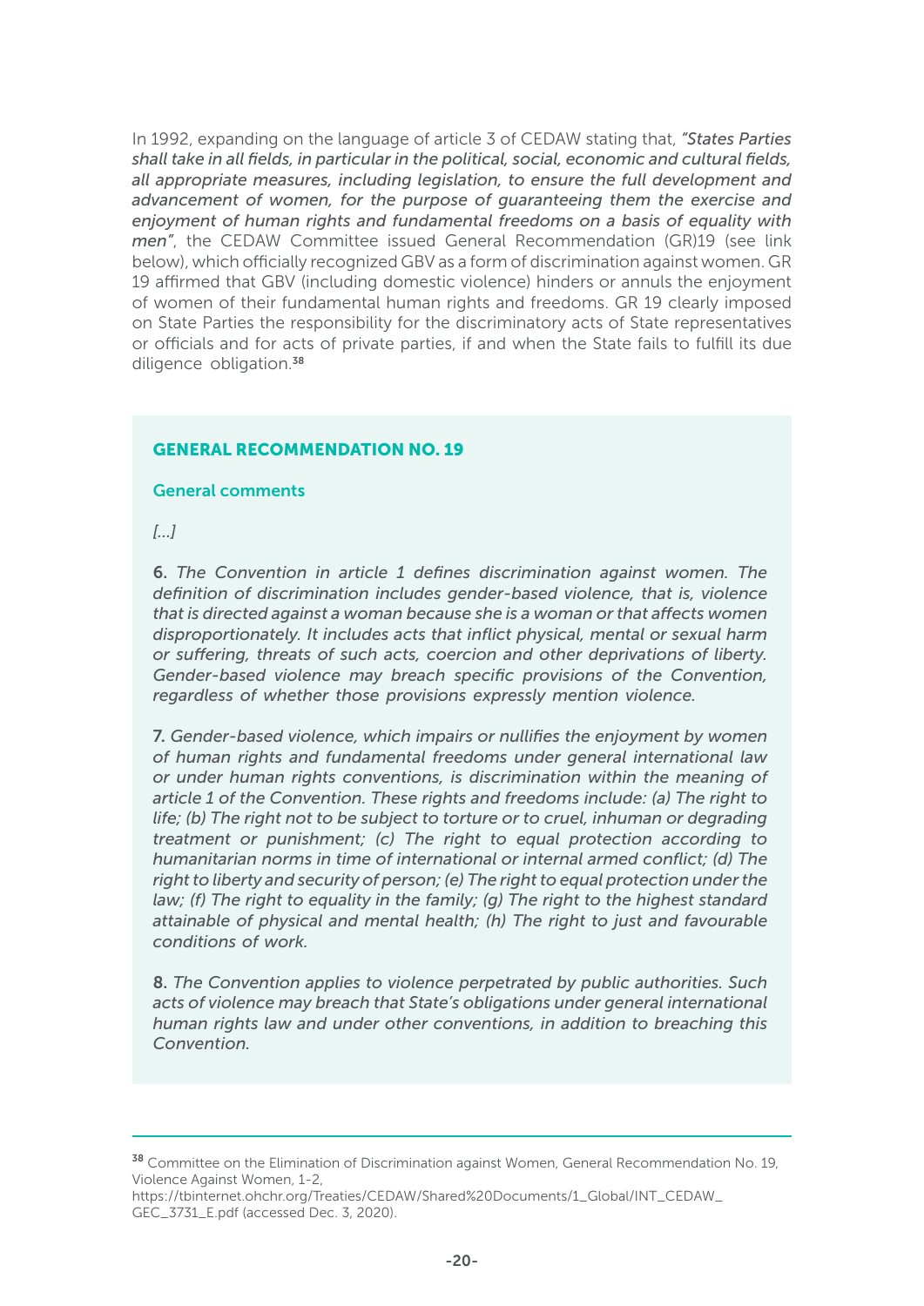In 1992, expanding on the language of article 3 of CEDAW stating that, *"States Parties shall take in all fields, in particular in the political, social, economic and cultural fields, all appropriate measures, including legislation, to ensure the full development and advancement of women, for the purpose of guaranteeing them the exercise and enjoyment of human rights and fundamental freedoms on a basis of equality with men"*, the CEDAW Committee issued General Recommendation (GR)19 (see link below), which officially recognized GBV as a form of discrimination against women. GR 19 affirmed that GBV (including domestic violence) hinders or annuls the enjoyment of women of their fundamental human rights and freedoms. GR 19 clearly imposed on State Parties the responsibility for the discriminatory acts of State representatives or officials and for acts of private parties, if and when the State fails to fulfill its due diligence obligation.[38]

### GENERAL RECOMMENDATION NO. 19

#### General comments

*[...]*

6. *The Convention in article 1 defines discrimination against women. The definition of discrimination includes gender-based violence, that is, violence that is directed against a woman because she is a woman or that affects women disproportionately. It includes acts that inflict physical, mental or sexual harm or suffering, threats of such acts, coercion and other deprivations of liberty. Gender-based violence may breach specific provisions of the Convention, regardless of whether those provisions expressly mention violence.*

7. *Gender-based violence, which impairs or nullifies the enjoyment by women of human rights and fundamental freedoms under general international law or under human rights conventions, is discrimination within the meaning of article 1 of the Convention. These rights and freedoms include: (a) The right to life; (b) The right not to be subject to torture or to cruel, inhuman or degrading treatment or punishment; (c) The right to equal protection according to humanitarian norms in time of international or internal armed conflict; (d) The right to liberty and security of person; (e) The right to equal protection under the law; (f) The right to equality in the family; (g) The right to the highest standard attainable of physical and mental health; (h) The right to just and favourable conditions of work.*

8. *The Convention applies to violence perpetrated by public authorities. Such acts of violence may breach that State's obligations under general international human rights law and under other conventions, in addition to breaching this Convention.*

---

[38] Committee on the Elimination of Discrimination against Women, General Recommendation No. 19, Violence Against Women, 1-2, https://tbinternet.ohchr.org/Treaties/CEDAW/Shared%20Documents/1_Global/INT_CEDAW_GEC_3731_E.pdf (accessed Dec. 3, 2020).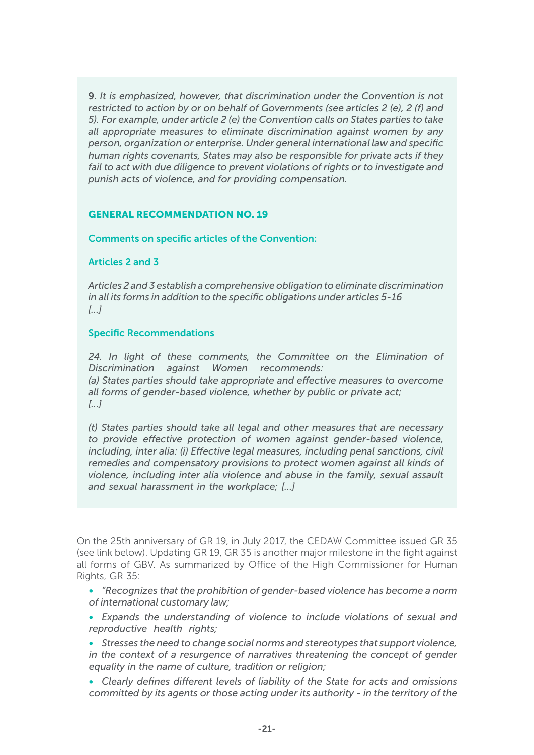9. *It is emphasized, however, that discrimination under the Convention is not restricted to action by or on behalf of Governments (see articles 2 (e), 2 (f) and 5). For example, under article 2 (e) the Convention calls on States parties to take all appropriate measures to eliminate discrimination against women by any person, organization or enterprise. Under general international law and specific human rights covenants, States may also be responsible for private acts if they fail to act with due diligence to prevent violations of rights or to investigate and punish acts of violence, and for providing compensation.*

### GENERAL RECOMMENDATION NO. 19

#### Comments on specific articles of the Convention:

#### Articles 2 and 3

*Articles 2 and 3 establish a comprehensive obligation to eliminate discrimination in all its forms in addition to the specific obligations under articles 5-16*
*[...]*

#### Specific Recommendations

*24. In light of these comments, the Committee on the Elimination of Discrimination against Women recommends:*
*(a) States parties should take appropriate and effective measures to overcome all forms of gender-based violence, whether by public or private act;*
*[...]*

*(t) States parties should take all legal and other measures that are necessary to provide effective protection of women against gender-based violence, including, inter alia: (i) Effective legal measures, including penal sanctions, civil remedies and compensatory provisions to protect women against all kinds of violence, including inter alia violence and abuse in the family, sexual assault and sexual harassment in the workplace; [...]*

On the 25th anniversary of GR 19, in July 2017, the CEDAW Committee issued GR 35 (see link below). Updating GR 19, GR 35 is another major milestone in the fight against all forms of GBV. As summarized by Office of the High Commissioner for Human Rights, GR 35:

- *"Recognizes that the prohibition of gender-based violence has become a norm of international customary law;*
- *Expands the understanding of violence to include violations of sexual and reproductive health rights;*
- *Stresses the need to change social norms and stereotypes that support violence, in the context of a resurgence of narratives threatening the concept of gender equality in the name of culture, tradition or religion;*
- *Clearly defines different levels of liability of the State for acts and omissions committed by its agents or those acting under its authority - in the territory of the*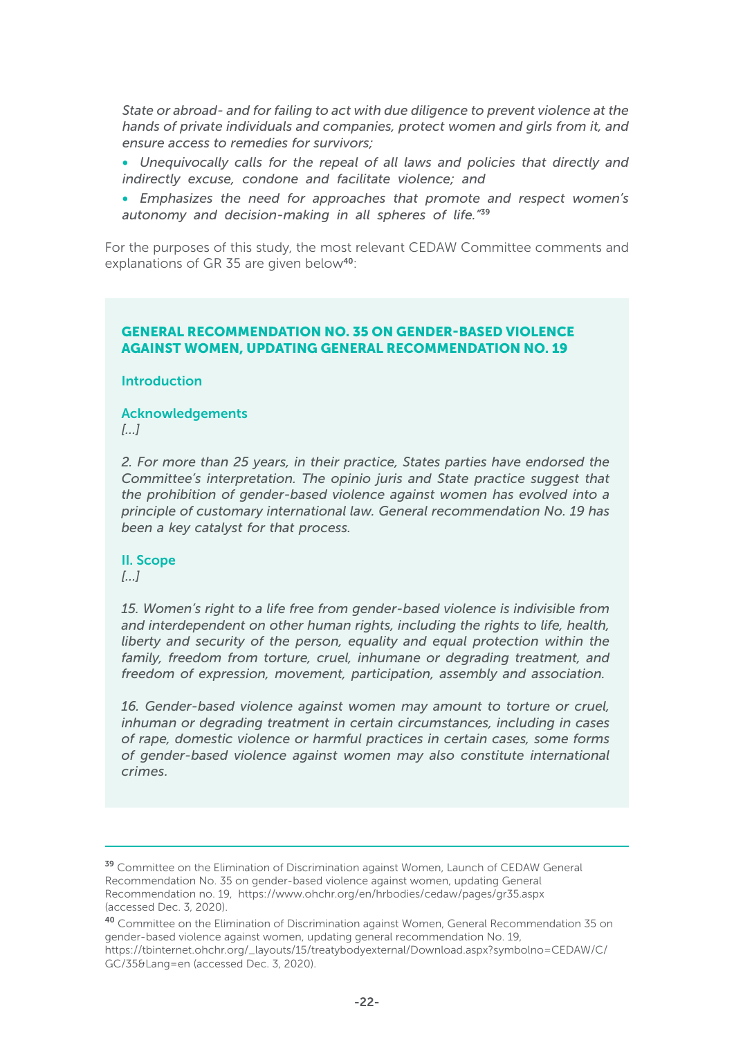*State or abroad- and for failing to act with due diligence to prevent violence at the hands of private individuals and companies, protect women and girls from it, and ensure access to remedies for survivors;*

- *Unequivocally calls for the repeal of all laws and policies that directly and indirectly excuse, condone and facilitate violence; and*
- *Emphasizes the need for approaches that promote and respect women's autonomy and decision-making in all spheres of life."*[39]

For the purposes of this study, the most relevant CEDAW Committee comments and explanations of GR 35 are given below[40]:

### GENERAL RECOMMENDATION NO. 35 ON GENDER-BASED VIOLENCE AGAINST WOMEN, UPDATING GENERAL RECOMMENDATION NO. 19

#### Introduction

#### Acknowledgements

*[...]*

*2. For more than 25 years, in their practice, States parties have endorsed the Committee's interpretation. The opinio juris and State practice suggest that the prohibition of gender-based violence against women has evolved into a principle of customary international law. General recommendation No. 19 has been a key catalyst for that process.*

#### II. Scope

*[...]*

*15. Women's right to a life free from gender-based violence is indivisible from and interdependent on other human rights, including the rights to life, health, liberty and security of the person, equality and equal protection within the family, freedom from torture, cruel, inhumane or degrading treatment, and freedom of expression, movement, participation, assembly and association.*

*16. Gender-based violence against women may amount to torture or cruel, inhuman or degrading treatment in certain circumstances, including in cases of rape, domestic violence or harmful practices in certain cases, some forms of gender-based violence against women may also constitute international crimes.*

---

[39] Committee on the Elimination of Discrimination against Women, Launch of CEDAW General Recommendation No. 35 on gender-based violence against women, updating General Recommendation no. 19, https://www.ohchr.org/en/hrbodies/cedaw/pages/gr35.aspx (accessed Dec. 3, 2020).

[40] Committee on the Elimination of Discrimination against Women, General Recommendation 35 on gender-based violence against women, updating general recommendation No. 19, https://tbinternet.ohchr.org/_layouts/15/treatybodyexternal/Download.aspx?symbolno=CEDAW/C/GC/35&Lang=en (accessed Dec. 3, 2020).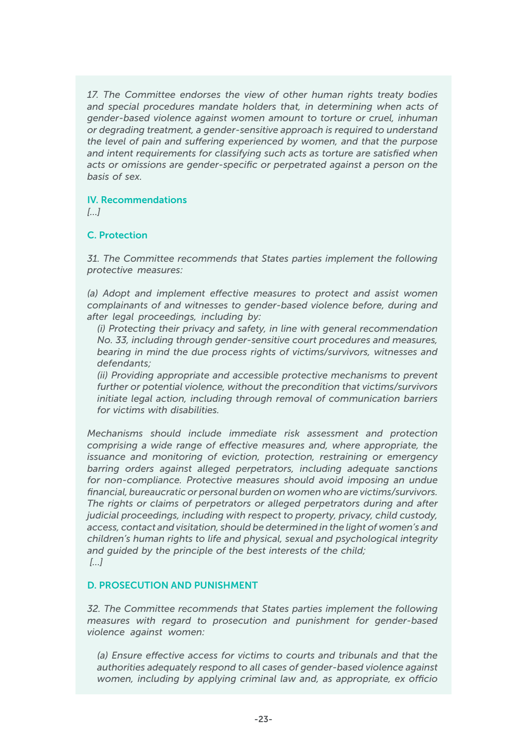*17. The Committee endorses the view of other human rights treaty bodies and special procedures mandate holders that, in determining when acts of gender-based violence against women amount to torture or cruel, inhuman or degrading treatment, a gender-sensitive approach is required to understand the level of pain and suffering experienced by women, and that the purpose and intent requirements for classifying such acts as torture are satisfied when acts or omissions are gender-specific or perpetrated against a person on the basis of sex.*

### IV. Recommendations

*[...]*

### C. Protection

*31. The Committee recommends that States parties implement the following protective measures:*

*(a) Adopt and implement effective measures to protect and assist women complainants of and witnesses to gender-based violence before, during and after legal proceedings, including by:*

*(i) Protecting their privacy and safety, in line with general recommendation No. 33, including through gender-sensitive court procedures and measures, bearing in mind the due process rights of victims/survivors, witnesses and defendants;*

*(ii) Providing appropriate and accessible protective mechanisms to prevent further or potential violence, without the precondition that victims/survivors initiate legal action, including through removal of communication barriers for victims with disabilities.*

*Mechanisms should include immediate risk assessment and protection comprising a wide range of effective measures and, where appropriate, the issuance and monitoring of eviction, protection, restraining or emergency barring orders against alleged perpetrators, including adequate sanctions for non-compliance. Protective measures should avoid imposing an undue financial, bureaucratic or personal burden on women who are victims/survivors. The rights or claims of perpetrators or alleged perpetrators during and after judicial proceedings, including with respect to property, privacy, child custody, access, contact and visitation, should be determined in the light of women's and children's human rights to life and physical, sexual and psychological integrity and guided by the principle of the best interests of the child;*

*[...]*

### D. PROSECUTION AND PUNISHMENT

*32. The Committee recommends that States parties implement the following measures with regard to prosecution and punishment for gender-based violence against women:*

*(a) Ensure effective access for victims to courts and tribunals and that the authorities adequately respond to all cases of gender-based violence against women, including by applying criminal law and, as appropriate, ex officio*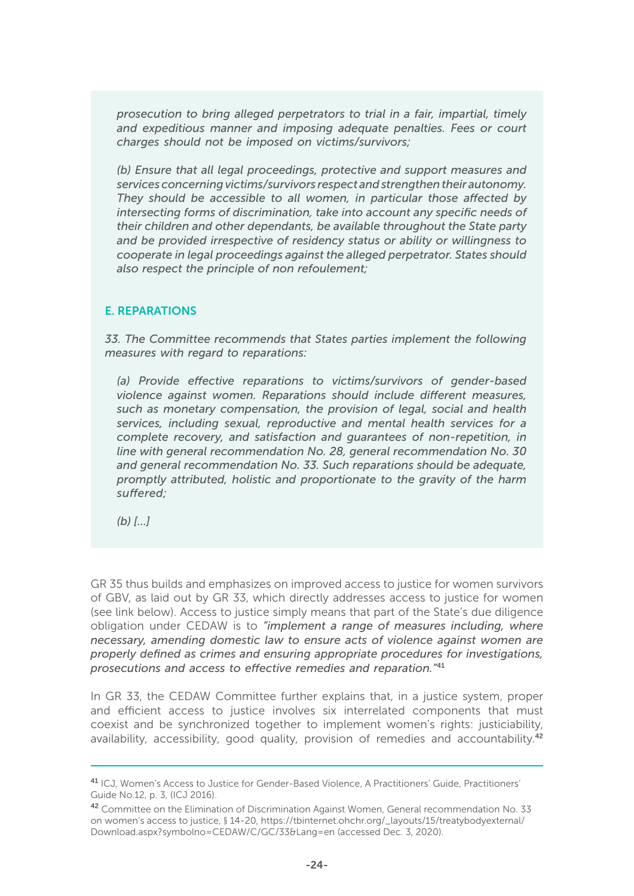*prosecution to bring alleged perpetrators to trial in a fair, impartial, timely and expeditious manner and imposing adequate penalties. Fees or court charges should not be imposed on victims/survivors;*

*(b) Ensure that all legal proceedings, protective and support measures and services concerning victims/survivors respect and strengthen their autonomy. They should be accessible to all women, in particular those affected by intersecting forms of discrimination, take into account any specific needs of their children and other dependants, be available throughout the State party and be provided irrespective of residency status or ability or willingness to cooperate in legal proceedings against the alleged perpetrator. States should also respect the principle of non refoulement;*

### E. REPARATIONS

*33. The Committee recommends that States parties implement the following measures with regard to reparations:*

*(a) Provide effective reparations to victims/survivors of gender-based violence against women. Reparations should include different measures, such as monetary compensation, the provision of legal, social and health services, including sexual, reproductive and mental health services for a complete recovery, and satisfaction and guarantees of non-repetition, in line with general recommendation No. 28, general recommendation No. 30 and general recommendation No. 33. Such reparations should be adequate, promptly attributed, holistic and proportionate to the gravity of the harm suffered;*

*(b) [...]*

GR 35 thus builds and emphasizes on improved access to justice for women survivors of GBV, as laid out by GR 33, which directly addresses access to justice for women (see link below). Access to justice simply means that part of the State's due diligence obligation under CEDAW is to *"implement a range of measures including, where necessary, amending domestic law to ensure acts of violence against women are properly defined as crimes and ensuring appropriate procedures for investigations, prosecutions and access to effective remedies and reparation."*[41]

In GR 33, the CEDAW Committee further explains that, in a justice system, proper and efficient access to justice involves six interrelated components that must coexist and be synchronized together to implement women's rights: justiciability, availability, accessibility, good quality, provision of remedies and accountability.[42]

---

[41] ICJ, Women's Access to Justice for Gender-Based Violence, A Practitioners' Guide, Practitioners' Guide No.12, p. 3, (ICJ 2016).

[42] Committee on the Elimination of Discrimination Against Women, General recommendation No. 33 on women's access to justice, § 14-20, https://tbinternet.ohchr.org/_layouts/15/treatybodyexternal/Download.aspx?symbolno=CEDAW/C/GC/33&Lang=en (accessed Dec. 3, 2020).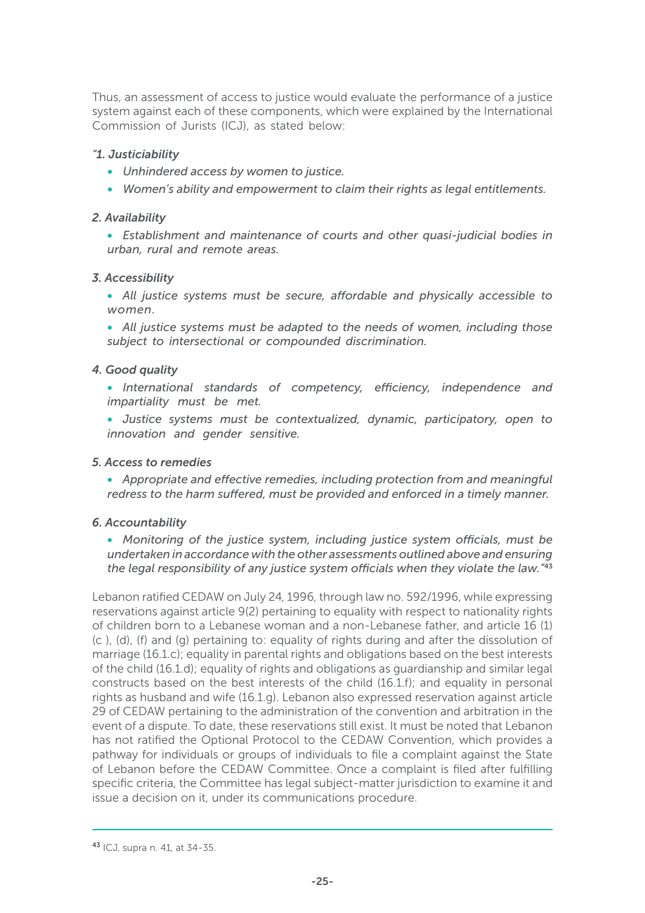Thus, an assessment of access to justice would evaluate the performance of a justice system against each of these components, which were explained by the International Commission of Jurists (ICJ), as stated below:

*"1. Justiciability*

- *Unhindered access by women to justice.*
- *Women's ability and empowerment to claim their rights as legal entitlements.*

*2. Availability*

- *Establishment and maintenance of courts and other quasi-judicial bodies in urban, rural and remote areas.*

*3. Accessibility*

- *All justice systems must be secure, affordable and physically accessible to women.*
- *All justice systems must be adapted to the needs of women, including those subject to intersectional or compounded discrimination.*

*4. Good quality*

- *International standards of competency, efficiency, independence and impartiality must be met.*
- *Justice systems must be contextualized, dynamic, participatory, open to innovation and gender sensitive.*

*5. Access to remedies*

- *Appropriate and effective remedies, including protection from and meaningful redress to the harm suffered, must be provided and enforced in a timely manner.*

*6. Accountability*

- *Monitoring of the justice system, including justice system officials, must be undertaken in accordance with the other assessments outlined above and ensuring the legal responsibility of any justice system officials when they violate the law."*[43]

Lebanon ratified CEDAW on July 24, 1996, through law no. 592/1996, while expressing reservations against article 9(2) pertaining to equality with respect to nationality rights of children born to a Lebanese woman and a non-Lebanese father, and article 16 (1) (c ), (d), (f) and (g) pertaining to: equality of rights during and after the dissolution of marriage (16.1.c); equality in parental rights and obligations based on the best interests of the child (16.1.d); equality of rights and obligations as guardianship and similar legal constructs based on the best interests of the child (16.1.f); and equality in personal rights as husband and wife (16.1.g). Lebanon also expressed reservation against article 29 of CEDAW pertaining to the administration of the convention and arbitration in the event of a dispute. To date, these reservations still exist. It must be noted that Lebanon has not ratified the Optional Protocol to the CEDAW Convention, which provides a pathway for individuals or groups of individuals to file a complaint against the State of Lebanon before the CEDAW Committee. Once a complaint is filed after fulfilling specific criteria, the Committee has legal subject-matter jurisdiction to examine it and issue a decision on it, under its communications procedure.

---

[43] ICJ, supra n. 41, at 34-35.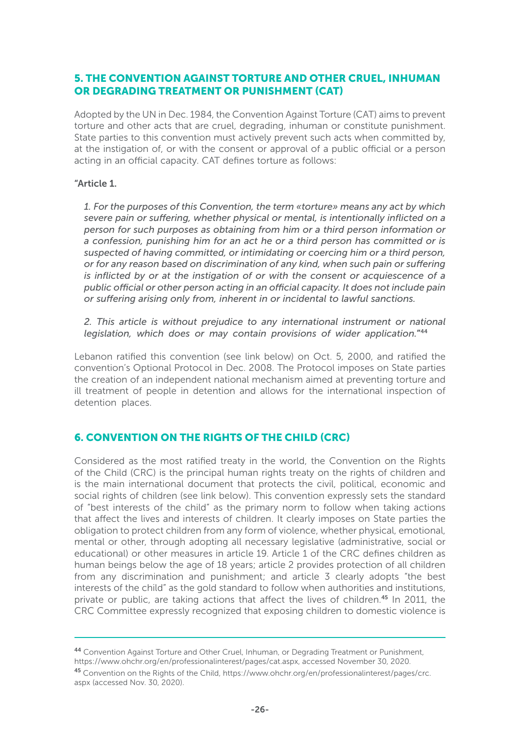## 5. THE CONVENTION AGAINST TORTURE AND OTHER CRUEL, INHUMAN OR DEGRADING TREATMENT OR PUNISHMENT (CAT)

Adopted by the UN in Dec. 1984, the Convention Against Torture (CAT) aims to prevent torture and other acts that are cruel, degrading, inhuman or constitute punishment. State parties to this convention must actively prevent such acts when committed by, at the instigation of, or with the consent or approval of a public official or a person acting in an official capacity. CAT defines torture as follows:

**"Article 1.**

> *1. For the purposes of this Convention, the term «torture» means any act by which severe pain or suffering, whether physical or mental, is intentionally inflicted on a person for such purposes as obtaining from him or a third person information or a confession, punishing him for an act he or a third person has committed or is suspected of having committed, or intimidating or coercing him or a third person, or for any reason based on discrimination of any kind, when such pain or suffering is inflicted by or at the instigation of or with the consent or acquiescence of a public official or other person acting in an official capacity. It does not include pain or suffering arising only from, inherent in or incidental to lawful sanctions.*
>
> *2. This article is without prejudice to any international instrument or national legislation, which does or may contain provisions of wider application."*[44]

Lebanon ratified this convention (see link below) on Oct. 5, 2000, and ratified the convention's Optional Protocol in Dec. 2008. The Protocol imposes on State parties the creation of an independent national mechanism aimed at preventing torture and ill treatment of people in detention and allows for the international inspection of detention places.

## 6. CONVENTION ON THE RIGHTS OF THE CHILD (CRC)

Considered as the most ratified treaty in the world, the Convention on the Rights of the Child (CRC) is the principal human rights treaty on the rights of children and is the main international document that protects the civil, political, economic and social rights of children (see link below). This convention expressly sets the standard of "best interests of the child" as the primary norm to follow when taking actions that affect the lives and interests of children. It clearly imposes on State parties the obligation to protect children from any form of violence, whether physical, emotional, mental or other, through adopting all necessary legislative (administrative, social or educational) or other measures in article 19. Article 1 of the CRC defines children as human beings below the age of 18 years; article 2 provides protection of all children from any discrimination and punishment; and article 3 clearly adopts "the best interests of the child" as the gold standard to follow when authorities and institutions, private or public, are taking actions that affect the lives of children.[45] In 2011, the CRC Committee expressly recognized that exposing children to domestic violence is

---

[44] Convention Against Torture and Other Cruel, Inhuman, or Degrading Treatment or Punishment, https://www.ohchr.org/en/professionalinterest/pages/cat.aspx, accessed November 30, 2020.

[45] Convention on the Rights of the Child, https://www.ohchr.org/en/professionalinterest/pages/crc.aspx (accessed Nov. 30, 2020).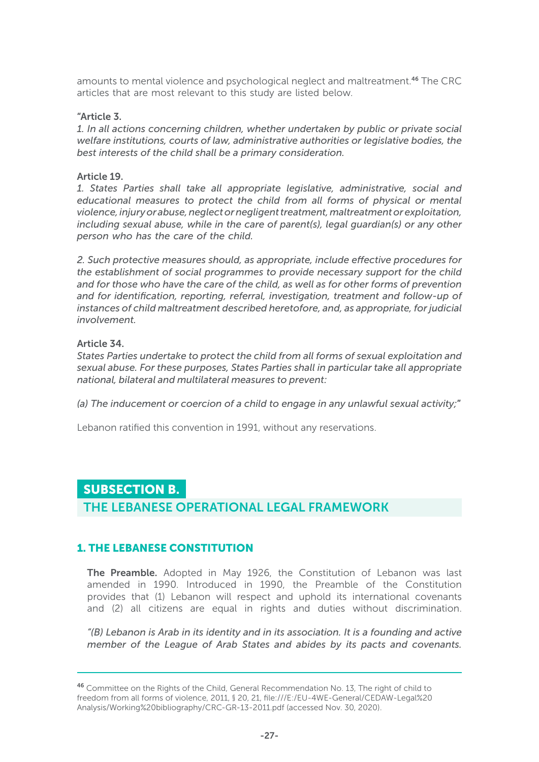amounts to mental violence and psychological neglect and maltreatment.[46] The CRC articles that are most relevant to this study are listed below.

"**Article 3.**

*1. In all actions concerning children, whether undertaken by public or private social welfare institutions, courts of law, administrative authorities or legislative bodies, the best interests of the child shall be a primary consideration.*

**Article 19.**

*1. States Parties shall take all appropriate legislative, administrative, social and educational measures to protect the child from all forms of physical or mental violence, injury or abuse, neglect or negligent treatment, maltreatment or exploitation, including sexual abuse, while in the care of parent(s), legal guardian(s) or any other person who has the care of the child.*

*2. Such protective measures should, as appropriate, include effective procedures for the establishment of social programmes to provide necessary support for the child and for those who have the care of the child, as well as for other forms of prevention and for identification, reporting, referral, investigation, treatment and follow-up of instances of child maltreatment described heretofore, and, as appropriate, for judicial involvement.*

**Article 34.**

*States Parties undertake to protect the child from all forms of sexual exploitation and sexual abuse. For these purposes, States Parties shall in particular take all appropriate national, bilateral and multilateral measures to prevent:*

*(a) The inducement or coercion of a child to engage in any unlawful sexual activity;*"

Lebanon ratified this convention in 1991, without any reservations.

## SUBSECTION B.
## THE LEBANESE OPERATIONAL LEGAL FRAMEWORK

### 1. THE LEBANESE CONSTITUTION

**The Preamble.** Adopted in May 1926, the Constitution of Lebanon was last amended in 1990. Introduced in 1990, the Preamble of the Constitution provides that (1) Lebanon will respect and uphold its international covenants and (2) all citizens are equal in rights and duties without discrimination.

*"(B) Lebanon is Arab in its identity and in its association. It is a founding and active member of the League of Arab States and abides by its pacts and covenants.*

---

[46] Committee on the Rights of the Child, General Recommendation No. 13, The right of child to freedom from all forms of violence, 2011, § 20, 21, file:///E:/EU-4WE-General/CEDAW-Legal%20Analysis/Working%20bibliography/CRC-GR-13-2011.pdf (accessed Nov. 30, 2020).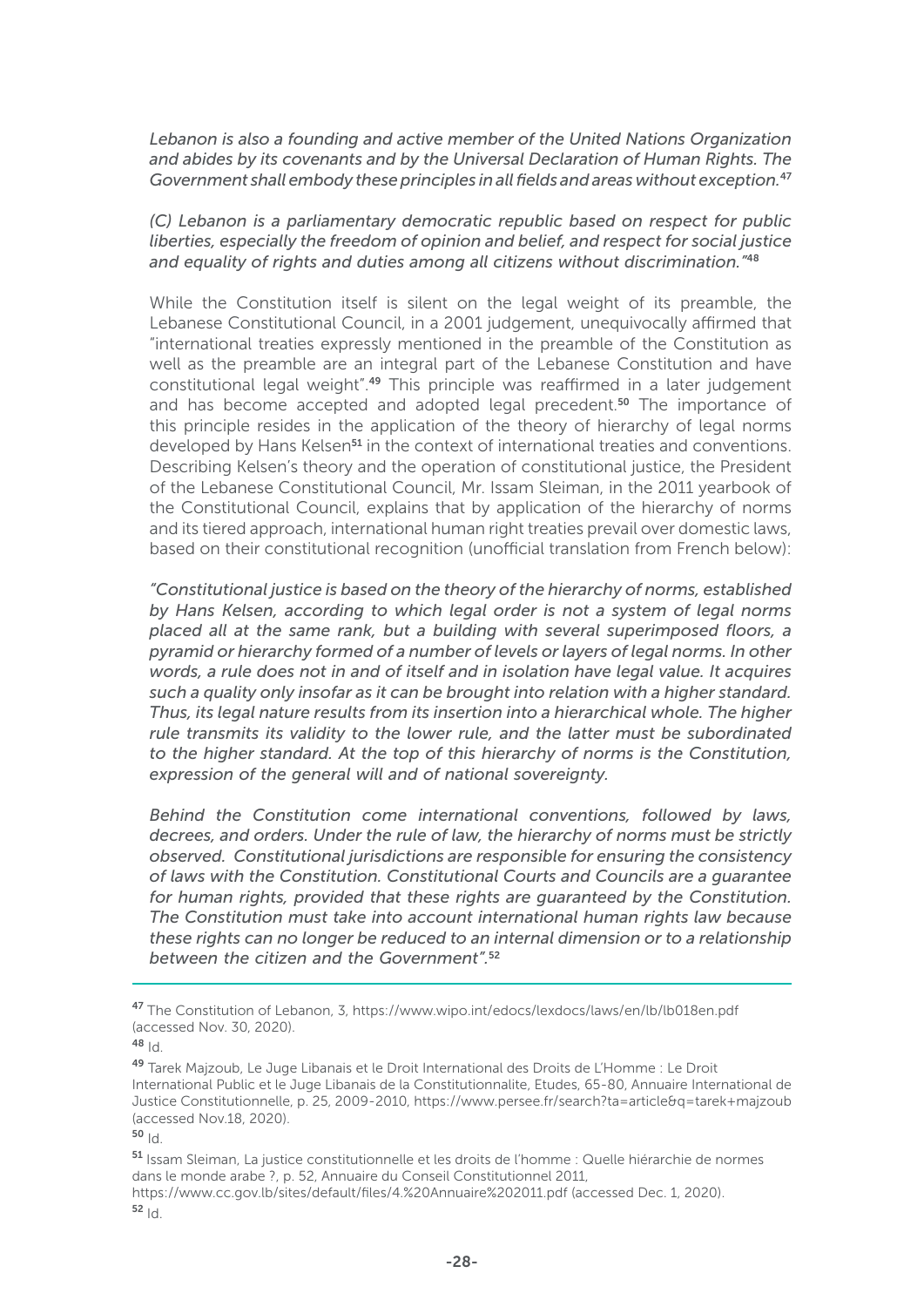*Lebanon is also a founding and active member of the United Nations Organization and abides by its covenants and by the Universal Declaration of Human Rights. The Government shall embody these principles in all fields and areas without exception.*[47]

*(C) Lebanon is a parliamentary democratic republic based on respect for public liberties, especially the freedom of opinion and belief, and respect for social justice and equality of rights and duties among all citizens without discrimination."*[48]

While the Constitution itself is silent on the legal weight of its preamble, the Lebanese Constitutional Council, in a 2001 judgement, unequivocally affirmed that "international treaties expressly mentioned in the preamble of the Constitution as well as the preamble are an integral part of the Lebanese Constitution and have constitutional legal weight".[49] This principle was reaffirmed in a later judgement and has become accepted and adopted legal precedent.[50] The importance of this principle resides in the application of the theory of hierarchy of legal norms developed by Hans Kelsen[51] in the context of international treaties and conventions. Describing Kelsen's theory and the operation of constitutional justice, the President of the Lebanese Constitutional Council, Mr. Issam Sleiman, in the 2011 yearbook of the Constitutional Council, explains that by application of the hierarchy of norms and its tiered approach, international human right treaties prevail over domestic laws, based on their constitutional recognition (unofficial translation from French below):

*"Constitutional justice is based on the theory of the hierarchy of norms, established by Hans Kelsen, according to which legal order is not a system of legal norms placed all at the same rank, but a building with several superimposed floors, a pyramid or hierarchy formed of a number of levels or layers of legal norms. In other words, a rule does not in and of itself and in isolation have legal value. It acquires such a quality only insofar as it can be brought into relation with a higher standard. Thus, its legal nature results from its insertion into a hierarchical whole. The higher rule transmits its validity to the lower rule, and the latter must be subordinated to the higher standard. At the top of this hierarchy of norms is the Constitution, expression of the general will and of national sovereignty.*

*Behind the Constitution come international conventions, followed by laws, decrees, and orders. Under the rule of law, the hierarchy of norms must be strictly observed. Constitutional jurisdictions are responsible for ensuring the consistency of laws with the Constitution. Constitutional Courts and Councils are a guarantee for human rights, provided that these rights are guaranteed by the Constitution. The Constitution must take into account international human rights law because these rights can no longer be reduced to an internal dimension or to a relationship between the citizen and the Government".*[52]

---

[47] The Constitution of Lebanon, 3, https://www.wipo.int/edocs/lexdocs/laws/en/lb/lb018en.pdf (accessed Nov. 30, 2020).

[48] Id.

[49] Tarek Majzoub, Le Juge Libanais et le Droit International des Droits de L'Homme : Le Droit International Public et le Juge Libanais de la Constitutionnalite, Etudes, 65-80, Annuaire International de Justice Constitutionnelle, p. 25, 2009-2010, https://www.persee.fr/search?ta=article&q=tarek+majzoub (accessed Nov.18, 2020).

[50] Id.

[51] Issam Sleiman, La justice constitutionnelle et les droits de l'homme : Quelle hiérarchie de normes dans le monde arabe ?, p. 52, Annuaire du Conseil Constitutionnel 2011, https://www.cc.gov.lb/sites/default/files/4.%20Annuaire%202011.pdf (accessed Dec. 1, 2020).

[52] Id.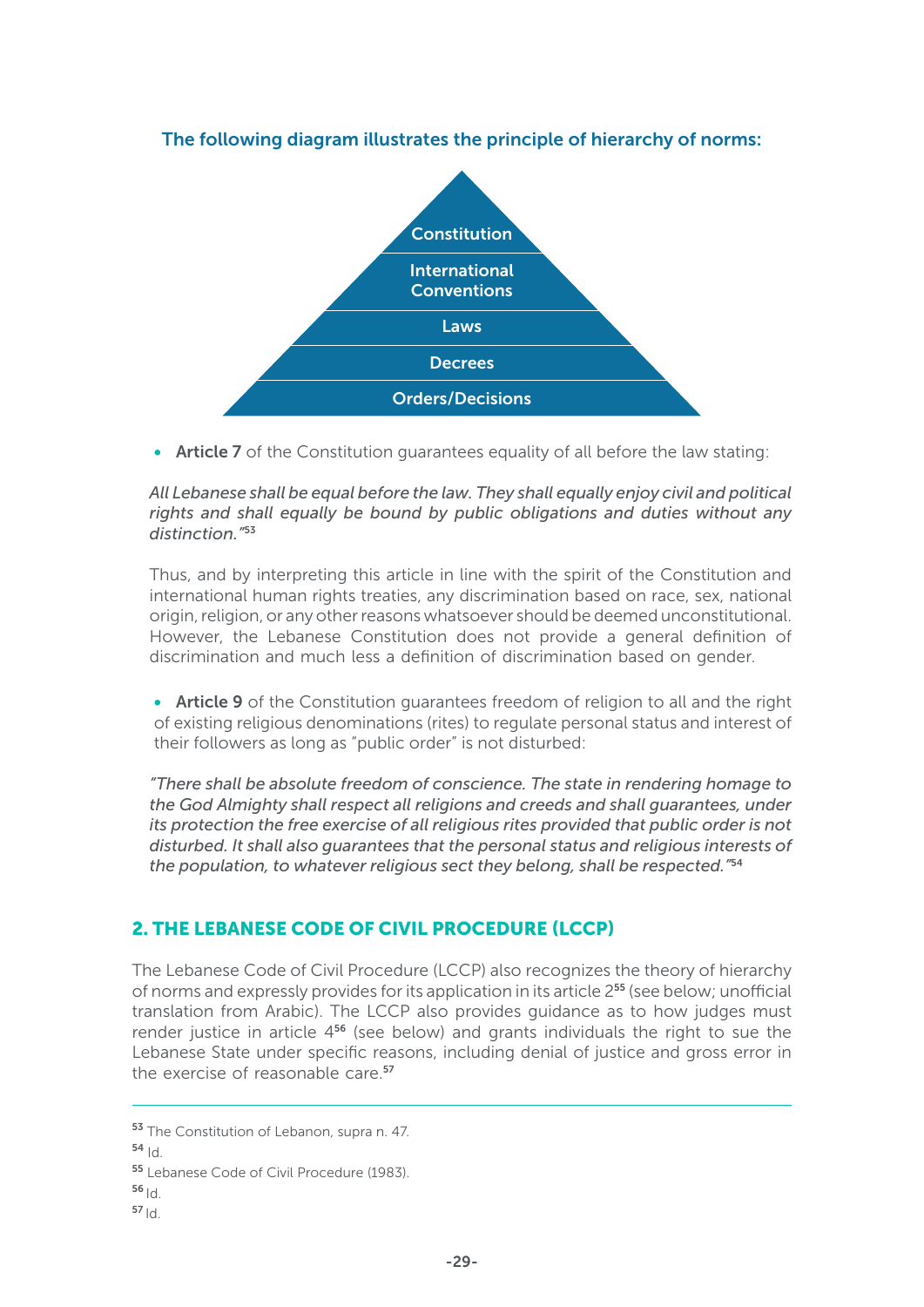**The following diagram illustrates the principle of hierarchy of norms:**

- Constitution
- International Conventions
- Laws
- Decrees
- Orders/Decisions

- **Article 7** of the Constitution guarantees equality of all before the law stating:

*All Lebanese shall be equal before the law. They shall equally enjoy civil and political rights and shall equally be bound by public obligations and duties without any distinction."*[53]

Thus, and by interpreting this article in line with the spirit of the Constitution and international human rights treaties, any discrimination based on race, sex, national origin, religion, or any other reasons whatsoever should be deemed unconstitutional. However, the Lebanese Constitution does not provide a general definition of discrimination and much less a definition of discrimination based on gender.

- **Article 9** of the Constitution guarantees freedom of religion to all and the right of existing religious denominations (rites) to regulate personal status and interest of their followers as long as "public order" is not disturbed:

*"There shall be absolute freedom of conscience. The state in rendering homage to the God Almighty shall respect all religions and creeds and shall guarantees, under its protection the free exercise of all religious rites provided that public order is not disturbed. It shall also guarantees that the personal status and religious interests of the population, to whatever religious sect they belong, shall be respected."*[54]

## 2. THE LEBANESE CODE OF CIVIL PROCEDURE (LCCP)

The Lebanese Code of Civil Procedure (LCCP) also recognizes the theory of hierarchy of norms and expressly provides for its application in its article 2[55] (see below; unofficial translation from Arabic). The LCCP also provides guidance as to how judges must render justice in article 4[56] (see below) and grants individuals the right to sue the Lebanese State under specific reasons, including denial of justice and gross error in the exercise of reasonable care.[57]

---

[53] The Constitution of Lebanon, supra n. 47.

[54] Id.

[55] Lebanese Code of Civil Procedure (1983).

[56] Id.

[57] Id.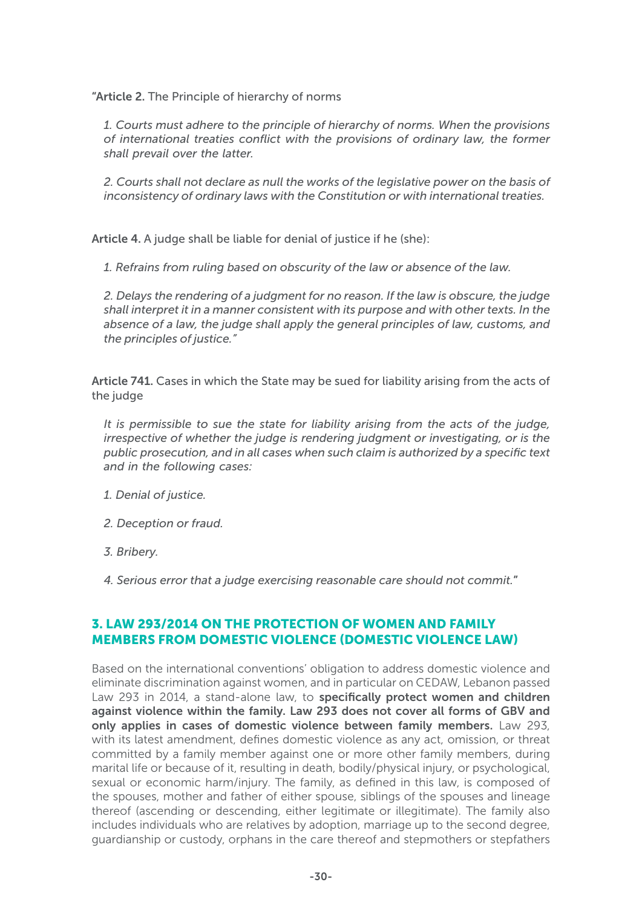"**Article 2.** The Principle of hierarchy of norms

> *1. Courts must adhere to the principle of hierarchy of norms. When the provisions of international treaties conflict with the provisions of ordinary law, the former shall prevail over the latter.*
>
> *2. Courts shall not declare as null the works of the legislative power on the basis of inconsistency of ordinary laws with the Constitution or with international treaties.*

**Article 4.** A judge shall be liable for denial of justice if he (she):

> *1. Refrains from ruling based on obscurity of the law or absence of the law.*
>
> *2. Delays the rendering of a judgment for no reason. If the law is obscure, the judge shall interpret it in a manner consistent with its purpose and with other texts. In the absence of a law, the judge shall apply the general principles of law, customs, and the principles of justice."*

**Article 741.** Cases in which the State may be sued for liability arising from the acts of the judge

> *It is permissible to sue the state for liability arising from the acts of the judge, irrespective of whether the judge is rendering judgment or investigating, or is the public prosecution, and in all cases when such claim is authorized by a specific text and in the following cases:*
>
> *1. Denial of justice.*
>
> *2. Deception or fraud.*
>
> *3. Bribery.*
>
> *4. Serious error that a judge exercising reasonable care should not commit."*

## 3. LAW 293/2014 ON THE PROTECTION OF WOMEN AND FAMILY MEMBERS FROM DOMESTIC VIOLENCE (DOMESTIC VIOLENCE LAW)

Based on the international conventions' obligation to address domestic violence and eliminate discrimination against women, and in particular on CEDAW, Lebanon passed Law 293 in 2014, a stand-alone law, to **specifically protect women and children against violence within the family. Law 293 does not cover all forms of GBV and only applies in cases of domestic violence between family members.** Law 293, with its latest amendment, defines domestic violence as any act, omission, or threat committed by a family member against one or more other family members, during marital life or because of it, resulting in death, bodily/physical injury, or psychological, sexual or economic harm/injury. The family, as defined in this law, is composed of the spouses, mother and father of either spouse, siblings of the spouses and lineage thereof (ascending or descending, either legitimate or illegitimate). The family also includes individuals who are relatives by adoption, marriage up to the second degree, guardianship or custody, orphans in the care thereof and stepmothers or stepfathers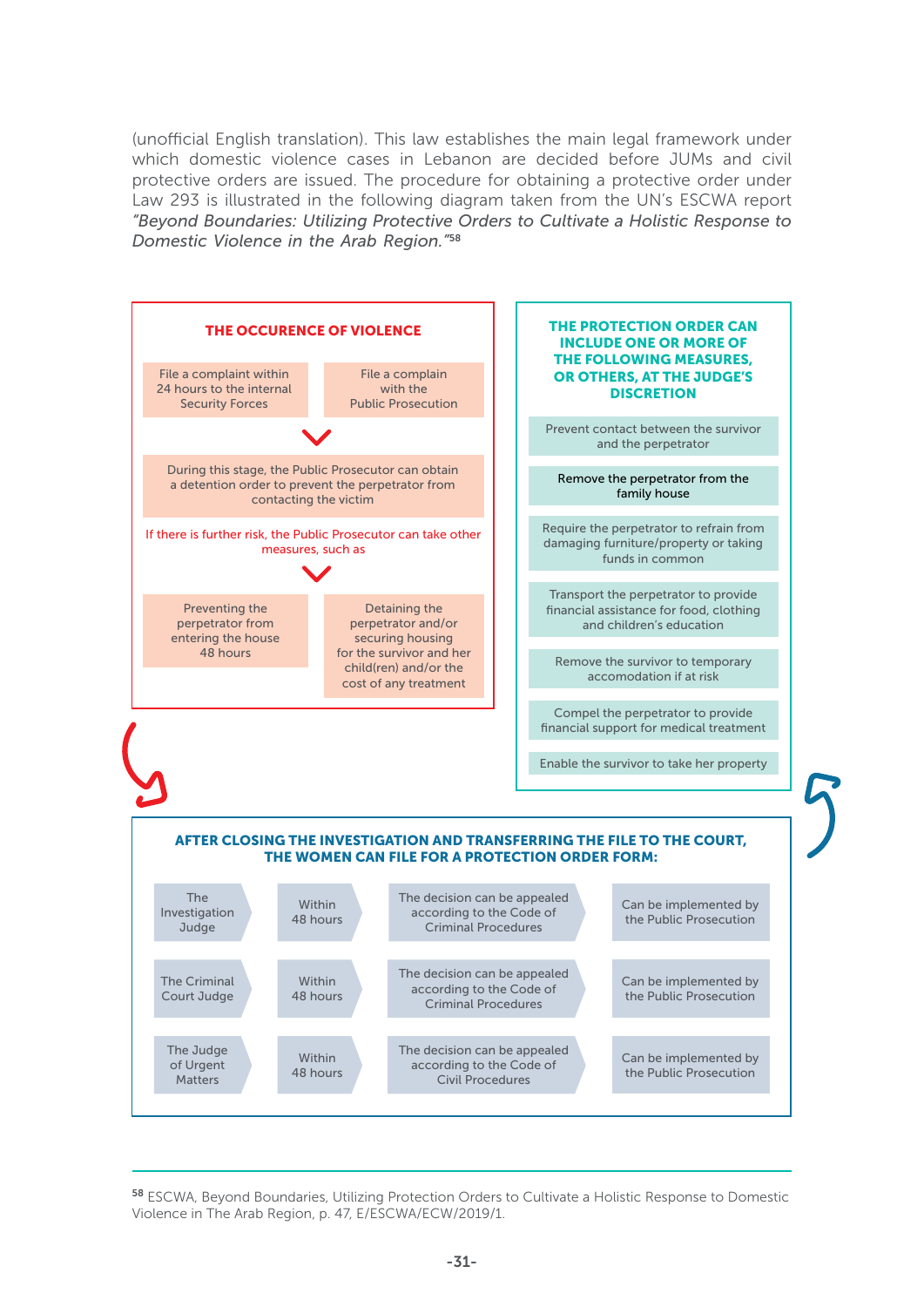(unofficial English translation). This law establishes the main legal framework under which domestic violence cases in Lebanon are decided before JUMs and civil protective orders are issued. The procedure for obtaining a protective order under Law 293 is illustrated in the following diagram taken from the UN's ESCWA report *"Beyond Boundaries: Utilizing Protective Orders to Cultivate a Holistic Response to Domestic Violence in the Arab Region."*[58]

**THE OCCURENCE OF VIOLENCE**

- File a complaint within 24 hours to the internal Security Forces
- File a complain with the Public Prosecution

During this stage, the Public Prosecutor can obtain a detention order to prevent the perpetrator from contacting the victim

If there is further risk, the Public Prosecutor can take other measures, such as

- Preventing the perpetrator from entering the house 48 hours
- Detaining the perpetrator and/or securing housing for the survivor and her child(ren) and/or the cost of any treatment

**THE PROTECTION ORDER CAN INCLUDE ONE OR MORE OF THE FOLLOWING MEASURES, OR OTHERS, AT THE JUDGE'S DISCRETION**

- Prevent contact between the survivor and the perpetrator
- Remove the perpetrator from the family house
- Require the perpetrator to refrain from damaging furniture/property or taking funds in common
- Transport the perpetrator to provide financial assistance for food, clothing and children's education
- Remove the survivor to temporary accomodation if at risk
- Compel the perpetrator to provide financial support for medical treatment
- Enable the survivor to take her property

**AFTER CLOSING THE INVESTIGATION AND TRANSFERRING THE FILE TO THE COURT, THE WOMEN CAN FILE FOR A PROTECTION ORDER FORM:**

| | | | |
|---|---|---|---|
| The Investigation Judge | Within 48 hours | The decision can be appealed according to the Code of Criminal Procedures | Can be implemented by the Public Prosecution |
| The Criminal Court Judge | Within 48 hours | The decision can be appealed according to the Code of Criminal Procedures | Can be implemented by the Public Prosecution |
| The Judge of Urgent Matters | Within 48 hours | The decision can be appealed according to the Code of Civil Procedures | Can be implemented by the Public Prosecution |

[58] ESCWA, Beyond Boundaries, Utilizing Protection Orders to Cultivate a Holistic Response to Domestic Violence in The Arab Region, p. 47, E/ESCWA/ECW/2019/1.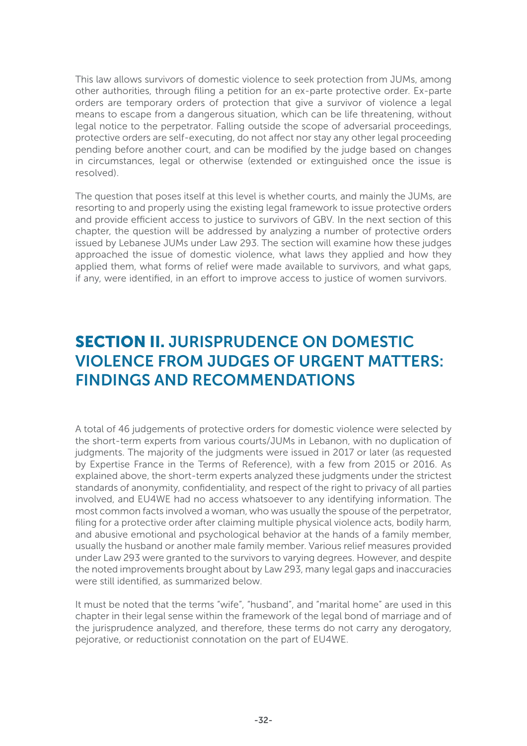This law allows survivors of domestic violence to seek protection from JUMs, among other authorities, through filing a petition for an ex-parte protective order. Ex-parte orders are temporary orders of protection that give a survivor of violence a legal means to escape from a dangerous situation, which can be life threatening, without legal notice to the perpetrator. Falling outside the scope of adversarial proceedings, protective orders are self-executing, do not affect nor stay any other legal proceeding pending before another court, and can be modified by the judge based on changes in circumstances, legal or otherwise (extended or extinguished once the issue is resolved).

The question that poses itself at this level is whether courts, and mainly the JUMs, are resorting to and properly using the existing legal framework to issue protective orders and provide efficient access to justice to survivors of GBV. In the next section of this chapter, the question will be addressed by analyzing a number of protective orders issued by Lebanese JUMs under Law 293. The section will examine how these judges approached the issue of domestic violence, what laws they applied and how they applied them, what forms of relief were made available to survivors, and what gaps, if any, were identified, in an effort to improve access to justice of women survivors.

## SECTION II. JURISPRUDENCE ON DOMESTIC VIOLENCE FROM JUDGES OF URGENT MATTERS: FINDINGS AND RECOMMENDATIONS

A total of 46 judgements of protective orders for domestic violence were selected by the short-term experts from various courts/JUMs in Lebanon, with no duplication of judgments. The majority of the judgments were issued in 2017 or later (as requested by Expertise France in the Terms of Reference), with a few from 2015 or 2016. As explained above, the short-term experts analyzed these judgments under the strictest standards of anonymity, confidentiality, and respect of the right to privacy of all parties involved, and EU4WE had no access whatsoever to any identifying information. The most common facts involved a woman, who was usually the spouse of the perpetrator, filing for a protective order after claiming multiple physical violence acts, bodily harm, and abusive emotional and psychological behavior at the hands of a family member, usually the husband or another male family member. Various relief measures provided under Law 293 were granted to the survivors to varying degrees. However, and despite the noted improvements brought about by Law 293, many legal gaps and inaccuracies were still identified, as summarized below.

It must be noted that the terms "wife", "husband", and "marital home" are used in this chapter in their legal sense within the framework of the legal bond of marriage and of the jurisprudence analyzed, and therefore, these terms do not carry any derogatory, pejorative, or reductionist connotation on the part of EU4WE.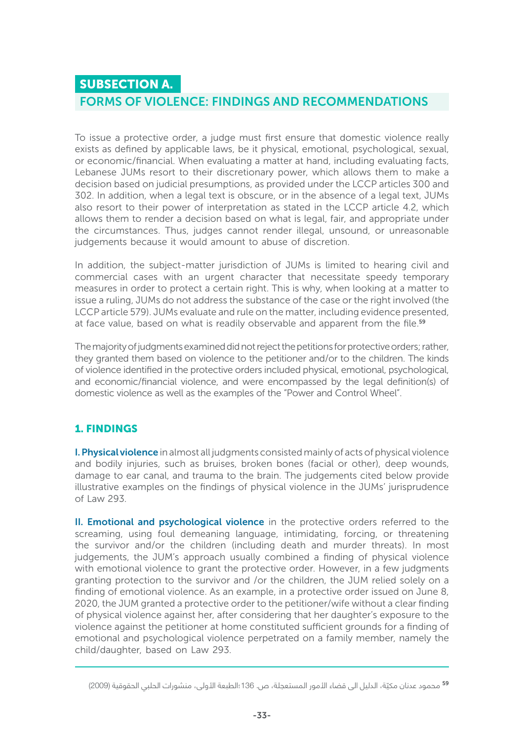## SUBSECTION A.

## FORMS OF VIOLENCE: FINDINGS AND RECOMMENDATIONS

To issue a protective order, a judge must first ensure that domestic violence really exists as defined by applicable laws, be it physical, emotional, psychological, sexual, or economic/financial. When evaluating a matter at hand, including evaluating facts, Lebanese JUMs resort to their discretionary power, which allows them to make a decision based on judicial presumptions, as provided under the LCCP articles 300 and 302. In addition, when a legal text is obscure, or in the absence of a legal text, JUMs also resort to their power of interpretation as stated in the LCCP article 4.2, which allows them to render a decision based on what is legal, fair, and appropriate under the circumstances. Thus, judges cannot render illegal, unsound, or unreasonable judgements because it would amount to abuse of discretion.

In addition, the subject-matter jurisdiction of JUMs is limited to hearing civil and commercial cases with an urgent character that necessitate speedy temporary measures in order to protect a certain right. This is why, when looking at a matter to issue a ruling, JUMs do not address the substance of the case or the right involved (the LCCP article 579). JUMs evaluate and rule on the matter, including evidence presented, at face value, based on what is readily observable and apparent from the file.[59]

The majority of judgments examined did not reject the petitions for protective orders; rather, they granted them based on violence to the petitioner and/or to the children. The kinds of violence identified in the protective orders included physical, emotional, psychological, and economic/financial violence, and were encompassed by the legal definition(s) of domestic violence as well as the examples of the "Power and Control Wheel".

### 1. FINDINGS

**I. Physical violence** in almost all judgments consisted mainly of acts of physical violence and bodily injuries, such as bruises, broken bones (facial or other), deep wounds, damage to ear canal, and trauma to the brain. The judgements cited below provide illustrative examples on the findings of physical violence in the JUMs' jurisprudence of Law 293.

**II. Emotional and psychological violence** in the protective orders referred to the screaming, using foul demeaning language, intimidating, forcing, or threatening the survivor and/or the children (including death and murder threats). In most judgements, the JUM's approach usually combined a finding of physical violence with emotional violence to grant the protective order. However, in a few judgments granting protection to the survivor and /or the children, the JUM relied solely on a finding of emotional violence. As an example, in a protective order issued on June 8, 2020, the JUM granted a protective order to the petitioner/wife without a clear finding of physical violence against her, after considering that her daughter's exposure to the violence against the petitioner at home constituted sufficient grounds for a finding of emotional and psychological violence perpetrated on a family member, namely the child/daughter, based on Law 293.

---

[59] محمود عدنان مكيّة، الدليل الى قضاء الأمور المستعجلة، ص. 136؛الطبعة الأولى، منشورات الحلبي الحقوقية (2009)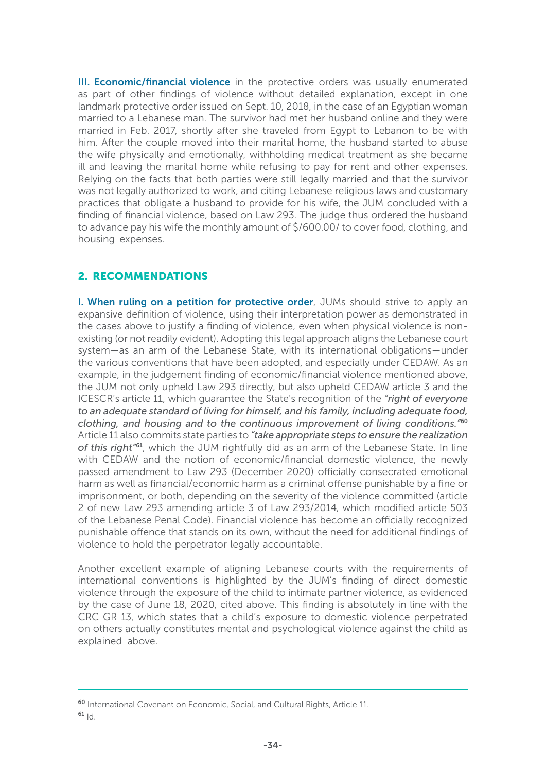**III. Economic/financial violence** in the protective orders was usually enumerated as part of other findings of violence without detailed explanation, except in one landmark protective order issued on Sept. 10, 2018, in the case of an Egyptian woman married to a Lebanese man. The survivor had met her husband online and they were married in Feb. 2017, shortly after she traveled from Egypt to Lebanon to be with him. After the couple moved into their marital home, the husband started to abuse the wife physically and emotionally, withholding medical treatment as she became ill and leaving the marital home while refusing to pay for rent and other expenses. Relying on the facts that both parties were still legally married and that the survivor was not legally authorized to work, and citing Lebanese religious laws and customary practices that obligate a husband to provide for his wife, the JUM concluded with a finding of financial violence, based on Law 293. The judge thus ordered the husband to advance pay his wife the monthly amount of $/600.00/ to cover food, clothing, and housing expenses.

## 2. RECOMMENDATIONS

**I. When ruling on a petition for protective order**, JUMs should strive to apply an expansive definition of violence, using their interpretation power as demonstrated in the cases above to justify a finding of violence, even when physical violence is non-existing (or not readily evident). Adopting this legal approach aligns the Lebanese court system—as an arm of the Lebanese State, with its international obligations—under the various conventions that have been adopted, and especially under CEDAW. As an example, in the judgement finding of economic/financial violence mentioned above, the JUM not only upheld Law 293 directly, but also upheld CEDAW article 3 and the ICESCR's article 11, which guarantee the State's recognition of the *"right of everyone to an adequate standard of living for himself, and his family, including adequate food, clothing, and housing and to the continuous improvement of living conditions."*[60] Article 11 also commits state parties to *"take appropriate steps to ensure the realization of this right"*[61], which the JUM rightfully did as an arm of the Lebanese State. In line with CEDAW and the notion of economic/financial domestic violence, the newly passed amendment to Law 293 (December 2020) officially consecrated emotional harm as well as financial/economic harm as a criminal offense punishable by a fine or imprisonment, or both, depending on the severity of the violence committed (article 2 of new Law 293 amending article 3 of Law 293/2014, which modified article 503 of the Lebanese Penal Code). Financial violence has become an officially recognized punishable offence that stands on its own, without the need for additional findings of violence to hold the perpetrator legally accountable.

Another excellent example of aligning Lebanese courts with the requirements of international conventions is highlighted by the JUM's finding of direct domestic violence through the exposure of the child to intimate partner violence, as evidenced by the case of June 18, 2020, cited above. This finding is absolutely in line with the CRC GR 13, which states that a child's exposure to domestic violence perpetrated on others actually constitutes mental and psychological violence against the child as explained above.

---

[60] International Covenant on Economic, Social, and Cultural Rights, Article 11.

[61] Id.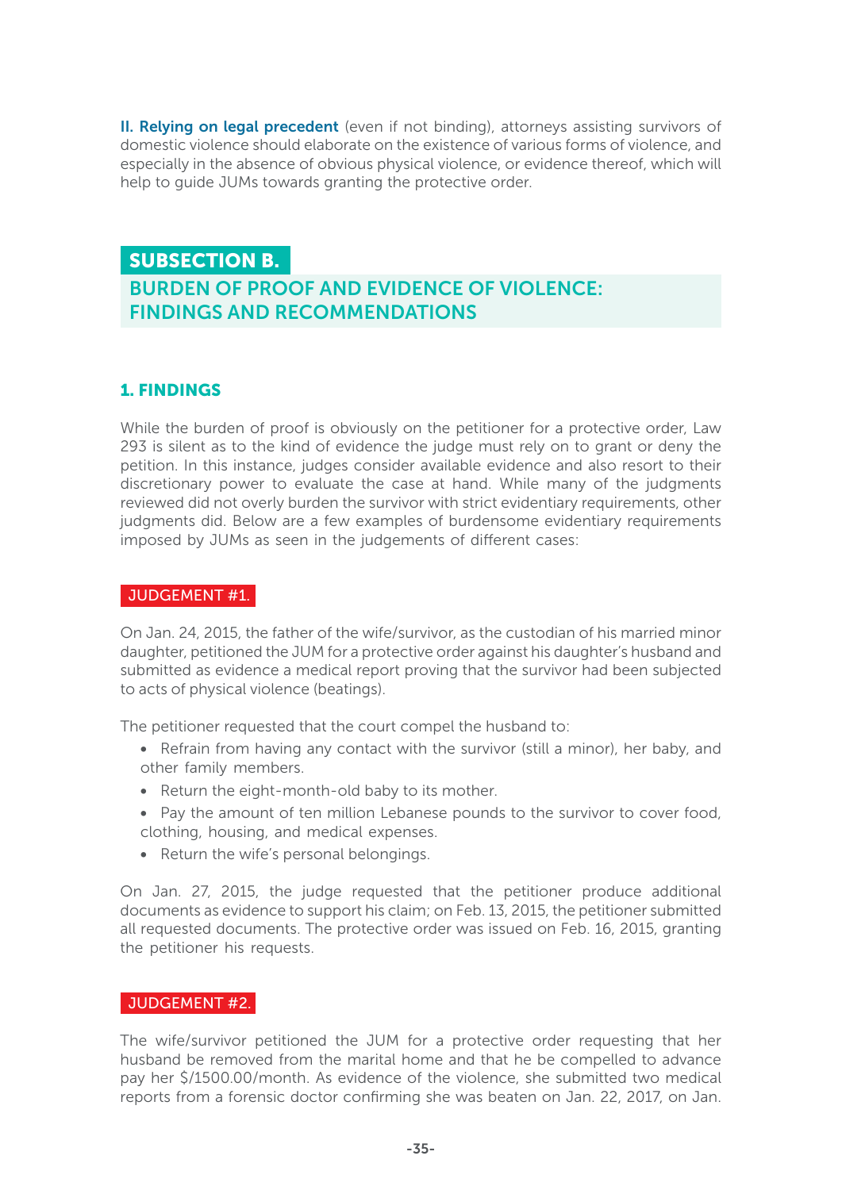**II. Relying on legal precedent** (even if not binding), attorneys assisting survivors of domestic violence should elaborate on the existence of various forms of violence, and especially in the absence of obvious physical violence, or evidence thereof, which will help to guide JUMs towards granting the protective order.

## SUBSECTION B.

## BURDEN OF PROOF AND EVIDENCE OF VIOLENCE: FINDINGS AND RECOMMENDATIONS

### 1. FINDINGS

While the burden of proof is obviously on the petitioner for a protective order, Law 293 is silent as to the kind of evidence the judge must rely on to grant or deny the petition. In this instance, judges consider available evidence and also resort to their discretionary power to evaluate the case at hand. While many of the judgments reviewed did not overly burden the survivor with strict evidentiary requirements, other judgments did. Below are a few examples of burdensome evidentiary requirements imposed by JUMs as seen in the judgements of different cases:

#### JUDGEMENT #1.

On Jan. 24, 2015, the father of the wife/survivor, as the custodian of his married minor daughter, petitioned the JUM for a protective order against his daughter's husband and submitted as evidence a medical report proving that the survivor had been subjected to acts of physical violence (beatings).

The petitioner requested that the court compel the husband to:

- Refrain from having any contact with the survivor (still a minor), her baby, and other family members.
- Return the eight-month-old baby to its mother.
- Pay the amount of ten million Lebanese pounds to the survivor to cover food, clothing, housing, and medical expenses.
- Return the wife's personal belongings.

On Jan. 27, 2015, the judge requested that the petitioner produce additional documents as evidence to support his claim; on Feb. 13, 2015, the petitioner submitted all requested documents. The protective order was issued on Feb. 16, 2015, granting the petitioner his requests.

#### JUDGEMENT #2.

The wife/survivor petitioned the JUM for a protective order requesting that her husband be removed from the marital home and that he be compelled to advance pay her $/1500.00/month. As evidence of the violence, she submitted two medical reports from a forensic doctor confirming she was beaten on Jan. 22, 2017, on Jan.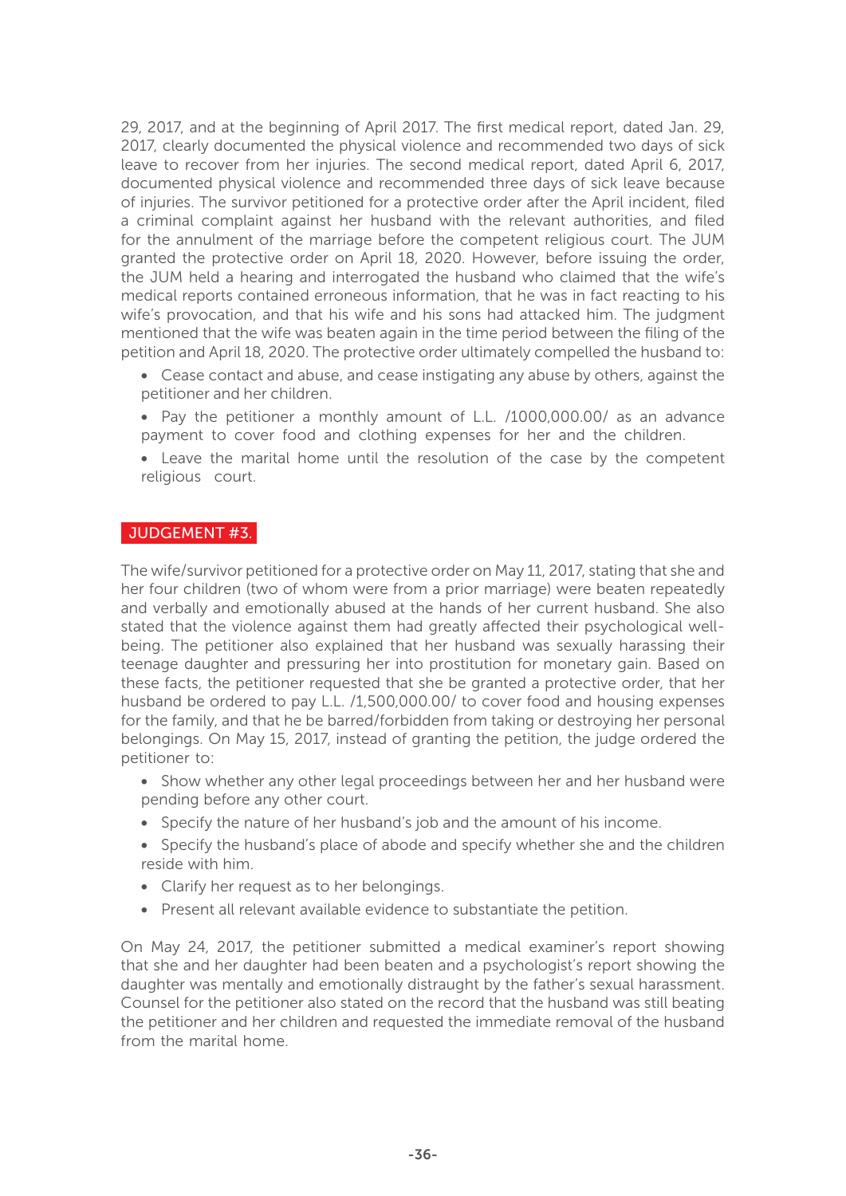29, 2017, and at the beginning of April 2017. The first medical report, dated Jan. 29, 2017, clearly documented the physical violence and recommended two days of sick leave to recover from her injuries. The second medical report, dated April 6, 2017, documented physical violence and recommended three days of sick leave because of injuries. The survivor petitioned for a protective order after the April incident, filed a criminal complaint against her husband with the relevant authorities, and filed for the annulment of the marriage before the competent religious court. The JUM granted the protective order on April 18, 2020. However, before issuing the order, the JUM held a hearing and interrogated the husband who claimed that the wife's medical reports contained erroneous information, that he was in fact reacting to his wife's provocation, and that his wife and his sons had attacked him. The judgment mentioned that the wife was beaten again in the time period between the filing of the petition and April 18, 2020. The protective order ultimately compelled the husband to:

- Cease contact and abuse, and cease instigating any abuse by others, against the petitioner and her children.
- Pay the petitioner a monthly amount of L.L. /1000,000.00/ as an advance payment to cover food and clothing expenses for her and the children.
- Leave the marital home until the resolution of the case by the competent religious court.

## JUDGEMENT #3.

The wife/survivor petitioned for a protective order on May 11, 2017, stating that she and her four children (two of whom were from a prior marriage) were beaten repeatedly and verbally and emotionally abused at the hands of her current husband. She also stated that the violence against them had greatly affected their psychological well-being. The petitioner also explained that her husband was sexually harassing their teenage daughter and pressuring her into prostitution for monetary gain. Based on these facts, the petitioner requested that she be granted a protective order, that her husband be ordered to pay L.L. /1,500,000.00/ to cover food and housing expenses for the family, and that he be barred/forbidden from taking or destroying her personal belongings. On May 15, 2017, instead of granting the petition, the judge ordered the petitioner to:

- Show whether any other legal proceedings between her and her husband were pending before any other court.
- Specify the nature of her husband's job and the amount of his income.
- Specify the husband's place of abode and specify whether she and the children reside with him.
- Clarify her request as to her belongings.
- Present all relevant available evidence to substantiate the petition.

On May 24, 2017, the petitioner submitted a medical examiner's report showing that she and her daughter had been beaten and a psychologist's report showing the daughter was mentally and emotionally distraught by the father's sexual harassment. Counsel for the petitioner also stated on the record that the husband was still beating the petitioner and her children and requested the immediate removal of the husband from the marital home.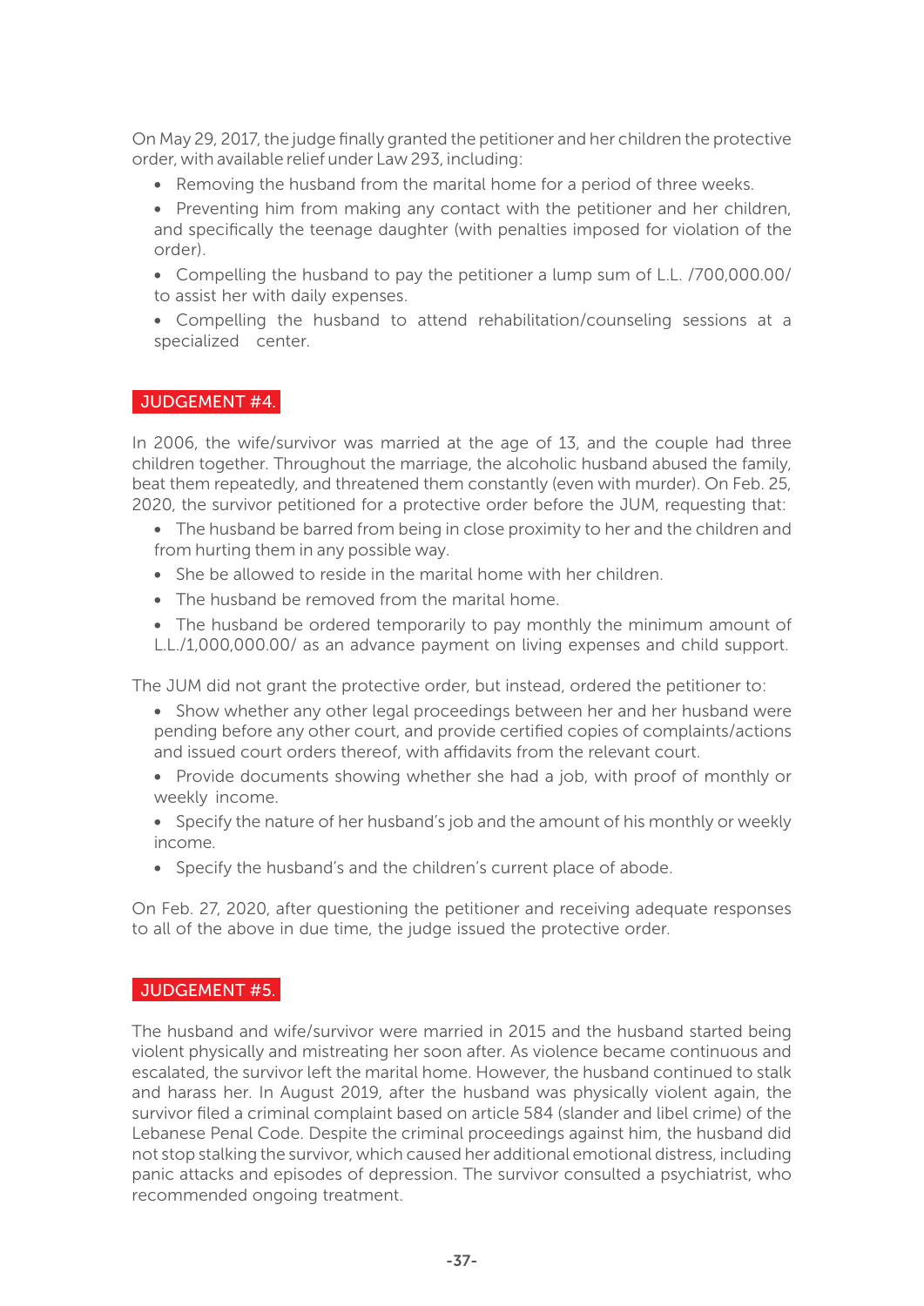On May 29, 2017, the judge finally granted the petitioner and her children the protective order, with available relief under Law 293, including:

- Removing the husband from the marital home for a period of three weeks.
- Preventing him from making any contact with the petitioner and her children, and specifically the teenage daughter (with penalties imposed for violation of the order).
- Compelling the husband to pay the petitioner a lump sum of L.L. /700,000.00/ to assist her with daily expenses.
- Compelling the husband to attend rehabilitation/counseling sessions at a specialized center.

## JUDGEMENT #4.

In 2006, the wife/survivor was married at the age of 13, and the couple had three children together. Throughout the marriage, the alcoholic husband abused the family, beat them repeatedly, and threatened them constantly (even with murder). On Feb. 25, 2020, the survivor petitioned for a protective order before the JUM, requesting that:

- The husband be barred from being in close proximity to her and the children and from hurting them in any possible way.
- She be allowed to reside in the marital home with her children.
- The husband be removed from the marital home.
- The husband be ordered temporarily to pay monthly the minimum amount of L.L./1,000,000.00/ as an advance payment on living expenses and child support.

The JUM did not grant the protective order, but instead, ordered the petitioner to:

- Show whether any other legal proceedings between her and her husband were pending before any other court, and provide certified copies of complaints/actions and issued court orders thereof, with affidavits from the relevant court.
- Provide documents showing whether she had a job, with proof of monthly or weekly income.
- Specify the nature of her husband's job and the amount of his monthly or weekly income.
- Specify the husband's and the children's current place of abode.

On Feb. 27, 2020, after questioning the petitioner and receiving adequate responses to all of the above in due time, the judge issued the protective order.

## JUDGEMENT #5.

The husband and wife/survivor were married in 2015 and the husband started being violent physically and mistreating her soon after. As violence became continuous and escalated, the survivor left the marital home. However, the husband continued to stalk and harass her. In August 2019, after the husband was physically violent again, the survivor filed a criminal complaint based on article 584 (slander and libel crime) of the Lebanese Penal Code. Despite the criminal proceedings against him, the husband did not stop stalking the survivor, which caused her additional emotional distress, including panic attacks and episodes of depression. The survivor consulted a psychiatrist, who recommended ongoing treatment.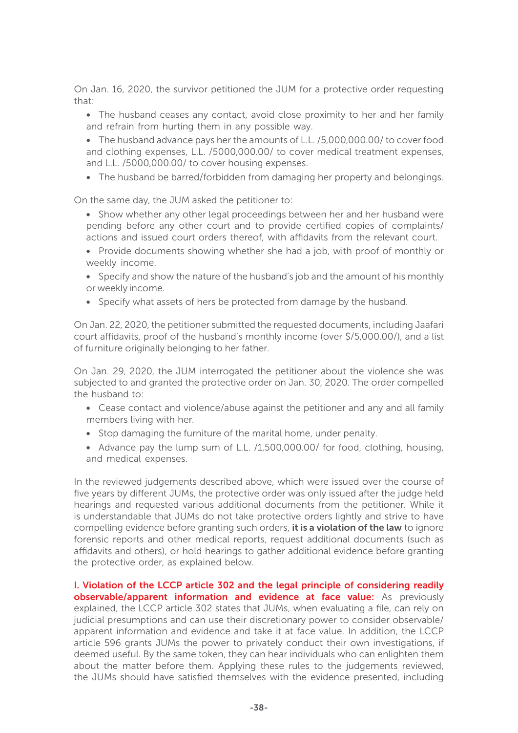On Jan. 16, 2020, the survivor petitioned the JUM for a protective order requesting that:

- The husband ceases any contact, avoid close proximity to her and her family and refrain from hurting them in any possible way.
- The husband advance pays her the amounts of L.L. /5,000,000.00/ to cover food and clothing expenses, L.L. /5000,000.00/ to cover medical treatment expenses, and L.L. /5000,000.00/ to cover housing expenses.
- The husband be barred/forbidden from damaging her property and belongings.

On the same day, the JUM asked the petitioner to:

- Show whether any other legal proceedings between her and her husband were pending before any other court and to provide certified copies of complaints/actions and issued court orders thereof, with affidavits from the relevant court.
- Provide documents showing whether she had a job, with proof of monthly or weekly income.
- Specify and show the nature of the husband's job and the amount of his monthly or weekly income.
- Specify what assets of hers be protected from damage by the husband.

On Jan. 22, 2020, the petitioner submitted the requested documents, including Jaafari court affidavits, proof of the husband's monthly income (over $/5,000.00/), and a list of furniture originally belonging to her father.

On Jan. 29, 2020, the JUM interrogated the petitioner about the violence she was subjected to and granted the protective order on Jan. 30, 2020. The order compelled the husband to:

- Cease contact and violence/abuse against the petitioner and any and all family members living with her.
- Stop damaging the furniture of the marital home, under penalty.
- Advance pay the lump sum of L.L. /1,500,000.00/ for food, clothing, housing, and medical expenses.

In the reviewed judgements described above, which were issued over the course of five years by different JUMs, the protective order was only issued after the judge held hearings and requested various additional documents from the petitioner. While it is understandable that JUMs do not take protective orders lightly and strive to have compelling evidence before granting such orders, **it is a violation of the law** to ignore forensic reports and other medical reports, request additional documents (such as affidavits and others), or hold hearings to gather additional evidence before granting the protective order, as explained below.

**I. Violation of the LCCP article 302 and the legal principle of considering readily observable/apparent information and evidence at face value:** As previously explained, the LCCP article 302 states that JUMs, when evaluating a file, can rely on judicial presumptions and can use their discretionary power to consider observable/apparent information and evidence and take it at face value. In addition, the LCCP article 596 grants JUMs the power to privately conduct their own investigations, if deemed useful. By the same token, they can hear individuals who can enlighten them about the matter before them. Applying these rules to the judgements reviewed, the JUMs should have satisfied themselves with the evidence presented, including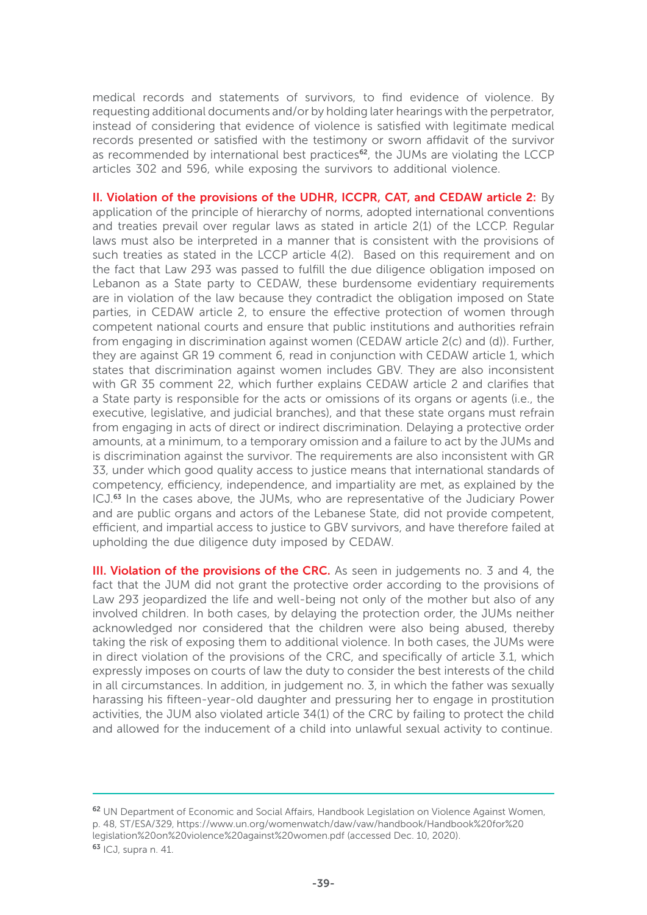medical records and statements of survivors, to find evidence of violence. By requesting additional documents and/or by holding later hearings with the perpetrator, instead of considering that evidence of violence is satisfied with legitimate medical records presented or satisfied with the testimony or sworn affidavit of the survivor as recommended by international best practices[62], the JUMs are violating the LCCP articles 302 and 596, while exposing the survivors to additional violence.

**II. Violation of the provisions of the UDHR, ICCPR, CAT, and CEDAW article 2:** By application of the principle of hierarchy of norms, adopted international conventions and treaties prevail over regular laws as stated in article 2(1) of the LCCP. Regular laws must also be interpreted in a manner that is consistent with the provisions of such treaties as stated in the LCCP article 4(2). Based on this requirement and on the fact that Law 293 was passed to fulfill the due diligence obligation imposed on Lebanon as a State party to CEDAW, these burdensome evidentiary requirements are in violation of the law because they contradict the obligation imposed on State parties, in CEDAW article 2, to ensure the effective protection of women through competent national courts and ensure that public institutions and authorities refrain from engaging in discrimination against women (CEDAW article 2(c) and (d)). Further, they are against GR 19 comment 6, read in conjunction with CEDAW article 1, which states that discrimination against women includes GBV. They are also inconsistent with GR 35 comment 22, which further explains CEDAW article 2 and clarifies that a State party is responsible for the acts or omissions of its organs or agents (i.e., the executive, legislative, and judicial branches), and that these state organs must refrain from engaging in acts of direct or indirect discrimination. Delaying a protective order amounts, at a minimum, to a temporary omission and a failure to act by the JUMs and is discrimination against the survivor. The requirements are also inconsistent with GR 33, under which good quality access to justice means that international standards of competency, efficiency, independence, and impartiality are met, as explained by the ICJ.[63] In the cases above, the JUMs, who are representative of the Judiciary Power and are public organs and actors of the Lebanese State, did not provide competent, efficient, and impartial access to justice to GBV survivors, and have therefore failed at upholding the due diligence duty imposed by CEDAW.

**III. Violation of the provisions of the CRC.** As seen in judgements no. 3 and 4, the fact that the JUM did not grant the protective order according to the provisions of Law 293 jeopardized the life and well-being not only of the mother but also of any involved children. In both cases, by delaying the protection order, the JUMs neither acknowledged nor considered that the children were also being abused, thereby taking the risk of exposing them to additional violence. In both cases, the JUMs were in direct violation of the provisions of the CRC, and specifically of article 3.1, which expressly imposes on courts of law the duty to consider the best interests of the child in all circumstances. In addition, in judgement no. 3, in which the father was sexually harassing his fifteen-year-old daughter and pressuring her to engage in prostitution activities, the JUM also violated article 34(1) of the CRC by failing to protect the child and allowed for the inducement of a child into unlawful sexual activity to continue.

---

[62] UN Department of Economic and Social Affairs, Handbook Legislation on Violence Against Women, p. 48, ST/ESA/329, https://www.un.org/womenwatch/daw/vaw/handbook/Handbook%20for%20legislation%20on%20violence%20against%20women.pdf (accessed Dec. 10, 2020).

[63] ICJ, supra n. 41.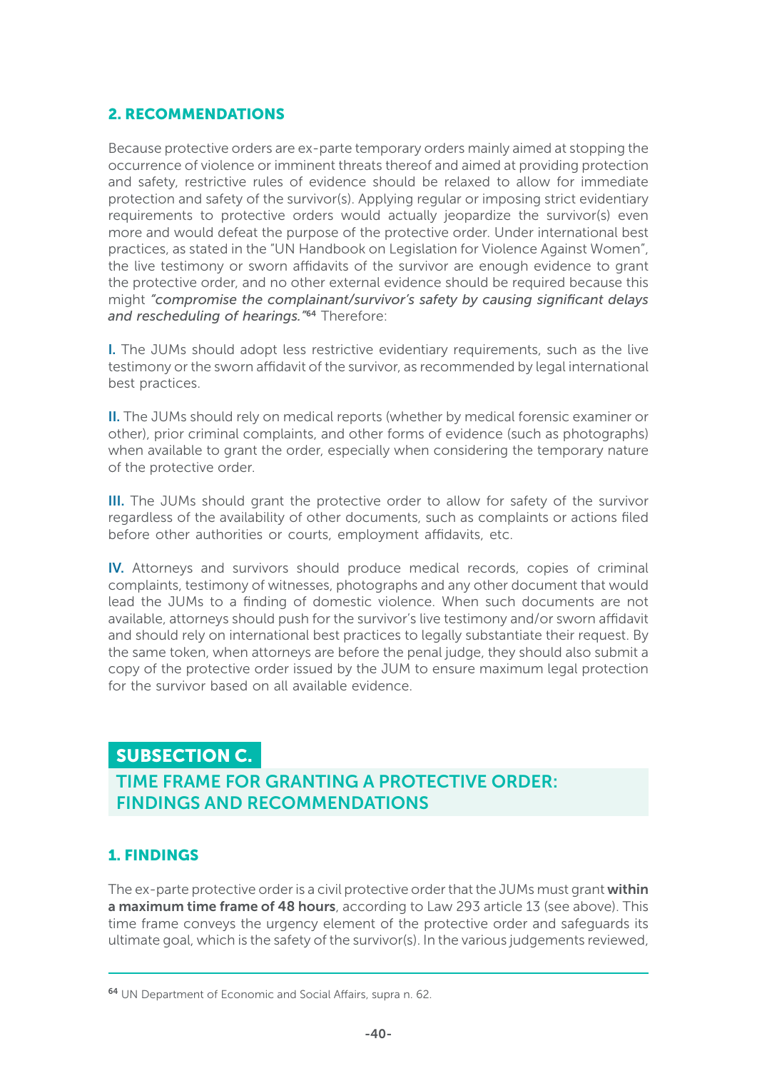### 2. RECOMMENDATIONS

Because protective orders are ex-parte temporary orders mainly aimed at stopping the occurrence of violence or imminent threats thereof and aimed at providing protection and safety, restrictive rules of evidence should be relaxed to allow for immediate protection and safety of the survivor(s). Applying regular or imposing strict evidentiary requirements to protective orders would actually jeopardize the survivor(s) even more and would defeat the purpose of the protective order. Under international best practices, as stated in the "UN Handbook on Legislation for Violence Against Women", the live testimony or sworn affidavits of the survivor are enough evidence to grant the protective order, and no other external evidence should be required because this might *"compromise the complainant/survivor's safety by causing significant delays and rescheduling of hearings."*[64] Therefore:

**I.** The JUMs should adopt less restrictive evidentiary requirements, such as the live testimony or the sworn affidavit of the survivor, as recommended by legal international best practices.

**II.** The JUMs should rely on medical reports (whether by medical forensic examiner or other), prior criminal complaints, and other forms of evidence (such as photographs) when available to grant the order, especially when considering the temporary nature of the protective order.

**III.** The JUMs should grant the protective order to allow for safety of the survivor regardless of the availability of other documents, such as complaints or actions filed before other authorities or courts, employment affidavits, etc.

**IV.** Attorneys and survivors should produce medical records, copies of criminal complaints, testimony of witnesses, photographs and any other document that would lead the JUMs to a finding of domestic violence. When such documents are not available, attorneys should push for the survivor's live testimony and/or sworn affidavit and should rely on international best practices to legally substantiate their request. By the same token, when attorneys are before the penal judge, they should also submit a copy of the protective order issued by the JUM to ensure maximum legal protection for the survivor based on all available evidence.

## SUBSECTION C.

## TIME FRAME FOR GRANTING A PROTECTIVE ORDER: FINDINGS AND RECOMMENDATIONS

### 1. FINDINGS

The ex-parte protective order is a civil protective order that the JUMs must grant **within a maximum time frame of 48 hours**, according to Law 293 article 13 (see above). This time frame conveys the urgency element of the protective order and safeguards its ultimate goal, which is the safety of the survivor(s). In the various judgements reviewed,

[64] UN Department of Economic and Social Affairs, supra n. 62.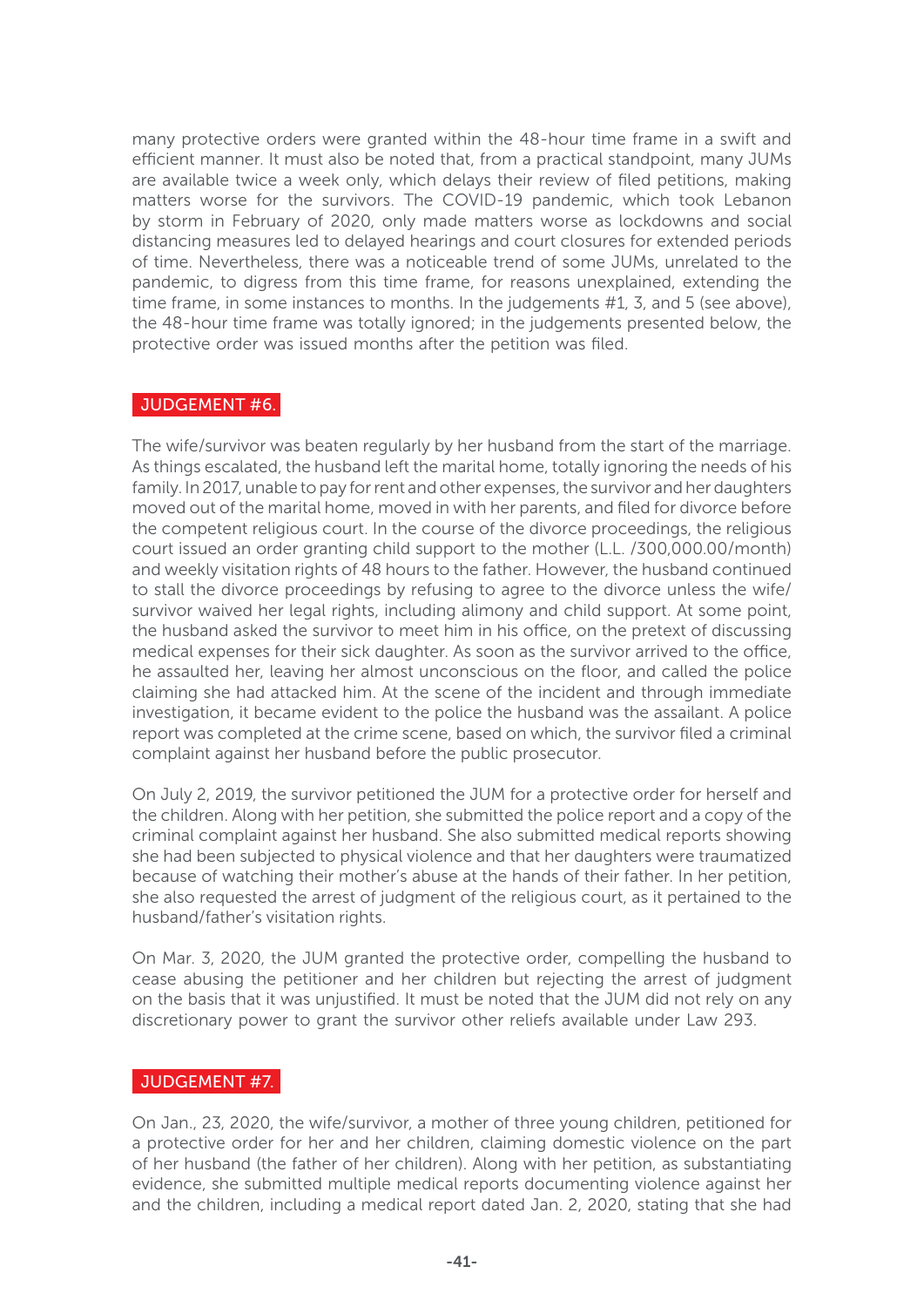many protective orders were granted within the 48-hour time frame in a swift and efficient manner. It must also be noted that, from a practical standpoint, many JUMs are available twice a week only, which delays their review of filed petitions, making matters worse for the survivors. The COVID-19 pandemic, which took Lebanon by storm in February of 2020, only made matters worse as lockdowns and social distancing measures led to delayed hearings and court closures for extended periods of time. Nevertheless, there was a noticeable trend of some JUMs, unrelated to the pandemic, to digress from this time frame, for reasons unexplained, extending the time frame, in some instances to months. In the judgements #1, 3, and 5 (see above), the 48-hour time frame was totally ignored; in the judgements presented below, the protective order was issued months after the petition was filed.

## JUDGEMENT #6.

The wife/survivor was beaten regularly by her husband from the start of the marriage. As things escalated, the husband left the marital home, totally ignoring the needs of his family. In 2017, unable to pay for rent and other expenses, the survivor and her daughters moved out of the marital home, moved in with her parents, and filed for divorce before the competent religious court. In the course of the divorce proceedings, the religious court issued an order granting child support to the mother (L.L. /300,000.00/month) and weekly visitation rights of 48 hours to the father. However, the husband continued to stall the divorce proceedings by refusing to agree to the divorce unless the wife/survivor waived her legal rights, including alimony and child support. At some point, the husband asked the survivor to meet him in his office, on the pretext of discussing medical expenses for their sick daughter. As soon as the survivor arrived to the office, he assaulted her, leaving her almost unconscious on the floor, and called the police claiming she had attacked him. At the scene of the incident and through immediate investigation, it became evident to the police the husband was the assailant. A police report was completed at the crime scene, based on which, the survivor filed a criminal complaint against her husband before the public prosecutor.

On July 2, 2019, the survivor petitioned the JUM for a protective order for herself and the children. Along with her petition, she submitted the police report and a copy of the criminal complaint against her husband. She also submitted medical reports showing she had been subjected to physical violence and that her daughters were traumatized because of watching their mother's abuse at the hands of their father. In her petition, she also requested the arrest of judgment of the religious court, as it pertained to the husband/father's visitation rights.

On Mar. 3, 2020, the JUM granted the protective order, compelling the husband to cease abusing the petitioner and her children but rejecting the arrest of judgment on the basis that it was unjustified. It must be noted that the JUM did not rely on any discretionary power to grant the survivor other reliefs available under Law 293.

## JUDGEMENT #7.

On Jan., 23, 2020, the wife/survivor, a mother of three young children, petitioned for a protective order for her and her children, claiming domestic violence on the part of her husband (the father of her children). Along with her petition, as substantiating evidence, she submitted multiple medical reports documenting violence against her and the children, including a medical report dated Jan. 2, 2020, stating that she had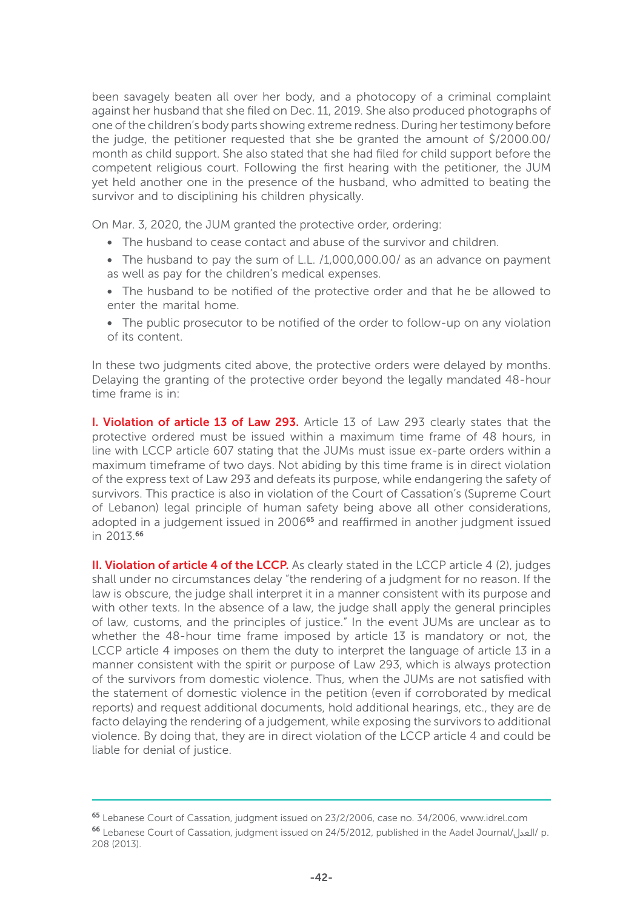been savagely beaten all over her body, and a photocopy of a criminal complaint against her husband that she filed on Dec. 11, 2019. She also produced photographs of one of the children's body parts showing extreme redness. During her testimony before the judge, the petitioner requested that she be granted the amount of $/2000.00/ month as child support. She also stated that she had filed for child support before the competent religious court. Following the first hearing with the petitioner, the JUM yet held another one in the presence of the husband, who admitted to beating the survivor and to disciplining his children physically.

On Mar. 3, 2020, the JUM granted the protective order, ordering:

- The husband to cease contact and abuse of the survivor and children.
- The husband to pay the sum of L.L. /1,000,000.00/ as an advance on payment as well as pay for the children's medical expenses.
- The husband to be notified of the protective order and that he be allowed to enter the marital home.
- The public prosecutor to be notified of the order to follow-up on any violation of its content.

In these two judgments cited above, the protective orders were delayed by months. Delaying the granting of the protective order beyond the legally mandated 48-hour time frame is in:

**I. Violation of article 13 of Law 293.** Article 13 of Law 293 clearly states that the protective ordered must be issued within a maximum time frame of 48 hours, in line with LCCP article 607 stating that the JUMs must issue ex-parte orders within a maximum timeframe of two days. Not abiding by this time frame is in direct violation of the express text of Law 293 and defeats its purpose, while endangering the safety of survivors. This practice is also in violation of the Court of Cassation's (Supreme Court of Lebanon) legal principle of human safety being above all other considerations, adopted in a judgement issued in 2006[65] and reaffirmed in another judgment issued in 2013.[66]

**II. Violation of article 4 of the LCCP.** As clearly stated in the LCCP article 4 (2), judges shall under no circumstances delay "the rendering of a judgment for no reason. If the law is obscure, the judge shall interpret it in a manner consistent with its purpose and with other texts. In the absence of a law, the judge shall apply the general principles of law, customs, and the principles of justice." In the event JUMs are unclear as to whether the 48-hour time frame imposed by article 13 is mandatory or not, the LCCP article 4 imposes on them the duty to interpret the language of article 13 in a manner consistent with the spirit or purpose of Law 293, which is always protection of the survivors from domestic violence. Thus, when the JUMs are not satisfied with the statement of domestic violence in the petition (even if corroborated by medical reports) and request additional documents, hold additional hearings, etc., they are de facto delaying the rendering of a judgement, while exposing the survivors to additional violence. By doing that, they are in direct violation of the LCCP article 4 and could be liable for denial of justice.

---

[65] Lebanese Court of Cassation, judgment issued on 23/2/2006, case no. 34/2006, www.idrel.com

[66] Lebanese Court of Cassation, judgment issued on 24/5/2012, published in the Aadel Journal/العدل/ p. 208 (2013).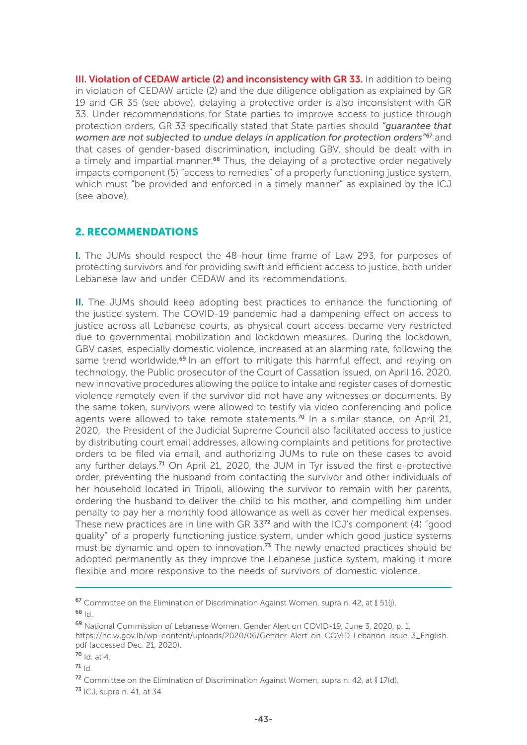**III. Violation of CEDAW article (2) and inconsistency with GR 33.** In addition to being in violation of CEDAW article (2) and the due diligence obligation as explained by GR 19 and GR 35 (see above), delaying a protective order is also inconsistent with GR 33. Under recommendations for State parties to improve access to justice through protection orders, GR 33 specifically stated that State parties should *"guarantee that women are not subjected to undue delays in application for protection orders"*[67] and that cases of gender-based discrimination, including GBV, should be dealt with in a timely and impartial manner.[68] Thus, the delaying of a protective order negatively impacts component (5) "access to remedies" of a properly functioning justice system, which must "be provided and enforced in a timely manner" as explained by the ICJ (see above).

## 2. RECOMMENDATIONS

**I.** The JUMs should respect the 48-hour time frame of Law 293, for purposes of protecting survivors and for providing swift and efficient access to justice, both under Lebanese law and under CEDAW and its recommendations.

**II.** The JUMs should keep adopting best practices to enhance the functioning of the justice system. The COVID-19 pandemic had a dampening effect on access to justice across all Lebanese courts, as physical court access became very restricted due to governmental mobilization and lockdown measures. During the lockdown, GBV cases, especially domestic violence, increased at an alarming rate, following the same trend worldwide.[69] In an effort to mitigate this harmful effect, and relying on technology, the Public prosecutor of the Court of Cassation issued, on April 16, 2020, new innovative procedures allowing the police to intake and register cases of domestic violence remotely even if the survivor did not have any witnesses or documents. By the same token, survivors were allowed to testify via video conferencing and police agents were allowed to take remote statements.[70] In a similar stance, on April 21, 2020, the President of the Judicial Supreme Council also facilitated access to justice by distributing court email addresses, allowing complaints and petitions for protective orders to be filed via email, and authorizing JUMs to rule on these cases to avoid any further delays.[71] On April 21, 2020, the JUM in Tyr issued the first e-protective order, preventing the husband from contacting the survivor and other individuals of her household located in Tripoli, allowing the survivor to remain with her parents, ordering the husband to deliver the child to his mother, and compelling him under penalty to pay her a monthly food allowance as well as cover her medical expenses. These new practices are in line with GR 33[72] and with the ICJ's component (4) "good quality" of a properly functioning justice system, under which good justice systems must be dynamic and open to innovation.[73] The newly enacted practices should be adopted permanently as they improve the Lebanese justice system, making it more flexible and more responsive to the needs of survivors of domestic violence.

---

[67] Committee on the Elimination of Discrimination Against Women, supra n. 42, at § 51(j),

[68] Id.

[69] National Commission of Lebanese Women, Gender Alert on COVID-19, June 3, 2020, p. 1, https://nclw.gov.lb/wp-content/uploads/2020/06/Gender-Alert-on-COVID-Lebanon-Issue-3_English.pdf (accessed Dec. 21, 2020).

[70] Id. at 4.

[71] Id.

[72] Committee on the Elimination of Discrimination Against Women, supra n. 42, at § 17(d),

[73] ICJ, supra n. 41, at 34.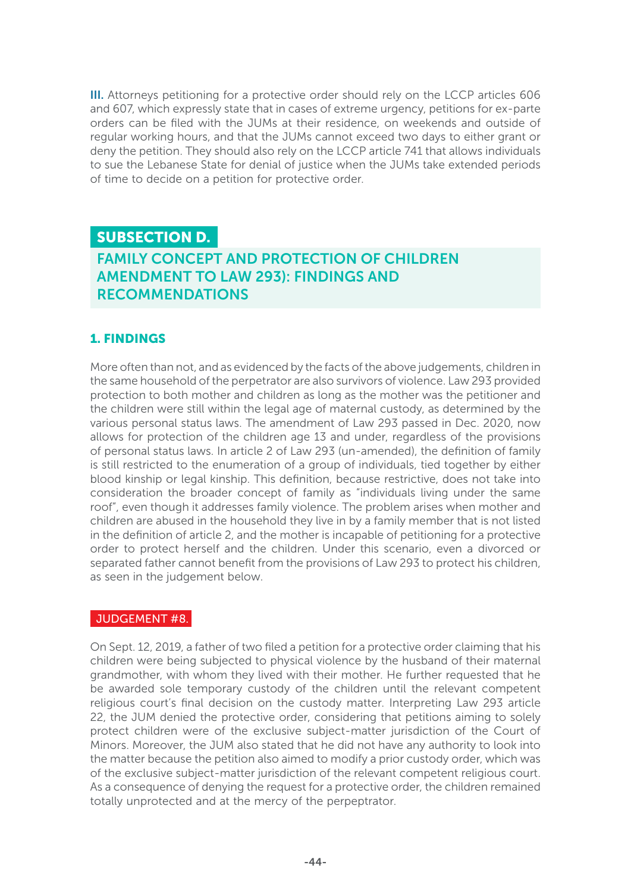**III.** Attorneys petitioning for a protective order should rely on the LCCP articles 606 and 607, which expressly state that in cases of extreme urgency, petitions for ex-parte orders can be filed with the JUMs at their residence, on weekends and outside of regular working hours, and that the JUMs cannot exceed two days to either grant or deny the petition. They should also rely on the LCCP article 741 that allows individuals to sue the Lebanese State for denial of justice when the JUMs take extended periods of time to decide on a petition for protective order.

## SUBSECTION D.

## FAMILY CONCEPT AND PROTECTION OF CHILDREN AMENDMENT TO LAW 293): FINDINGS AND RECOMMENDATIONS

### 1. FINDINGS

More often than not, and as evidenced by the facts of the above judgements, children in the same household of the perpetrator are also survivors of violence. Law 293 provided protection to both mother and children as long as the mother was the petitioner and the children were still within the legal age of maternal custody, as determined by the various personal status laws. The amendment of Law 293 passed in Dec. 2020, now allows for protection of the children age 13 and under, regardless of the provisions of personal status laws. In article 2 of Law 293 (un-amended), the definition of family is still restricted to the enumeration of a group of individuals, tied together by either blood kinship or legal kinship. This definition, because restrictive, does not take into consideration the broader concept of family as "individuals living under the same roof", even though it addresses family violence. The problem arises when mother and children are abused in the household they live in by a family member that is not listed in the definition of article 2, and the mother is incapable of petitioning for a protective order to protect herself and the children. Under this scenario, even a divorced or separated father cannot benefit from the provisions of Law 293 to protect his children, as seen in the judgement below.

#### JUDGEMENT #8.

On Sept. 12, 2019, a father of two filed a petition for a protective order claiming that his children were being subjected to physical violence by the husband of their maternal grandmother, with whom they lived with their mother. He further requested that he be awarded sole temporary custody of the children until the relevant competent religious court's final decision on the custody matter. Interpreting Law 293 article 22, the JUM denied the protective order, considering that petitions aiming to solely protect children were of the exclusive subject-matter jurisdiction of the Court of Minors. Moreover, the JUM also stated that he did not have any authority to look into the matter because the petition also aimed to modify a prior custody order, which was of the exclusive subject-matter jurisdiction of the relevant competent religious court. As a consequence of denying the request for a protective order, the children remained totally unprotected and at the mercy of the perpeptrator.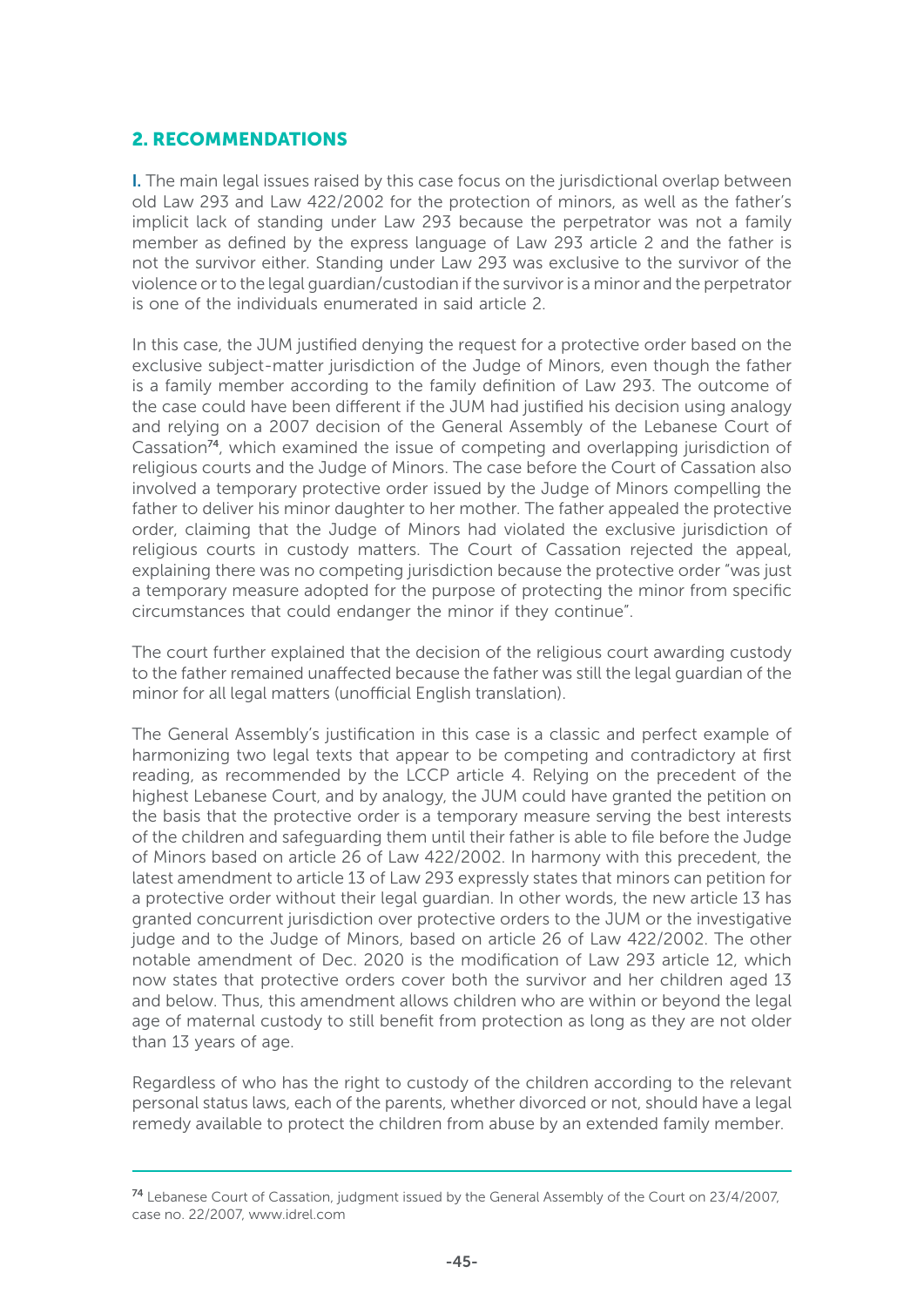## 2. RECOMMENDATIONS

**I.** The main legal issues raised by this case focus on the jurisdictional overlap between old Law 293 and Law 422/2002 for the protection of minors, as well as the father's implicit lack of standing under Law 293 because the perpetrator was not a family member as defined by the express language of Law 293 article 2 and the father is not the survivor either. Standing under Law 293 was exclusive to the survivor of the violence or to the legal guardian/custodian if the survivor is a minor and the perpetrator is one of the individuals enumerated in said article 2.

In this case, the JUM justified denying the request for a protective order based on the exclusive subject-matter jurisdiction of the Judge of Minors, even though the father is a family member according to the family definition of Law 293. The outcome of the case could have been different if the JUM had justified his decision using analogy and relying on a 2007 decision of the General Assembly of the Lebanese Court of Cassation[74], which examined the issue of competing and overlapping jurisdiction of religious courts and the Judge of Minors. The case before the Court of Cassation also involved a temporary protective order issued by the Judge of Minors compelling the father to deliver his minor daughter to her mother. The father appealed the protective order, claiming that the Judge of Minors had violated the exclusive jurisdiction of religious courts in custody matters. The Court of Cassation rejected the appeal, explaining there was no competing jurisdiction because the protective order "was just a temporary measure adopted for the purpose of protecting the minor from specific circumstances that could endanger the minor if they continue".

The court further explained that the decision of the religious court awarding custody to the father remained unaffected because the father was still the legal guardian of the minor for all legal matters (unofficial English translation).

The General Assembly's justification in this case is a classic and perfect example of harmonizing two legal texts that appear to be competing and contradictory at first reading, as recommended by the LCCP article 4. Relying on the precedent of the highest Lebanese Court, and by analogy, the JUM could have granted the petition on the basis that the protective order is a temporary measure serving the best interests of the children and safeguarding them until their father is able to file before the Judge of Minors based on article 26 of Law 422/2002. In harmony with this precedent, the latest amendment to article 13 of Law 293 expressly states that minors can petition for a protective order without their legal guardian. In other words, the new article 13 has granted concurrent jurisdiction over protective orders to the JUM or the investigative judge and to the Judge of Minors, based on article 26 of Law 422/2002. The other notable amendment of Dec. 2020 is the modification of Law 293 article 12, which now states that protective orders cover both the survivor and her children aged 13 and below. Thus, this amendment allows children who are within or beyond the legal age of maternal custody to still benefit from protection as long as they are not older than 13 years of age.

Regardless of who has the right to custody of the children according to the relevant personal status laws, each of the parents, whether divorced or not, should have a legal remedy available to protect the children from abuse by an extended family member.

---

[74] Lebanese Court of Cassation, judgment issued by the General Assembly of the Court on 23/4/2007, case no. 22/2007, www.idrel.com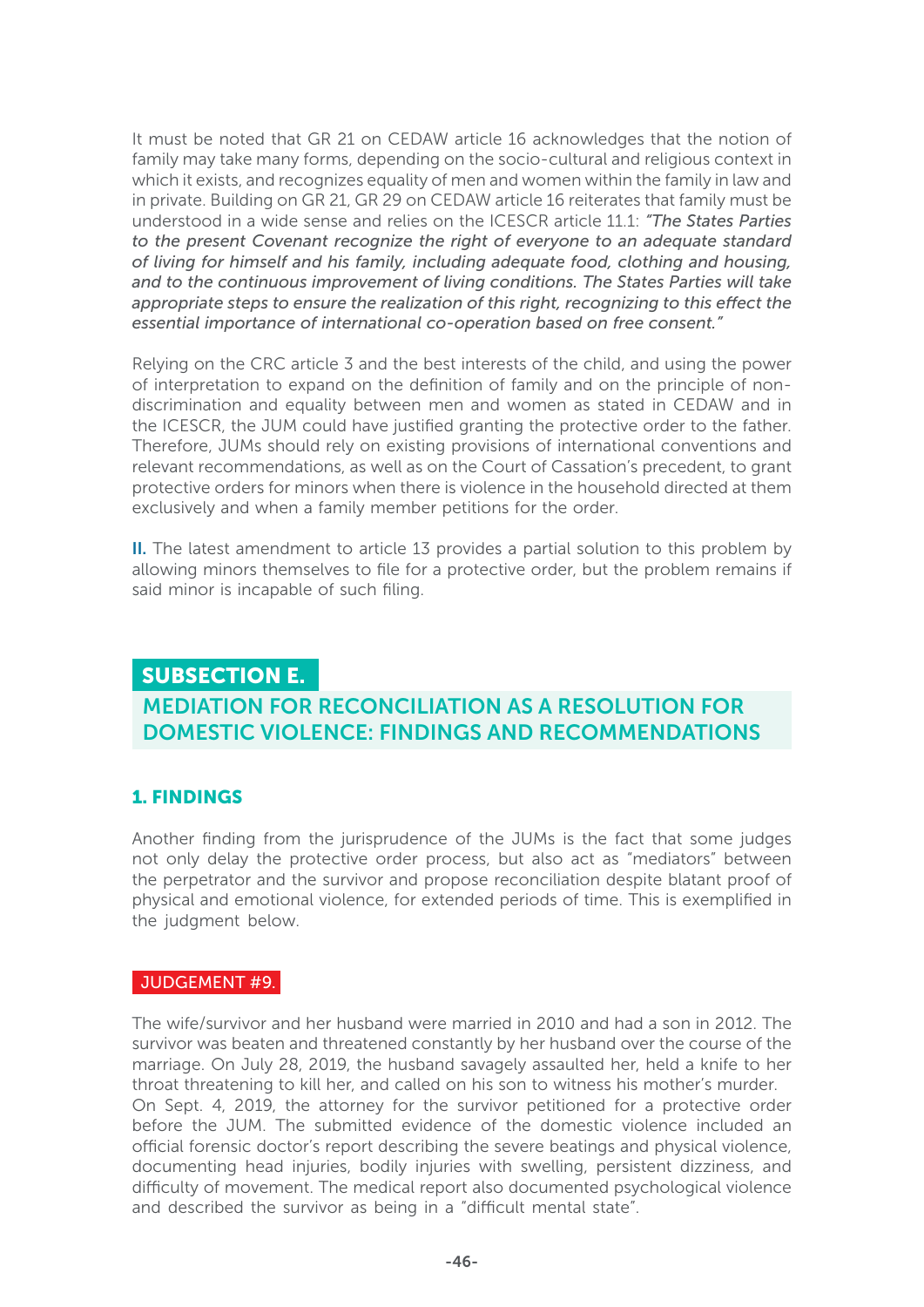It must be noted that GR 21 on CEDAW article 16 acknowledges that the notion of family may take many forms, depending on the socio-cultural and religious context in which it exists, and recognizes equality of men and women within the family in law and in private. Building on GR 21, GR 29 on CEDAW article 16 reiterates that family must be understood in a wide sense and relies on the ICESCR article 11.1: *"The States Parties to the present Covenant recognize the right of everyone to an adequate standard of living for himself and his family, including adequate food, clothing and housing, and to the continuous improvement of living conditions. The States Parties will take appropriate steps to ensure the realization of this right, recognizing to this effect the essential importance of international co-operation based on free consent."*

Relying on the CRC article 3 and the best interests of the child, and using the power of interpretation to expand on the definition of family and on the principle of non-discrimination and equality between men and women as stated in CEDAW and in the ICESCR, the JUM could have justified granting the protective order to the father. Therefore, JUMs should rely on existing provisions of international conventions and relevant recommendations, as well as on the Court of Cassation's precedent, to grant protective orders for minors when there is violence in the household directed at them exclusively and when a family member petitions for the order.

**II.** The latest amendment to article 13 provides a partial solution to this problem by allowing minors themselves to file for a protective order, but the problem remains if said minor is incapable of such filing.

## SUBSECTION E.

## MEDIATION FOR RECONCILIATION AS A RESOLUTION FOR DOMESTIC VIOLENCE: FINDINGS AND RECOMMENDATIONS

### 1. FINDINGS

Another finding from the jurisprudence of the JUMs is the fact that some judges not only delay the protective order process, but also act as "mediators" between the perpetrator and the survivor and propose reconciliation despite blatant proof of physical and emotional violence, for extended periods of time. This is exemplified in the judgment below.

#### JUDGEMENT #9.

The wife/survivor and her husband were married in 2010 and had a son in 2012. The survivor was beaten and threatened constantly by her husband over the course of the marriage. On July 28, 2019, the husband savagely assaulted her, held a knife to her throat threatening to kill her, and called on his son to witness his mother's murder.
On Sept. 4, 2019, the attorney for the survivor petitioned for a protective order before the JUM. The submitted evidence of the domestic violence included an official forensic doctor's report describing the severe beatings and physical violence, documenting head injuries, bodily injuries with swelling, persistent dizziness, and difficulty of movement. The medical report also documented psychological violence and described the survivor as being in a "difficult mental state".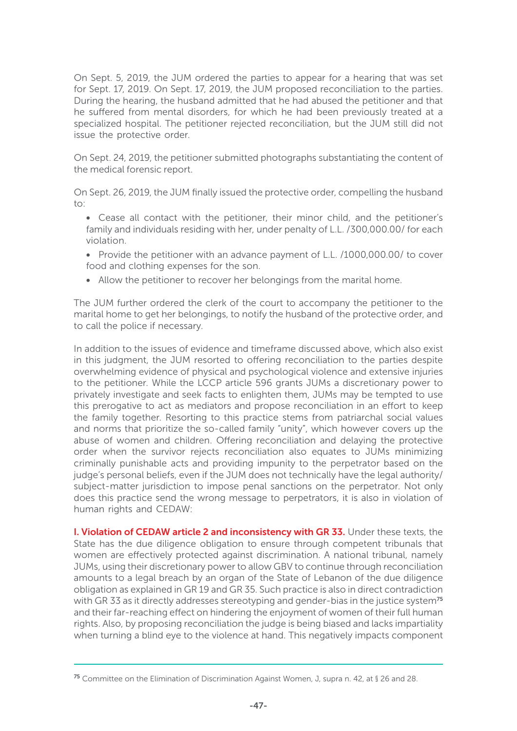On Sept. 5, 2019, the JUM ordered the parties to appear for a hearing that was set for Sept. 17, 2019. On Sept. 17, 2019, the JUM proposed reconciliation to the parties. During the hearing, the husband admitted that he had abused the petitioner and that he suffered from mental disorders, for which he had been previously treated at a specialized hospital. The petitioner rejected reconciliation, but the JUM still did not issue the protective order.

On Sept. 24, 2019, the petitioner submitted photographs substantiating the content of the medical forensic report.

On Sept. 26, 2019, the JUM finally issued the protective order, compelling the husband to:

- Cease all contact with the petitioner, their minor child, and the petitioner's family and individuals residing with her, under penalty of L.L. /300,000.00/ for each violation.
- Provide the petitioner with an advance payment of L.L. /1000,000.00/ to cover food and clothing expenses for the son.
- Allow the petitioner to recover her belongings from the marital home.

The JUM further ordered the clerk of the court to accompany the petitioner to the marital home to get her belongings, to notify the husband of the protective order, and to call the police if necessary.

In addition to the issues of evidence and timeframe discussed above, which also exist in this judgment, the JUM resorted to offering reconciliation to the parties despite overwhelming evidence of physical and psychological violence and extensive injuries to the petitioner. While the LCCP article 596 grants JUMs a discretionary power to privately investigate and seek facts to enlighten them, JUMs may be tempted to use this prerogative to act as mediators and propose reconciliation in an effort to keep the family together. Resorting to this practice stems from patriarchal social values and norms that prioritize the so-called family "unity", which however covers up the abuse of women and children. Offering reconciliation and delaying the protective order when the survivor rejects reconciliation also equates to JUMs minimizing criminally punishable acts and providing impunity to the perpetrator based on the judge's personal beliefs, even if the JUM does not technically have the legal authority/ subject-matter jurisdiction to impose penal sanctions on the perpetrator. Not only does this practice send the wrong message to perpetrators, it is also in violation of human rights and CEDAW:

**I. Violation of CEDAW article 2 and inconsistency with GR 33.** Under these texts, the State has the due diligence obligation to ensure through competent tribunals that women are effectively protected against discrimination. A national tribunal, namely JUMs, using their discretionary power to allow GBV to continue through reconciliation amounts to a legal breach by an organ of the State of Lebanon of the due diligence obligation as explained in GR 19 and GR 35. Such practice is also in direct contradiction with GR 33 as it directly addresses stereotyping and gender-bias in the justice system[75] and their far-reaching effect on hindering the enjoyment of women of their full human rights. Also, by proposing reconciliation the judge is being biased and lacks impartiality when turning a blind eye to the violence at hand. This negatively impacts component

[75] Committee on the Elimination of Discrimination Against Women, J, supra n. 42, at § 26 and 28.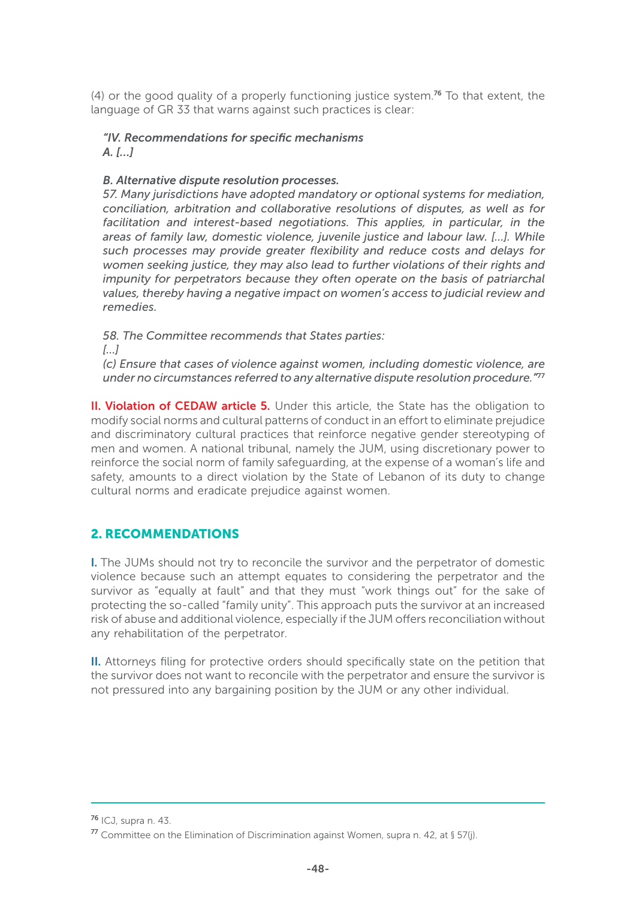(4) or the good quality of a properly functioning justice system.[76] To that extent, the language of GR 33 that warns against such practices is clear:

> *"IV. Recommendations for specific mechanisms*
> *A. [...]*
>
> *B. Alternative dispute resolution processes.*
> *57. Many jurisdictions have adopted mandatory or optional systems for mediation, conciliation, arbitration and collaborative resolutions of disputes, as well as for facilitation and interest-based negotiations. This applies, in particular, in the areas of family law, domestic violence, juvenile justice and labour law. [...]. While such processes may provide greater flexibility and reduce costs and delays for women seeking justice, they may also lead to further violations of their rights and impunity for perpetrators because they often operate on the basis of patriarchal values, thereby having a negative impact on women's access to judicial review and remedies.*
>
> *58. The Committee recommends that States parties:*
> *[...]*
> *(c) Ensure that cases of violence against women, including domestic violence, are under no circumstances referred to any alternative dispute resolution procedure."*[77]

**II. Violation of CEDAW article 5.** Under this article, the State has the obligation to modify social norms and cultural patterns of conduct in an effort to eliminate prejudice and discriminatory cultural practices that reinforce negative gender stereotyping of men and women. A national tribunal, namely the JUM, using discretionary power to reinforce the social norm of family safeguarding, at the expense of a woman's life and safety, amounts to a direct violation by the State of Lebanon of its duty to change cultural norms and eradicate prejudice against women.

## 2. RECOMMENDATIONS

**I.** The JUMs should not try to reconcile the survivor and the perpetrator of domestic violence because such an attempt equates to considering the perpetrator and the survivor as "equally at fault" and that they must "work things out" for the sake of protecting the so-called "family unity". This approach puts the survivor at an increased risk of abuse and additional violence, especially if the JUM offers reconciliation without any rehabilitation of the perpetrator.

**II.** Attorneys filing for protective orders should specifically state on the petition that the survivor does not want to reconcile with the perpetrator and ensure the survivor is not pressured into any bargaining position by the JUM or any other individual.

---

[76] ICJ, supra n. 43.

[77] Committee on the Elimination of Discrimination against Women, supra n. 42, at § 57(j).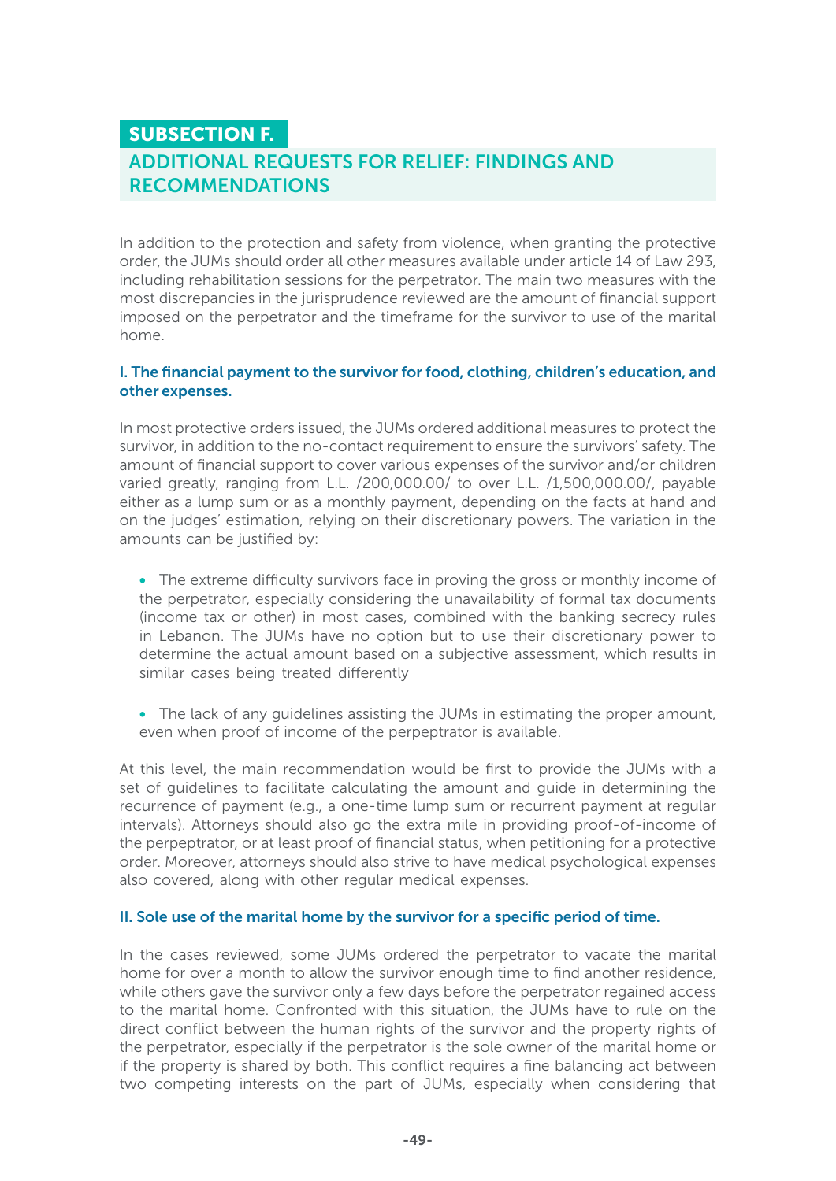## SUBSECTION F.

## ADDITIONAL REQUESTS FOR RELIEF: FINDINGS AND RECOMMENDATIONS

In addition to the protection and safety from violence, when granting the protective order, the JUMs should order all other measures available under article 14 of Law 293, including rehabilitation sessions for the perpetrator. The main two measures with the most discrepancies in the jurisprudence reviewed are the amount of financial support imposed on the perpetrator and the timeframe for the survivor to use of the marital home.

### I. The financial payment to the survivor for food, clothing, children's education, and other expenses.

In most protective orders issued, the JUMs ordered additional measures to protect the survivor, in addition to the no-contact requirement to ensure the survivors' safety. The amount of financial support to cover various expenses of the survivor and/or children varied greatly, ranging from L.L. /200,000.00/ to over L.L. /1,500,000.00/, payable either as a lump sum or as a monthly payment, depending on the facts at hand and on the judges' estimation, relying on their discretionary powers. The variation in the amounts can be justified by:

- The extreme difficulty survivors face in proving the gross or monthly income of the perpetrator, especially considering the unavailability of formal tax documents (income tax or other) in most cases, combined with the banking secrecy rules in Lebanon. The JUMs have no option but to use their discretionary power to determine the actual amount based on a subjective assessment, which results in similar cases being treated differently

- The lack of any guidelines assisting the JUMs in estimating the proper amount, even when proof of income of the perpeptrator is available.

At this level, the main recommendation would be first to provide the JUMs with a set of guidelines to facilitate calculating the amount and guide in determining the recurrence of payment (e.g., a one-time lump sum or recurrent payment at regular intervals). Attorneys should also go the extra mile in providing proof-of-income of the perpeptrator, or at least proof of financial status, when petitioning for a protective order. Moreover, attorneys should also strive to have medical psychological expenses also covered, along with other regular medical expenses.

### II. Sole use of the marital home by the survivor for a specific period of time.

In the cases reviewed, some JUMs ordered the perpetrator to vacate the marital home for over a month to allow the survivor enough time to find another residence, while others gave the survivor only a few days before the perpetrator regained access to the marital home. Confronted with this situation, the JUMs have to rule on the direct conflict between the human rights of the survivor and the property rights of the perpetrator, especially if the perpetrator is the sole owner of the marital home or if the property is shared by both. This conflict requires a fine balancing act between two competing interests on the part of JUMs, especially when considering that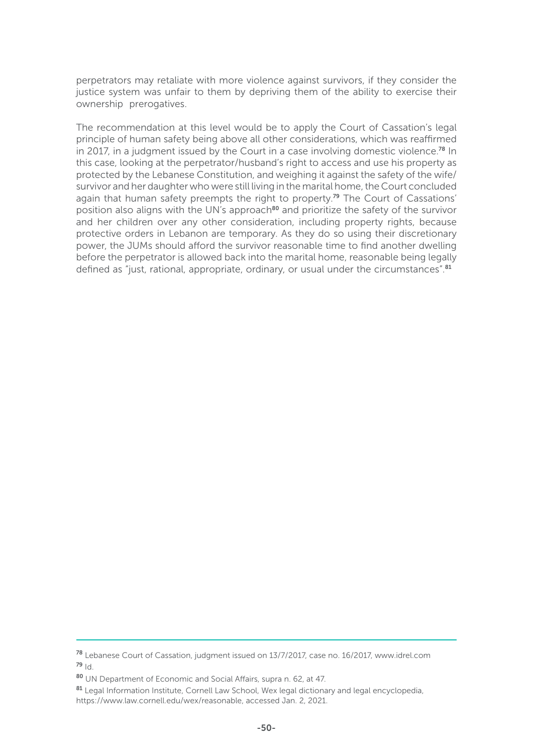perpetrators may retaliate with more violence against survivors, if they consider the justice system was unfair to them by depriving them of the ability to exercise their ownership prerogatives.

The recommendation at this level would be to apply the Court of Cassation's legal principle of human safety being above all other considerations, which was reaffirmed in 2017, in a judgment issued by the Court in a case involving domestic violence.[78] In this case, looking at the perpetrator/husband's right to access and use his property as protected by the Lebanese Constitution, and weighing it against the safety of the wife/survivor and her daughter who were still living in the marital home, the Court concluded again that human safety preempts the right to property.[79] The Court of Cassations' position also aligns with the UN's approach[80] and prioritize the safety of the survivor and her children over any other consideration, including property rights, because protective orders in Lebanon are temporary. As they do so using their discretionary power, the JUMs should afford the survivor reasonable time to find another dwelling before the perpetrator is allowed back into the marital home, reasonable being legally defined as "just, rational, appropriate, ordinary, or usual under the circumstances".[81]

---

[78] Lebanese Court of Cassation, judgment issued on 13/7/2017, case no. 16/2017, www.idrel.com

[79] Id.

[80] UN Department of Economic and Social Affairs, supra n. 62, at 47.

[81] Legal Information Institute, Cornell Law School, Wex legal dictionary and legal encyclopedia, https://www.law.cornell.edu/wex/reasonable, accessed Jan. 2, 2021.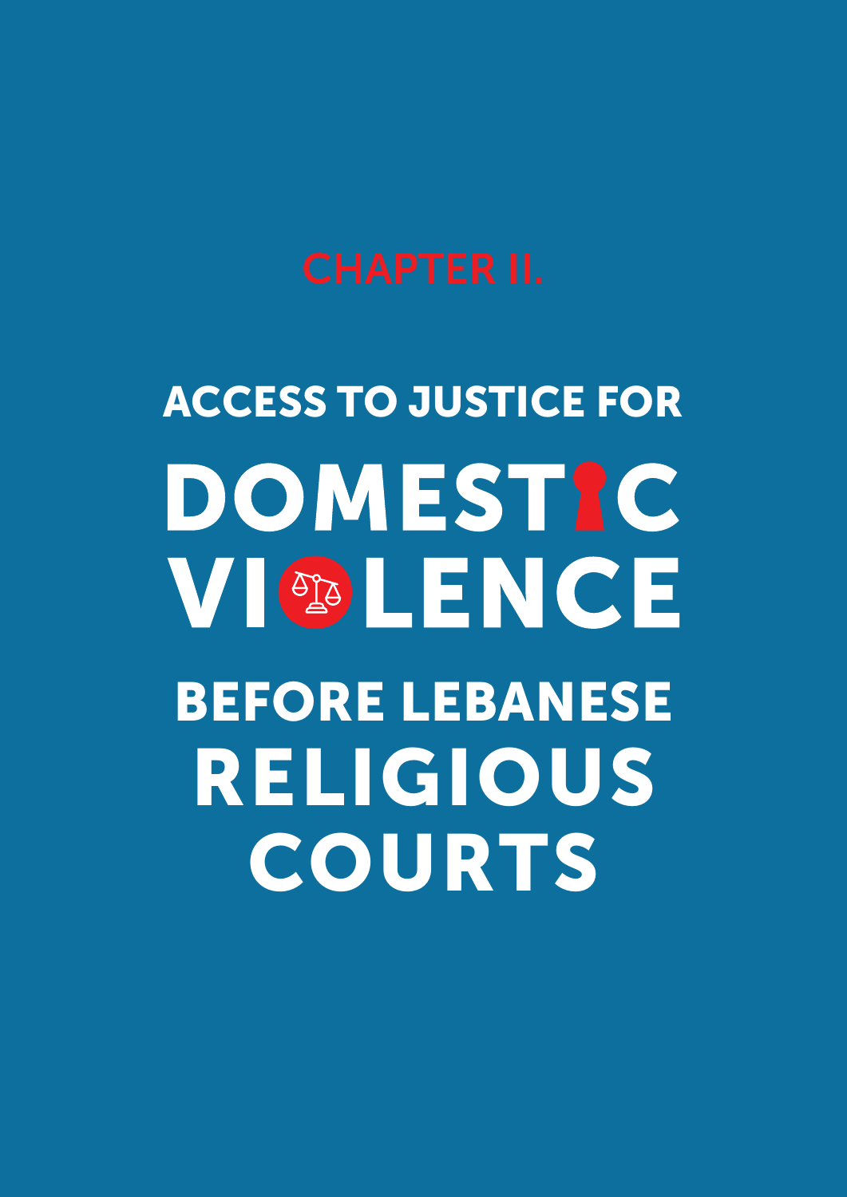# CHAPTER II.

# ACCESS TO JUSTICE FOR DOMESTIC VIOLENCE BEFORE LEBANESE RELIGIOUS COURTS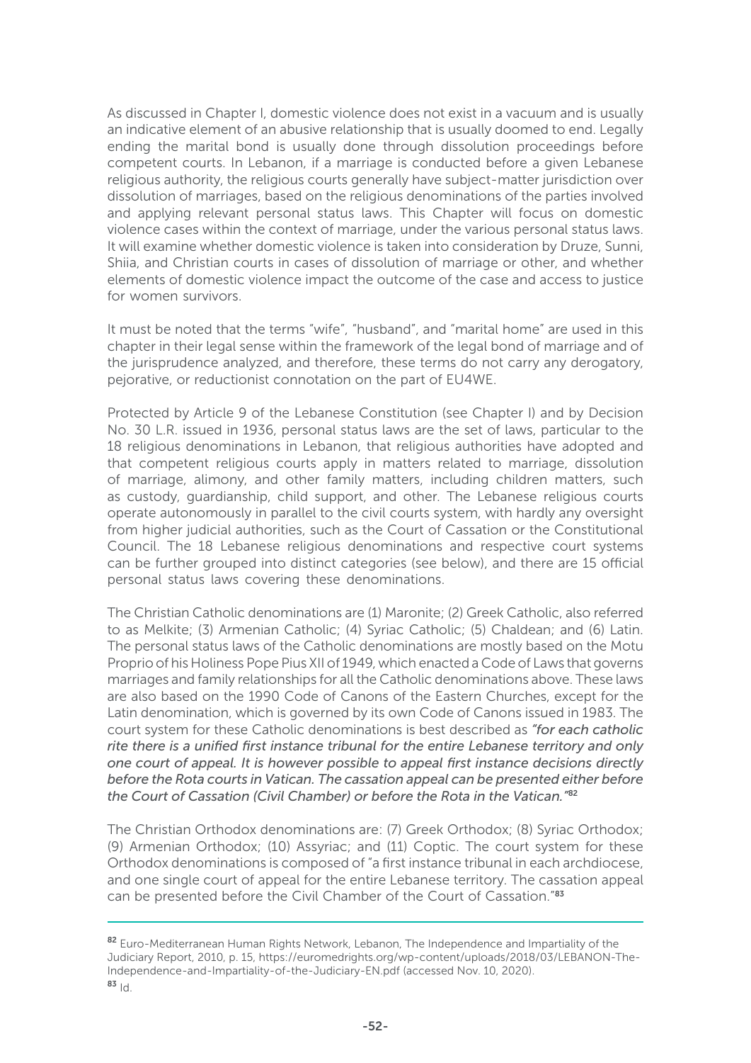As discussed in Chapter I, domestic violence does not exist in a vacuum and is usually an indicative element of an abusive relationship that is usually doomed to end. Legally ending the marital bond is usually done through dissolution proceedings before competent courts. In Lebanon, if a marriage is conducted before a given Lebanese religious authority, the religious courts generally have subject-matter jurisdiction over dissolution of marriages, based on the religious denominations of the parties involved and applying relevant personal status laws. This Chapter will focus on domestic violence cases within the context of marriage, under the various personal status laws. It will examine whether domestic violence is taken into consideration by Druze, Sunni, Shiia, and Christian courts in cases of dissolution of marriage or other, and whether elements of domestic violence impact the outcome of the case and access to justice for women survivors.

It must be noted that the terms "wife", "husband", and "marital home" are used in this chapter in their legal sense within the framework of the legal bond of marriage and of the jurisprudence analyzed, and therefore, these terms do not carry any derogatory, pejorative, or reductionist connotation on the part of EU4WE.

Protected by Article 9 of the Lebanese Constitution (see Chapter I) and by Decision No. 30 L.R. issued in 1936, personal status laws are the set of laws, particular to the 18 religious denominations in Lebanon, that religious authorities have adopted and that competent religious courts apply in matters related to marriage, dissolution of marriage, alimony, and other family matters, including children matters, such as custody, guardianship, child support, and other. The Lebanese religious courts operate autonomously in parallel to the civil courts system, with hardly any oversight from higher judicial authorities, such as the Court of Cassation or the Constitutional Council. The 18 Lebanese religious denominations and respective court systems can be further grouped into distinct categories (see below), and there are 15 official personal status laws covering these denominations.

The Christian Catholic denominations are (1) Maronite; (2) Greek Catholic, also referred to as Melkite; (3) Armenian Catholic; (4) Syriac Catholic; (5) Chaldean; and (6) Latin. The personal status laws of the Catholic denominations are mostly based on the Motu Proprio of his Holiness Pope Pius XII of 1949, which enacted a Code of Laws that governs marriages and family relationships for all the Catholic denominations above. These laws are also based on the 1990 Code of Canons of the Eastern Churches, except for the Latin denomination, which is governed by its own Code of Canons issued in 1983. The court system for these Catholic denominations is best described as *"for each catholic rite there is a unified first instance tribunal for the entire Lebanese territory and only one court of appeal. It is however possible to appeal first instance decisions directly before the Rota courts in Vatican. The cassation appeal can be presented either before the Court of Cassation (Civil Chamber) or before the Rota in the Vatican."*[82]

The Christian Orthodox denominations are: (7) Greek Orthodox; (8) Syriac Orthodox; (9) Armenian Orthodox; (10) Assyriac; and (11) Coptic. The court system for these Orthodox denominations is composed of "a first instance tribunal in each archdiocese, and one single court of appeal for the entire Lebanese territory. The cassation appeal can be presented before the Civil Chamber of the Court of Cassation."[83]

---

[82] Euro-Mediterranean Human Rights Network, Lebanon, The Independence and Impartiality of the Judiciary Report, 2010, p. 15, https://euromedrights.org/wp-content/uploads/2018/03/LEBANON-The-Independence-and-Impartiality-of-the-Judiciary-EN.pdf (accessed Nov. 10, 2020).

[83] Id.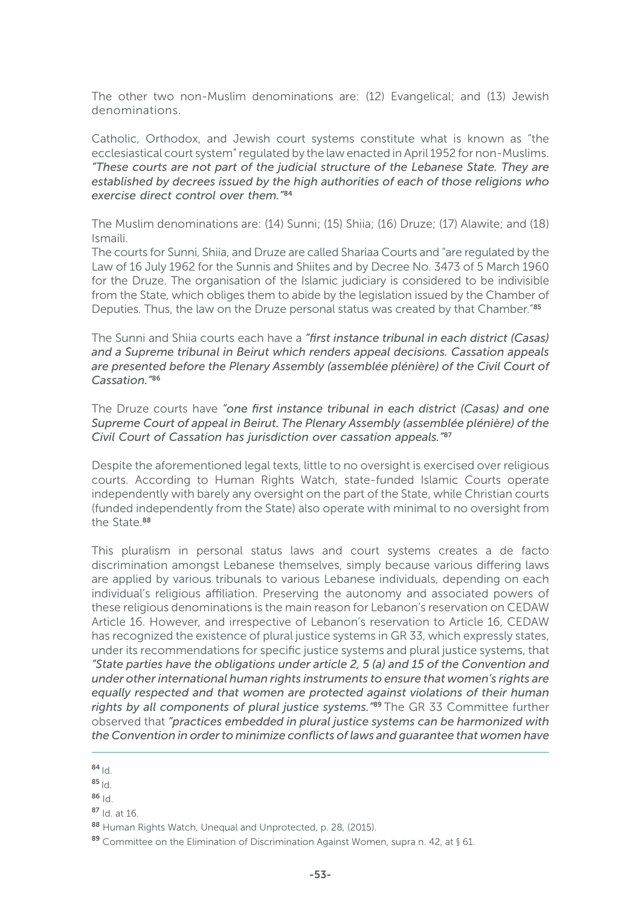The other two non-Muslim denominations are: (12) Evangelical; and (13) Jewish denominations.

Catholic, Orthodox, and Jewish court systems constitute what is known as "the ecclesiastical court system" regulated by the law enacted in April 1952 for non-Muslims. *"These courts are not part of the judicial structure of the Lebanese State. They are established by decrees issued by the high authorities of each of those religions who exercise direct control over them."*[84]

The Muslim denominations are: (14) Sunni; (15) Shiia; (16) Druze; (17) Alawite; and (18) Ismaili.

The courts for Sunni, Shiia, and Druze are called Shariaa Courts and "are regulated by the Law of 16 July 1962 for the Sunnis and Shiites and by Decree No. 3473 of 5 March 1960 for the Druze. The organisation of the Islamic judiciary is considered to be indivisible from the State, which obliges them to abide by the legislation issued by the Chamber of Deputies. Thus, the law on the Druze personal status was created by that Chamber."[85]

The Sunni and Shiia courts each have a *"first instance tribunal in each district (Casas) and a Supreme tribunal in Beirut which renders appeal decisions. Cassation appeals are presented before the Plenary Assembly (assemblée plénière) of the Civil Court of Cassation."*[86]

The Druze courts have *"one first instance tribunal in each district (Casas) and one Supreme Court of appeal in Beirut. The Plenary Assembly (assemblée plénière) of the Civil Court of Cassation has jurisdiction over cassation appeals."*[87]

Despite the aforementioned legal texts, little to no oversight is exercised over religious courts. According to Human Rights Watch, state-funded Islamic Courts operate independently with barely any oversight on the part of the State, while Christian courts (funded independently from the State) also operate with minimal to no oversight from the State.[88]

This pluralism in personal status laws and court systems creates a de facto discrimination amongst Lebanese themselves, simply because various differing laws are applied by various tribunals to various Lebanese individuals, depending on each individual's religious affiliation. Preserving the autonomy and associated powers of these religious denominations is the main reason for Lebanon's reservation on CEDAW Article 16. However, and irrespective of Lebanon's reservation to Article 16, CEDAW has recognized the existence of plural justice systems in GR 33, which expressly states, under its recommendations for specific justice systems and plural justice systems, that *"State parties have the obligations under article 2, 5 (a) and 15 of the Convention and under other international human rights instruments to ensure that women's rights are equally respected and that women are protected against violations of their human rights by all components of plural justice systems."*[89] The GR 33 Committee further observed that *"practices embedded in plural justice systems can be harmonized with the Convention in order to minimize conflicts of laws and guarantee that women have*

---

[84] Id.

[85] Id.

[86] Id.

[87] Id. at 16.

[88] Human Rights Watch, Unequal and Unprotected, p. 28, (2015).

[89] Committee on the Elimination of Discrimination Against Women, supra n. 42, at § 61.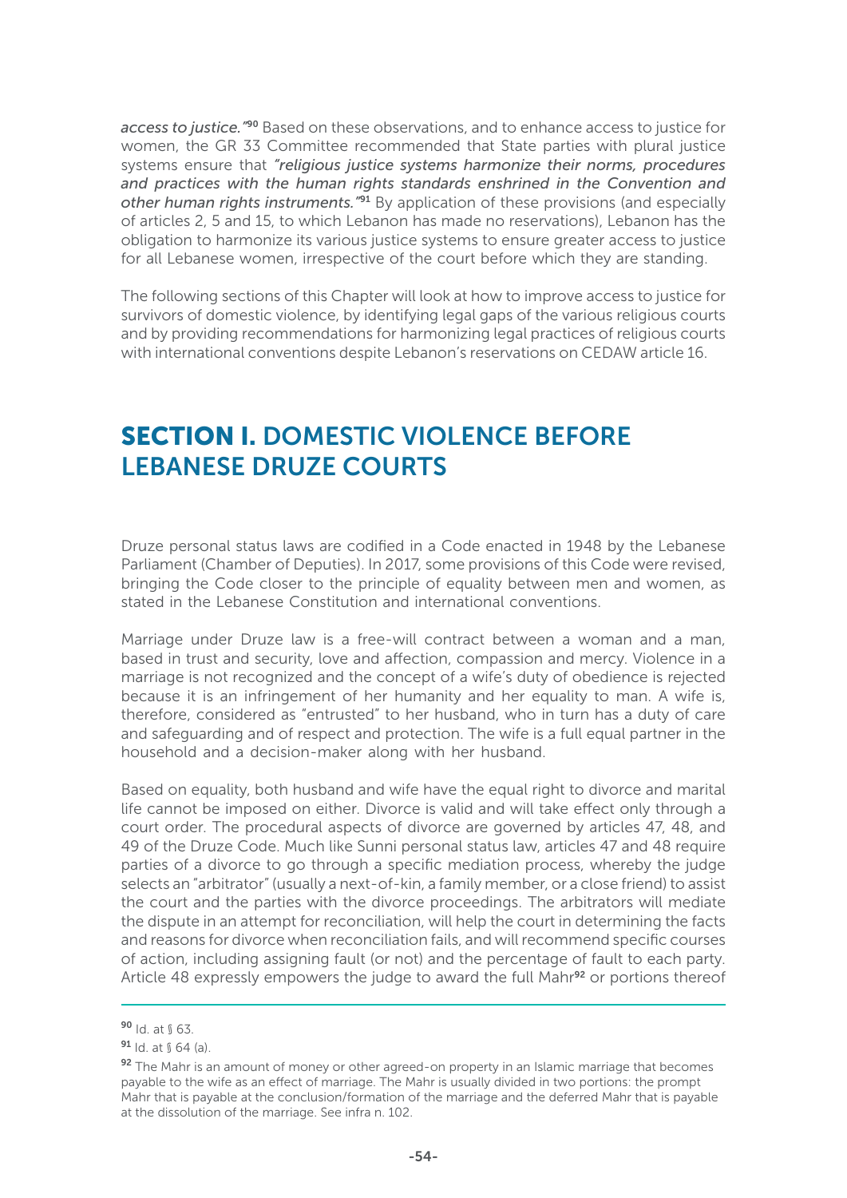*access to justice."*[90] Based on these observations, and to enhance access to justice for women, the GR 33 Committee recommended that State parties with plural justice systems ensure that *"religious justice systems harmonize their norms, procedures and practices with the human rights standards enshrined in the Convention and other human rights instruments."*[91] By application of these provisions (and especially of articles 2, 5 and 15, to which Lebanon has made no reservations), Lebanon has the obligation to harmonize its various justice systems to ensure greater access to justice for all Lebanese women, irrespective of the court before which they are standing.

The following sections of this Chapter will look at how to improve access to justice for survivors of domestic violence, by identifying legal gaps of the various religious courts and by providing recommendations for harmonizing legal practices of religious courts with international conventions despite Lebanon's reservations on CEDAW article 16.

## SECTION I. DOMESTIC VIOLENCE BEFORE LEBANESE DRUZE COURTS

Druze personal status laws are codified in a Code enacted in 1948 by the Lebanese Parliament (Chamber of Deputies). In 2017, some provisions of this Code were revised, bringing the Code closer to the principle of equality between men and women, as stated in the Lebanese Constitution and international conventions.

Marriage under Druze law is a free-will contract between a woman and a man, based in trust and security, love and affection, compassion and mercy. Violence in a marriage is not recognized and the concept of a wife's duty of obedience is rejected because it is an infringement of her humanity and her equality to man. A wife is, therefore, considered as "entrusted" to her husband, who in turn has a duty of care and safeguarding and of respect and protection. The wife is a full equal partner in the household and a decision-maker along with her husband.

Based on equality, both husband and wife have the equal right to divorce and marital life cannot be imposed on either. Divorce is valid and will take effect only through a court order. The procedural aspects of divorce are governed by articles 47, 48, and 49 of the Druze Code. Much like Sunni personal status law, articles 47 and 48 require parties of a divorce to go through a specific mediation process, whereby the judge selects an "arbitrator" (usually a next-of-kin, a family member, or a close friend) to assist the court and the parties with the divorce proceedings. The arbitrators will mediate the dispute in an attempt for reconciliation, will help the court in determining the facts and reasons for divorce when reconciliation fails, and will recommend specific courses of action, including assigning fault (or not) and the percentage of fault to each party. Article 48 expressly empowers the judge to award the full Mahr[92] or portions thereof

---

[90] Id. at § 63.

[91] Id. at § 64 (a).

[92] The Mahr is an amount of money or other agreed-on property in an Islamic marriage that becomes payable to the wife as an effect of marriage. The Mahr is usually divided in two portions: the prompt Mahr that is payable at the conclusion/formation of the marriage and the deferred Mahr that is payable at the dissolution of the marriage. See infra n. 102.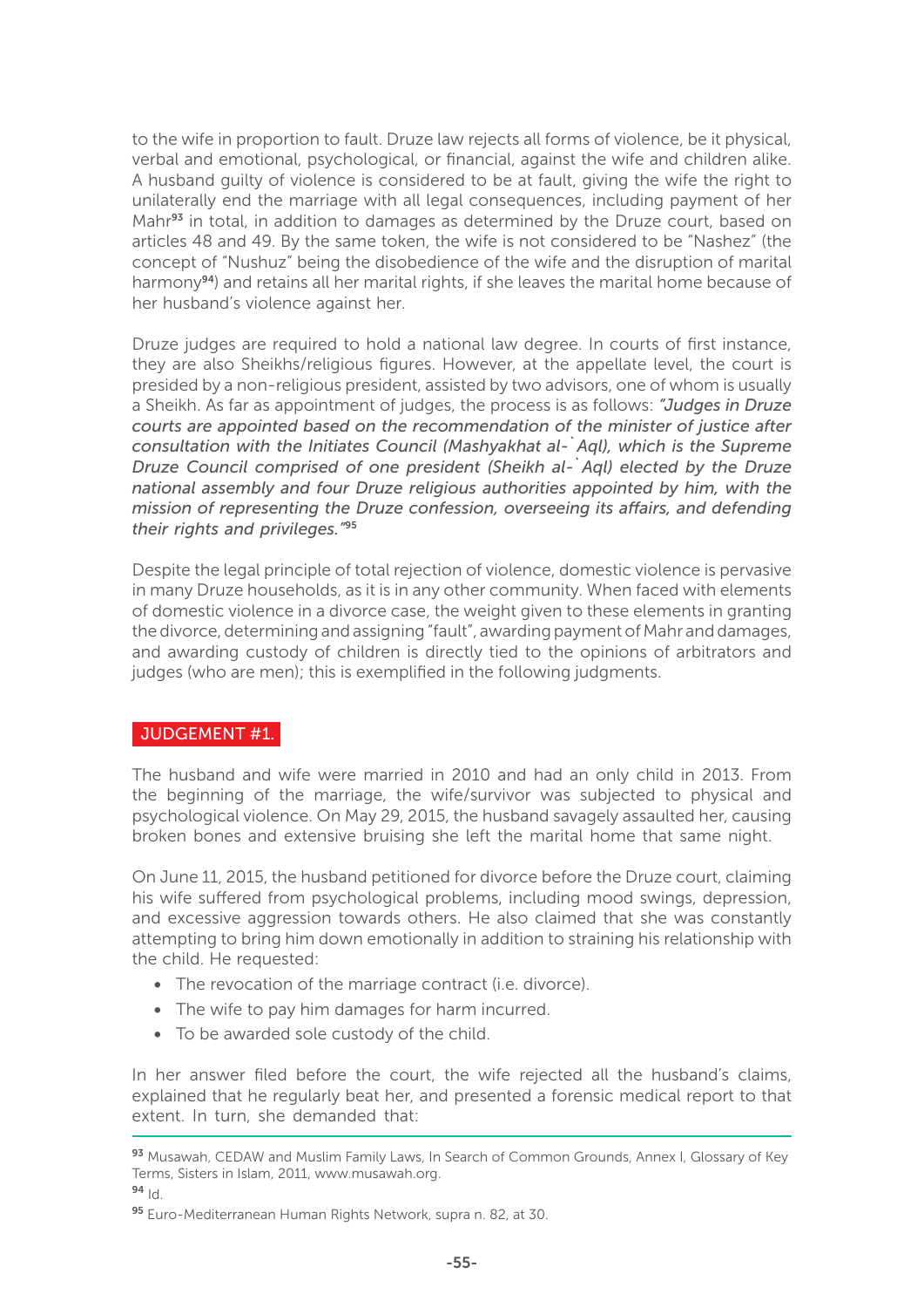to the wife in proportion to fault. Druze law rejects all forms of violence, be it physical, verbal and emotional, psychological, or financial, against the wife and children alike. A husband guilty of violence is considered to be at fault, giving the wife the right to unilaterally end the marriage with all legal consequences, including payment of her Mahr[93] in total, in addition to damages as determined by the Druze court, based on articles 48 and 49. By the same token, the wife is not considered to be "Nashez" (the concept of "Nushuz" being the disobedience of the wife and the disruption of marital harmony[94]) and retains all her marital rights, if she leaves the marital home because of her husband's violence against her.

Druze judges are required to hold a national law degree. In courts of first instance, they are also Sheikhs/religious figures. However, at the appellate level, the court is presided by a non-religious president, assisted by two advisors, one of whom is usually a Sheikh. As far as appointment of judges, the process is as follows: *"Judges in Druze courts are appointed based on the recommendation of the minister of justice after consultation with the Initiates Council (Mashyakhat al-`Aql), which is the Supreme Druze Council comprised of one president (Sheikh al-`Aql) elected by the Druze national assembly and four Druze religious authorities appointed by him, with the mission of representing the Druze confession, overseeing its affairs, and defending their rights and privileges."*[95]

Despite the legal principle of total rejection of violence, domestic violence is pervasive in many Druze households, as it is in any other community. When faced with elements of domestic violence in a divorce case, the weight given to these elements in granting the divorce, determining and assigning "fault", awarding payment of Mahr and damages, and awarding custody of children is directly tied to the opinions of arbitrators and judges (who are men); this is exemplified in the following judgments.

## JUDGEMENT #1.

The husband and wife were married in 2010 and had an only child in 2013. From the beginning of the marriage, the wife/survivor was subjected to physical and psychological violence. On May 29, 2015, the husband savagely assaulted her, causing broken bones and extensive bruising she left the marital home that same night.

On June 11, 2015, the husband petitioned for divorce before the Druze court, claiming his wife suffered from psychological problems, including mood swings, depression, and excessive aggression towards others. He also claimed that she was constantly attempting to bring him down emotionally in addition to straining his relationship with the child. He requested:

- The revocation of the marriage contract (i.e. divorce).
- The wife to pay him damages for harm incurred.
- To be awarded sole custody of the child.

In her answer filed before the court, the wife rejected all the husband's claims, explained that he regularly beat her, and presented a forensic medical report to that extent. In turn, she demanded that:

---

[93] Musawah, CEDAW and Muslim Family Laws, In Search of Common Grounds, Annex I, Glossary of Key Terms, Sisters in Islam, 2011, www.musawah.org.

[94] Id.

[95] Euro-Mediterranean Human Rights Network, supra n. 82, at 30.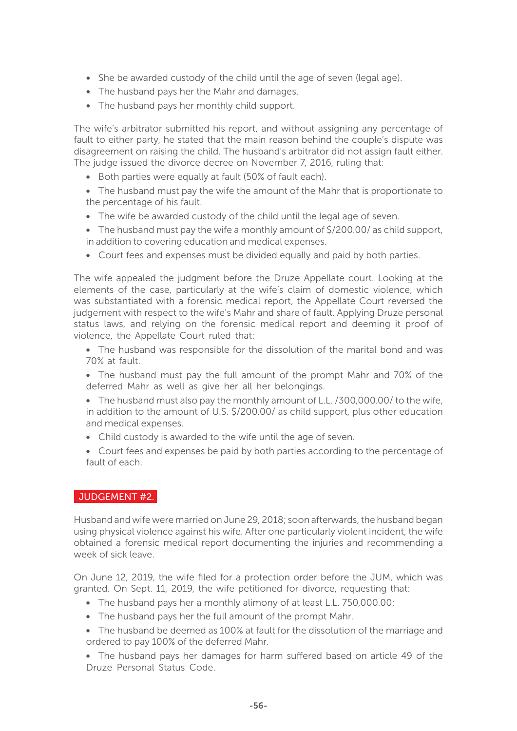- She be awarded custody of the child until the age of seven (legal age).
- The husband pays her the Mahr and damages.
- The husband pays her monthly child support.

The wife's arbitrator submitted his report, and without assigning any percentage of fault to either party, he stated that the main reason behind the couple's dispute was disagreement on raising the child. The husband's arbitrator did not assign fault either. The judge issued the divorce decree on November 7, 2016, ruling that:

- Both parties were equally at fault (50% of fault each).
- The husband must pay the wife the amount of the Mahr that is proportionate to the percentage of his fault.
- The wife be awarded custody of the child until the legal age of seven.
- The husband must pay the wife a monthly amount of $/200.00/ as child support, in addition to covering education and medical expenses.
- Court fees and expenses must be divided equally and paid by both parties.

The wife appealed the judgment before the Druze Appellate court. Looking at the elements of the case, particularly at the wife's claim of domestic violence, which was substantiated with a forensic medical report, the Appellate Court reversed the judgement with respect to the wife's Mahr and share of fault. Applying Druze personal status laws, and relying on the forensic medical report and deeming it proof of violence, the Appellate Court ruled that:

- The husband was responsible for the dissolution of the marital bond and was 70% at fault.
- The husband must pay the full amount of the prompt Mahr and 70% of the deferred Mahr as well as give her all her belongings.
- The husband must also pay the monthly amount of L.L. /300,000.00/ to the wife, in addition to the amount of U.S. $/200.00/ as child support, plus other education and medical expenses.
- Child custody is awarded to the wife until the age of seven.
- Court fees and expenses be paid by both parties according to the percentage of fault of each.

## JUDGEMENT #2.

Husband and wife were married on June 29, 2018; soon afterwards, the husband began using physical violence against his wife. After one particularly violent incident, the wife obtained a forensic medical report documenting the injuries and recommending a week of sick leave.

On June 12, 2019, the wife filed for a protection order before the JUM, which was granted. On Sept. 11, 2019, the wife petitioned for divorce, requesting that:

- The husband pays her a monthly alimony of at least L.L. 750,000.00;
- The husband pays her the full amount of the prompt Mahr.
- The husband be deemed as 100% at fault for the dissolution of the marriage and ordered to pay 100% of the deferred Mahr.
- The husband pays her damages for harm suffered based on article 49 of the Druze Personal Status Code.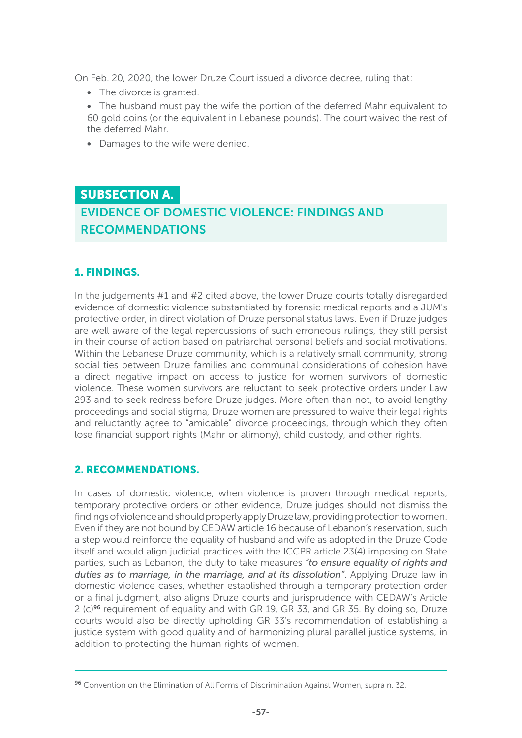On Feb. 20, 2020, the lower Druze Court issued a divorce decree, ruling that:

- The divorce is granted.
- The husband must pay the wife the portion of the deferred Mahr equivalent to 60 gold coins (or the equivalent in Lebanese pounds). The court waived the rest of the deferred Mahr.
- Damages to the wife were denied.

## SUBSECTION A.

## EVIDENCE OF DOMESTIC VIOLENCE: FINDINGS AND RECOMMENDATIONS

### 1. FINDINGS.

In the judgements #1 and #2 cited above, the lower Druze courts totally disregarded evidence of domestic violence substantiated by forensic medical reports and a JUM's protective order, in direct violation of Druze personal status laws. Even if Druze judges are well aware of the legal repercussions of such erroneous rulings, they still persist in their course of action based on patriarchal personal beliefs and social motivations. Within the Lebanese Druze community, which is a relatively small community, strong social ties between Druze families and communal considerations of cohesion have a direct negative impact on access to justice for women survivors of domestic violence. These women survivors are reluctant to seek protective orders under Law 293 and to seek redress before Druze judges. More often than not, to avoid lengthy proceedings and social stigma, Druze women are pressured to waive their legal rights and reluctantly agree to "amicable" divorce proceedings, through which they often lose financial support rights (Mahr or alimony), child custody, and other rights.

### 2. RECOMMENDATIONS.

In cases of domestic violence, when violence is proven through medical reports, temporary protective orders or other evidence, Druze judges should not dismiss the findings of violence and should properly apply Druze law, providing protection to women. Even if they are not bound by CEDAW article 16 because of Lebanon's reservation, such a step would reinforce the equality of husband and wife as adopted in the Druze Code itself and would align judicial practices with the ICCPR article 23(4) imposing on State parties, such as Lebanon, the duty to take measures *"to ensure equality of rights and duties as to marriage, in the marriage, and at its dissolution"*. Applying Druze law in domestic violence cases, whether established through a temporary protection order or a final judgment, also aligns Druze courts and jurisprudence with CEDAW's Article 2 (c)[96] requirement of equality and with GR 19, GR 33, and GR 35. By doing so, Druze courts would also be directly upholding GR 33's recommendation of establishing a justice system with good quality and of harmonizing plural parallel justice systems, in addition to protecting the human rights of women.

---

[96] Convention on the Elimination of All Forms of Discrimination Against Women, supra n. 32.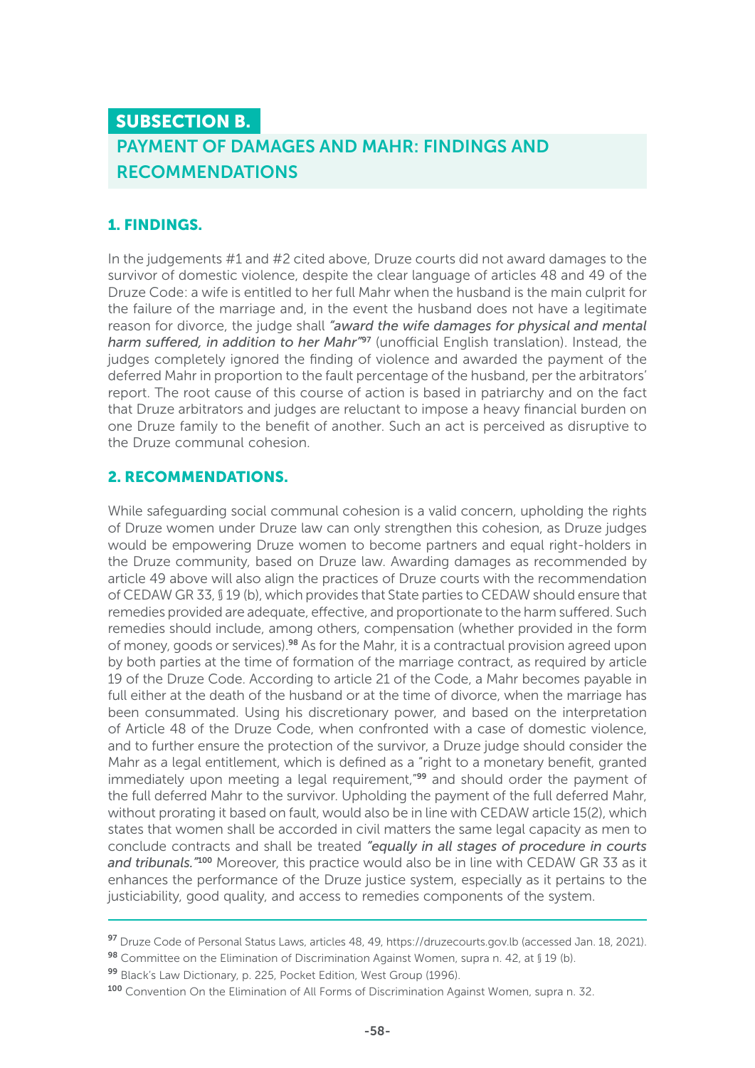## SUBSECTION B.

## PAYMENT OF DAMAGES AND MAHR: FINDINGS AND RECOMMENDATIONS

### 1. FINDINGS.

In the judgements #1 and #2 cited above, Druze courts did not award damages to the survivor of domestic violence, despite the clear language of articles 48 and 49 of the Druze Code: a wife is entitled to her full Mahr when the husband is the main culprit for the failure of the marriage and, in the event the husband does not have a legitimate reason for divorce, the judge shall ***"award the wife damages for physical and mental harm suffered, in addition to her Mahr"***[97] (unofficial English translation). Instead, the judges completely ignored the finding of violence and awarded the payment of the deferred Mahr in proportion to the fault percentage of the husband, per the arbitrators' report. The root cause of this course of action is based in patriarchy and on the fact that Druze arbitrators and judges are reluctant to impose a heavy financial burden on one Druze family to the benefit of another. Such an act is perceived as disruptive to the Druze communal cohesion.

### 2. RECOMMENDATIONS.

While safeguarding social communal cohesion is a valid concern, upholding the rights of Druze women under Druze law can only strengthen this cohesion, as Druze judges would be empowering Druze women to become partners and equal right-holders in the Druze community, based on Druze law. Awarding damages as recommended by article 49 above will also align the practices of Druze courts with the recommendation of CEDAW GR 33, § 19 (b), which provides that State parties to CEDAW should ensure that remedies provided are adequate, effective, and proportionate to the harm suffered. Such remedies should include, among others, compensation (whether provided in the form of money, goods or services).[98] As for the Mahr, it is a contractual provision agreed upon by both parties at the time of formation of the marriage contract, as required by article 19 of the Druze Code. According to article 21 of the Code, a Mahr becomes payable in full either at the death of the husband or at the time of divorce, when the marriage has been consummated. Using his discretionary power, and based on the interpretation of Article 48 of the Druze Code, when confronted with a case of domestic violence, and to further ensure the protection of the survivor, a Druze judge should consider the Mahr as a legal entitlement, which is defined as a "right to a monetary benefit, granted immediately upon meeting a legal requirement,"[99] and should order the payment of the full deferred Mahr to the survivor. Upholding the payment of the full deferred Mahr, without prorating it based on fault, would also be in line with CEDAW article 15(2), which states that women shall be accorded in civil matters the same legal capacity as men to conclude contracts and shall be treated ***"equally in all stages of procedure in courts and tribunals."***[100] Moreover, this practice would also be in line with CEDAW GR 33 as it enhances the performance of the Druze justice system, especially as it pertains to the justiciability, good quality, and access to remedies components of the system.

---

[97] Druze Code of Personal Status Laws, articles 48, 49, https://druzecourts.gov.lb (accessed Jan. 18, 2021).

[98] Committee on the Elimination of Discrimination Against Women, supra n. 42, at § 19 (b).

[99] Black's Law Dictionary, p. 225, Pocket Edition, West Group (1996).

[100] Convention On the Elimination of All Forms of Discrimination Against Women, supra n. 32.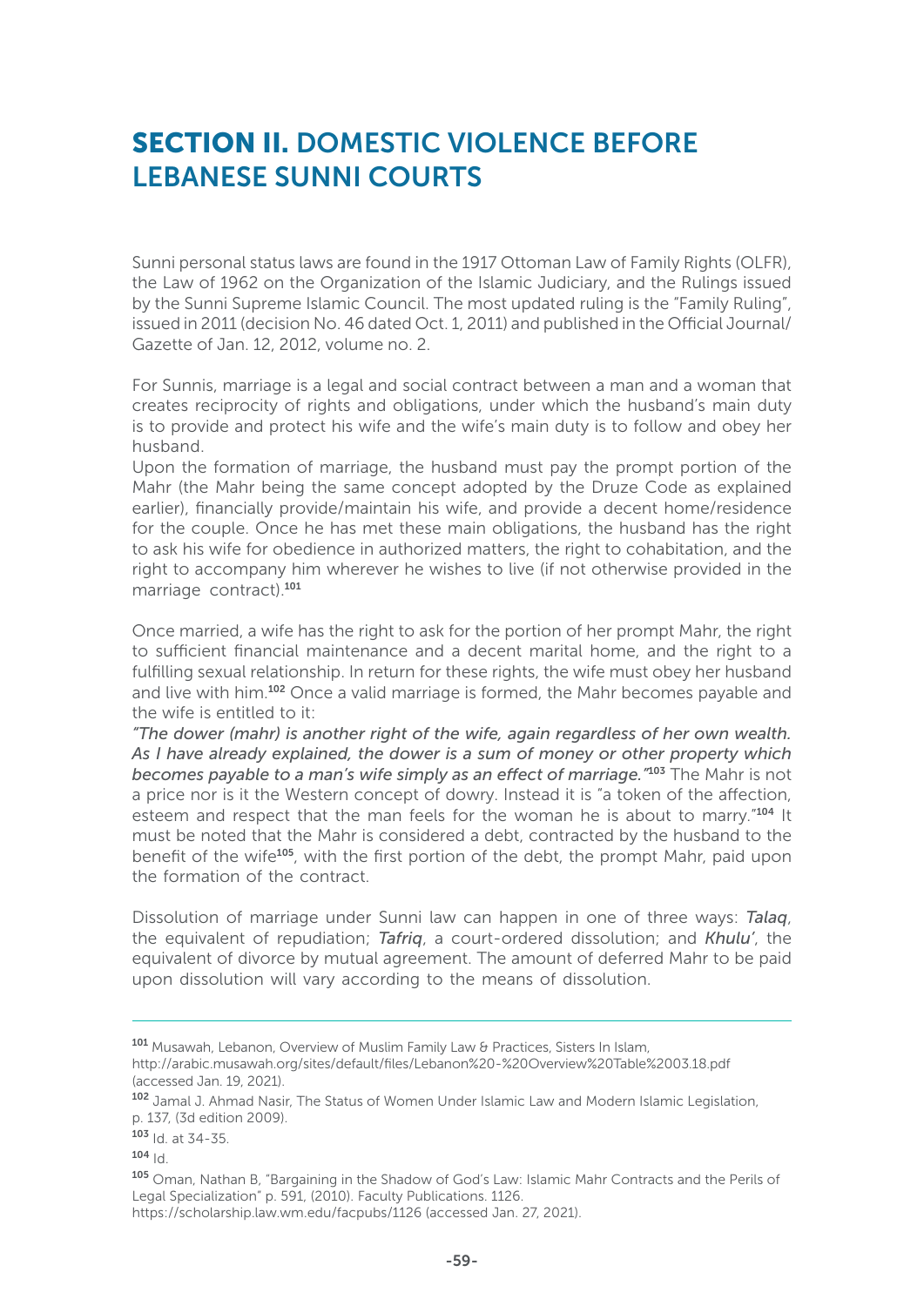# **SECTION II.** DOMESTIC VIOLENCE BEFORE LEBANESE SUNNI COURTS

Sunni personal status laws are found in the 1917 Ottoman Law of Family Rights (OLFR), the Law of 1962 on the Organization of the Islamic Judiciary, and the Rulings issued by the Sunni Supreme Islamic Council. The most updated ruling is the "Family Ruling", issued in 2011 (decision No. 46 dated Oct. 1, 2011) and published in the Official Journal/ Gazette of Jan. 12, 2012, volume no. 2.

For Sunnis, marriage is a legal and social contract between a man and a woman that creates reciprocity of rights and obligations, under which the husband's main duty is to provide and protect his wife and the wife's main duty is to follow and obey her husband.

Upon the formation of marriage, the husband must pay the prompt portion of the Mahr (the Mahr being the same concept adopted by the Druze Code as explained earlier), financially provide/maintain his wife, and provide a decent home/residence for the couple. Once he has met these main obligations, the husband has the right to ask his wife for obedience in authorized matters, the right to cohabitation, and the right to accompany him wherever he wishes to live (if not otherwise provided in the marriage contract).[101]

Once married, a wife has the right to ask for the portion of her prompt Mahr, the right to sufficient financial maintenance and a decent marital home, and the right to a fulfilling sexual relationship. In return for these rights, the wife must obey her husband and live with him.[102] Once a valid marriage is formed, the Mahr becomes payable and the wife is entitled to it:

*"The dower (mahr) is another right of the wife, again regardless of her own wealth. As I have already explained, the dower is a sum of money or other property which becomes payable to a man's wife simply as an effect of marriage."*[103] The Mahr is not a price nor is it the Western concept of dowry. Instead it is "a token of the affection, esteem and respect that the man feels for the woman he is about to marry."[104] It must be noted that the Mahr is considered a debt, contracted by the husband to the benefit of the wife[105], with the first portion of the debt, the prompt Mahr, paid upon the formation of the contract.

Dissolution of marriage under Sunni law can happen in one of three ways: ***Talaq***, the equivalent of repudiation; ***Tafriq***, a court-ordered dissolution; and ***Khulu'***, the equivalent of divorce by mutual agreement. The amount of deferred Mahr to be paid upon dissolution will vary according to the means of dissolution.

---

[101] Musawah, Lebanon, Overview of Muslim Family Law & Practices, Sisters In Islam, http://arabic.musawah.org/sites/default/files/Lebanon%20-%20Overview%20Table%2003.18.pdf (accessed Jan. 19, 2021).

[102] Jamal J. Ahmad Nasir, The Status of Women Under Islamic Law and Modern Islamic Legislation, p. 137, (3d edition 2009).

[103] Id. at 34-35.

[104] Id.

[105] Oman, Nathan B, "Bargaining in the Shadow of God's Law: Islamic Mahr Contracts and the Perils of Legal Specialization" p. 591, (2010). Faculty Publications. 1126. https://scholarship.law.wm.edu/facpubs/1126 (accessed Jan. 27, 2021).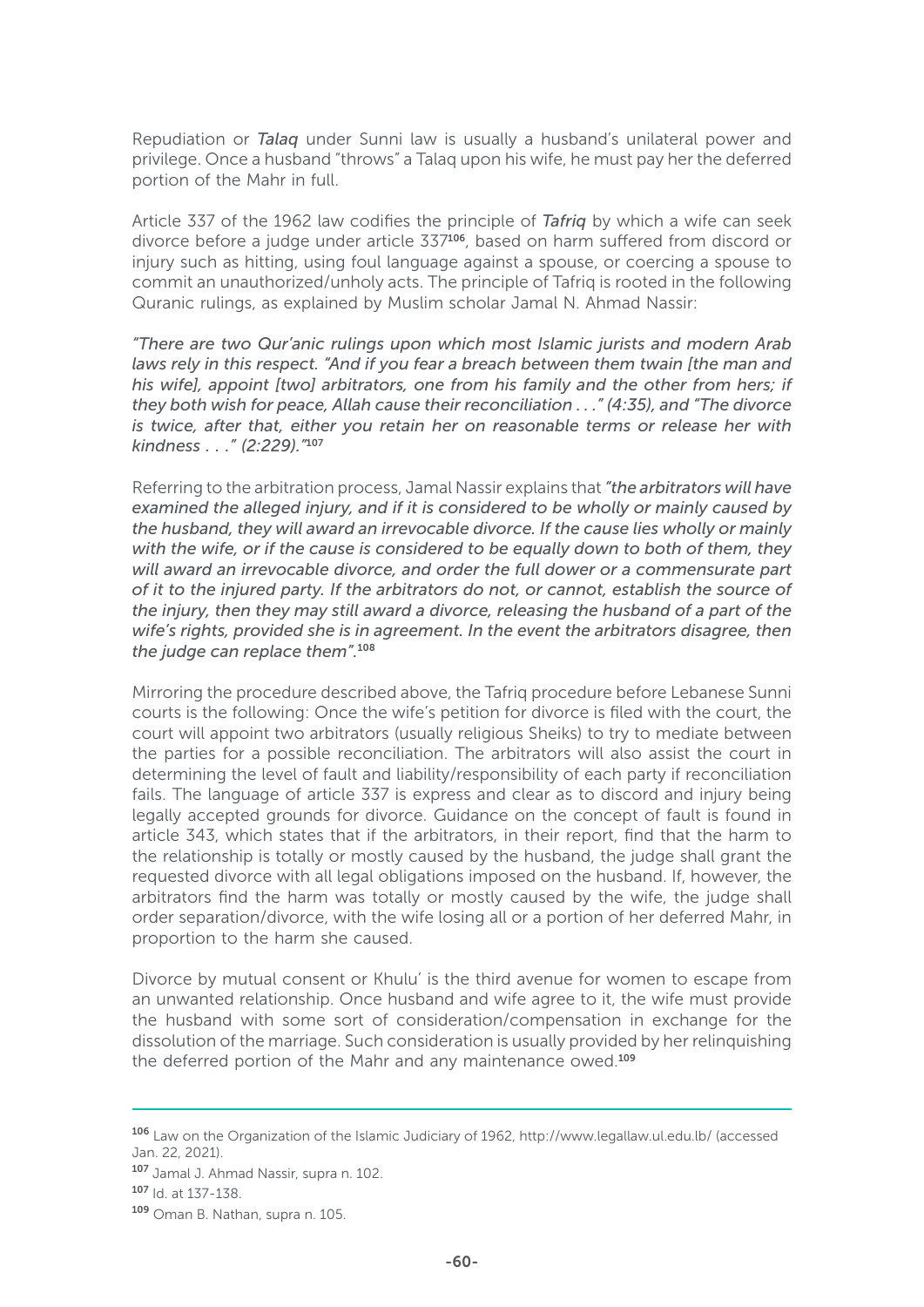Repudiation or ***Talaq*** under Sunni law is usually a husband's unilateral power and privilege. Once a husband "throws" a Talaq upon his wife, he must pay her the deferred portion of the Mahr in full.

Article 337 of the 1962 law codifies the principle of ***Tafriq*** by which a wife can seek divorce before a judge under article 337[106], based on harm suffered from discord or injury such as hitting, using foul language against a spouse, or coercing a spouse to commit an unauthorized/unholy acts. The principle of Tafriq is rooted in the following Quranic rulings, as explained by Muslim scholar Jamal N. Ahmad Nassir:

*"There are two Qur'anic rulings upon which most Islamic jurists and modern Arab laws rely in this respect. "And if you fear a breach between them twain [the man and his wife], appoint [two] arbitrators, one from his family and the other from hers; if they both wish for peace, Allah cause their reconciliation . . ." (4:35), and "The divorce is twice, after that, either you retain her on reasonable terms or release her with kindness . . ." (2:229)."*[107]

Referring to the arbitration process, Jamal Nassir explains that *"the arbitrators will have examined the alleged injury, and if it is considered to be wholly or mainly caused by the husband, they will award an irrevocable divorce. If the cause lies wholly or mainly with the wife, or if the cause is considered to be equally down to both of them, they will award an irrevocable divorce, and order the full dower or a commensurate part of it to the injured party. If the arbitrators do not, or cannot, establish the source of the injury, then they may still award a divorce, releasing the husband of a part of the wife's rights, provided she is in agreement. In the event the arbitrators disagree, then the judge can replace them".*[108]

Mirroring the procedure described above, the Tafriq procedure before Lebanese Sunni courts is the following: Once the wife's petition for divorce is filed with the court, the court will appoint two arbitrators (usually religious Sheiks) to try to mediate between the parties for a possible reconciliation. The arbitrators will also assist the court in determining the level of fault and liability/responsibility of each party if reconciliation fails. The language of article 337 is express and clear as to discord and injury being legally accepted grounds for divorce. Guidance on the concept of fault is found in article 343, which states that if the arbitrators, in their report, find that the harm to the relationship is totally or mostly caused by the husband, the judge shall grant the requested divorce with all legal obligations imposed on the husband. If, however, the arbitrators find the harm was totally or mostly caused by the wife, the judge shall order separation/divorce, with the wife losing all or a portion of her deferred Mahr, in proportion to the harm she caused.

Divorce by mutual consent or Khulu' is the third avenue for women to escape from an unwanted relationship. Once husband and wife agree to it, the wife must provide the husband with some sort of consideration/compensation in exchange for the dissolution of the marriage. Such consideration is usually provided by her relinquishing the deferred portion of the Mahr and any maintenance owed.[109]

---

[106] Law on the Organization of the Islamic Judiciary of 1962, http://www.legallaw.ul.edu.lb/ (accessed Jan. 22, 2021).

[107] Jamal J. Ahmad Nassir, supra n. 102.

[107] Id. at 137-138.

[109] Oman B. Nathan, supra n. 105.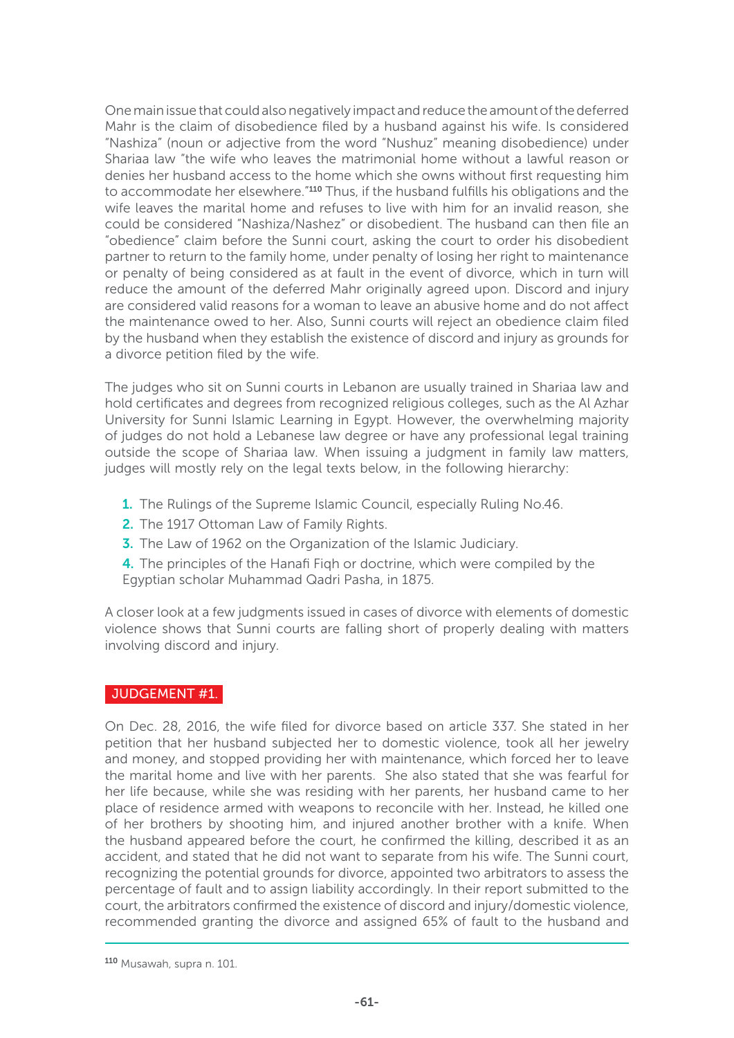One main issue that could also negatively impact and reduce the amount of the deferred Mahr is the claim of disobedience filed by a husband against his wife. Is considered "Nashiza" (noun or adjective from the word "Nushuz" meaning disobedience) under Shariaa law "the wife who leaves the matrimonial home without a lawful reason or denies her husband access to the home which she owns without first requesting him to accommodate her elsewhere."[110] Thus, if the husband fulfills his obligations and the wife leaves the marital home and refuses to live with him for an invalid reason, she could be considered "Nashiza/Nashez" or disobedient. The husband can then file an "obedience" claim before the Sunni court, asking the court to order his disobedient partner to return to the family home, under penalty of losing her right to maintenance or penalty of being considered as at fault in the event of divorce, which in turn will reduce the amount of the deferred Mahr originally agreed upon. Discord and injury are considered valid reasons for a woman to leave an abusive home and do not affect the maintenance owed to her. Also, Sunni courts will reject an obedience claim filed by the husband when they establish the existence of discord and injury as grounds for a divorce petition filed by the wife.

The judges who sit on Sunni courts in Lebanon are usually trained in Shariaa law and hold certificates and degrees from recognized religious colleges, such as the Al Azhar University for Sunni Islamic Learning in Egypt. However, the overwhelming majority of judges do not hold a Lebanese law degree or have any professional legal training outside the scope of Shariaa law. When issuing a judgment in family law matters, judges will mostly rely on the legal texts below, in the following hierarchy:

1. The Rulings of the Supreme Islamic Council, especially Ruling No.46.
2. The 1917 Ottoman Law of Family Rights.
3. The Law of 1962 on the Organization of the Islamic Judiciary.
4. The principles of the Hanafi Fiqh or doctrine, which were compiled by the Egyptian scholar Muhammad Qadri Pasha, in 1875.

A closer look at a few judgments issued in cases of divorce with elements of domestic violence shows that Sunni courts are falling short of properly dealing with matters involving discord and injury.

## JUDGEMENT #1.

On Dec. 28, 2016, the wife filed for divorce based on article 337. She stated in her petition that her husband subjected her to domestic violence, took all her jewelry and money, and stopped providing her with maintenance, which forced her to leave the marital home and live with her parents. She also stated that she was fearful for her life because, while she was residing with her parents, her husband came to her place of residence armed with weapons to reconcile with her. Instead, he killed one of her brothers by shooting him, and injured another brother with a knife. When the husband appeared before the court, he confirmed the killing, described it as an accident, and stated that he did not want to separate from his wife. The Sunni court, recognizing the potential grounds for divorce, appointed two arbitrators to assess the percentage of fault and to assign liability accordingly. In their report submitted to the court, the arbitrators confirmed the existence of discord and injury/domestic violence, recommended granting the divorce and assigned 65% of fault to the husband and

[110] Musawah, supra n. 101.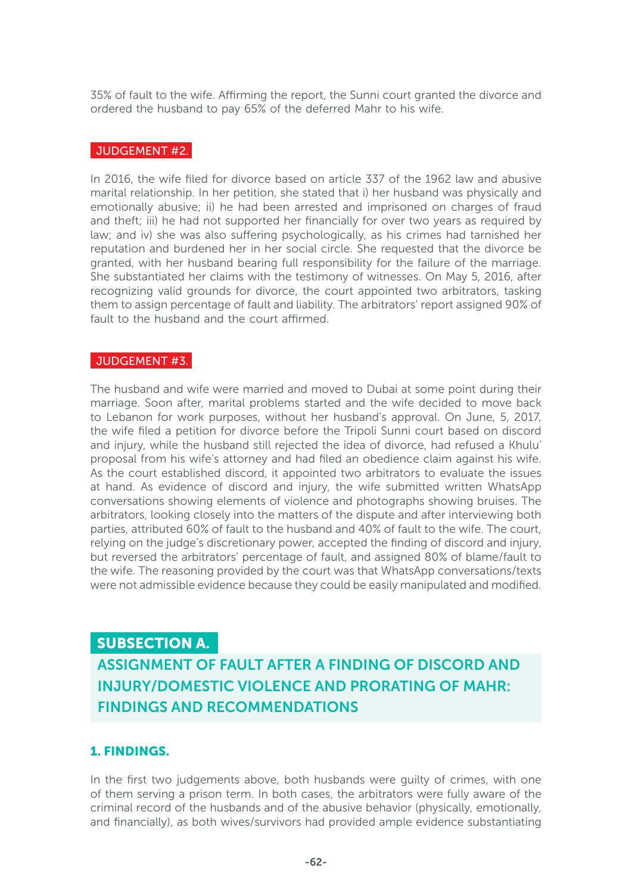35% of fault to the wife. Affirming the report, the Sunni court granted the divorce and ordered the husband to pay 65% of the deferred Mahr to his wife.

### JUDGEMENT #2.

In 2016, the wife filed for divorce based on article 337 of the 1962 law and abusive marital relationship. In her petition, she stated that i) her husband was physically and emotionally abusive; ii) he had been arrested and imprisoned on charges of fraud and theft; iii) he had not supported her financially for over two years as required by law; and iv) she was also suffering psychologically, as his crimes had tarnished her reputation and burdened her in her social circle. She requested that the divorce be granted, with her husband bearing full responsibility for the failure of the marriage. She substantiated her claims with the testimony of witnesses. On May 5, 2016, after recognizing valid grounds for divorce, the court appointed two arbitrators, tasking them to assign percentage of fault and liability. The arbitrators' report assigned 90% of fault to the husband and the court affirmed.

### JUDGEMENT #3.

The husband and wife were married and moved to Dubai at some point during their marriage. Soon after, marital problems started and the wife decided to move back to Lebanon for work purposes, without her husband's approval. On June, 5, 2017, the wife filed a petition for divorce before the Tripoli Sunni court based on discord and injury, while the husband still rejected the idea of divorce, had refused a Khulu' proposal from his wife's attorney and had filed an obedience claim against his wife. As the court established discord, it appointed two arbitrators to evaluate the issues at hand. As evidence of discord and injury, the wife submitted written WhatsApp conversations showing elements of violence and photographs showing bruises. The arbitrators, looking closely into the matters of the dispute and after interviewing both parties, attributed 60% of fault to the husband and 40% of fault to the wife. The court, relying on the judge's discretionary power, accepted the finding of discord and injury, but reversed the arbitrators' percentage of fault, and assigned 80% of blame/fault to the wife. The reasoning provided by the court was that WhatsApp conversations/texts were not admissible evidence because they could be easily manipulated and modified.

## SUBSECTION A.

## ASSIGNMENT OF FAULT AFTER A FINDING OF DISCORD AND INJURY/DOMESTIC VIOLENCE AND PRORATING OF MAHR: FINDINGS AND RECOMMENDATIONS

### 1. FINDINGS.

In the first two judgements above, both husbands were guilty of crimes, with one of them serving a prison term. In both cases, the arbitrators were fully aware of the criminal record of the husbands and of the abusive behavior (physically, emotionally, and financially), as both wives/survivors had provided ample evidence substantiating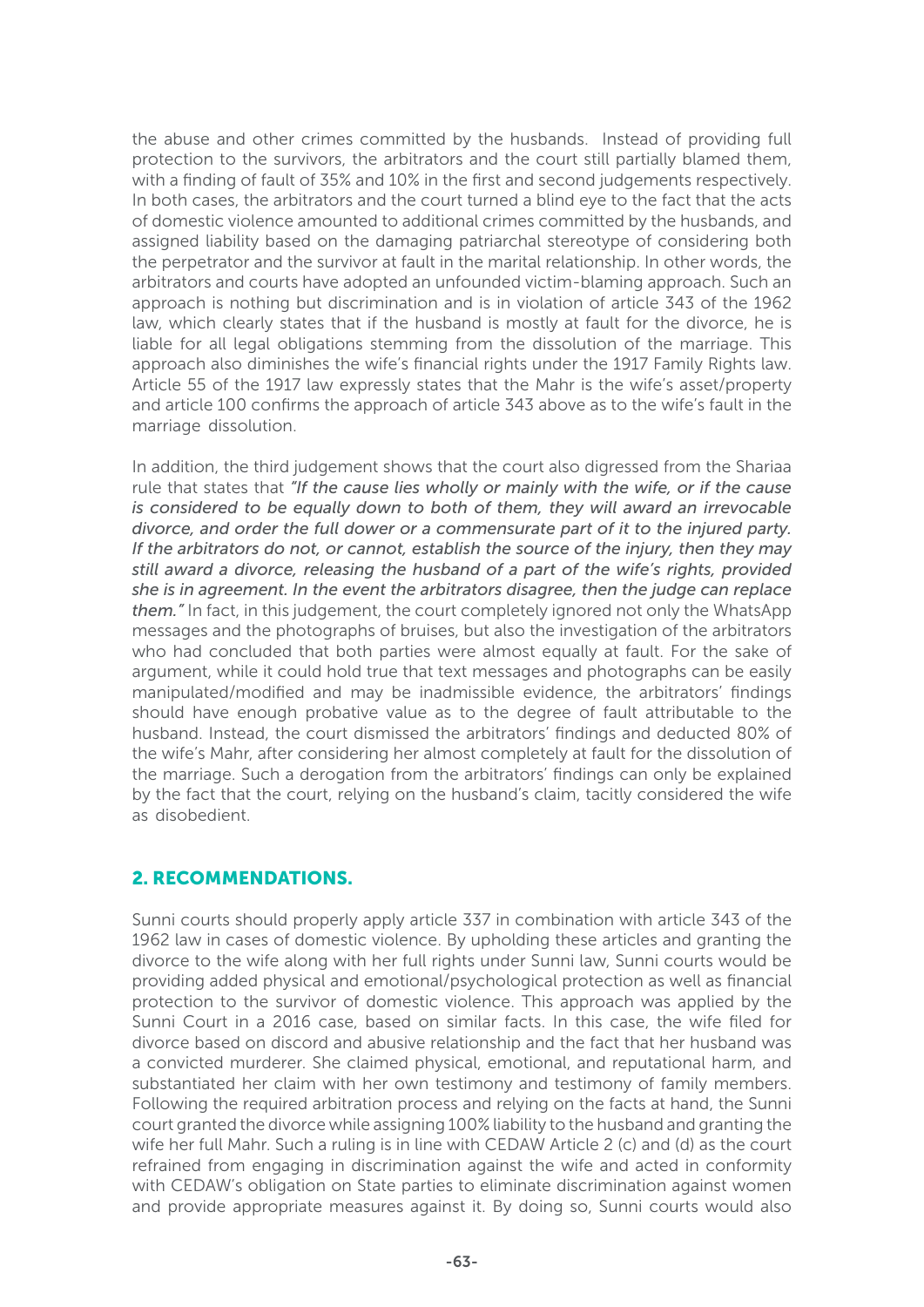the abuse and other crimes committed by the husbands. Instead of providing full protection to the survivors, the arbitrators and the court still partially blamed them, with a finding of fault of 35% and 10% in the first and second judgements respectively. In both cases, the arbitrators and the court turned a blind eye to the fact that the acts of domestic violence amounted to additional crimes committed by the husbands, and assigned liability based on the damaging patriarchal stereotype of considering both the perpetrator and the survivor at fault in the marital relationship. In other words, the arbitrators and courts have adopted an unfounded victim-blaming approach. Such an approach is nothing but discrimination and is in violation of article 343 of the 1962 law, which clearly states that if the husband is mostly at fault for the divorce, he is liable for all legal obligations stemming from the dissolution of the marriage. This approach also diminishes the wife's financial rights under the 1917 Family Rights law. Article 55 of the 1917 law expressly states that the Mahr is the wife's asset/property and article 100 confirms the approach of article 343 above as to the wife's fault in the marriage dissolution.

In addition, the third judgement shows that the court also digressed from the Shariaa rule that states that *"If the cause lies wholly or mainly with the wife, or if the cause is considered to be equally down to both of them, they will award an irrevocable divorce, and order the full dower or a commensurate part of it to the injured party. If the arbitrators do not, or cannot, establish the source of the injury, then they may still award a divorce, releasing the husband of a part of the wife's rights, provided she is in agreement. In the event the arbitrators disagree, then the judge can replace them."* In fact, in this judgement, the court completely ignored not only the WhatsApp messages and the photographs of bruises, but also the investigation of the arbitrators who had concluded that both parties were almost equally at fault. For the sake of argument, while it could hold true that text messages and photographs can be easily manipulated/modified and may be inadmissible evidence, the arbitrators' findings should have enough probative value as to the degree of fault attributable to the husband. Instead, the court dismissed the arbitrators' findings and deducted 80% of the wife's Mahr, after considering her almost completely at fault for the dissolution of the marriage. Such a derogation from the arbitrators' findings can only be explained by the fact that the court, relying on the husband's claim, tacitly considered the wife as disobedient.

## 2. RECOMMENDATIONS.

Sunni courts should properly apply article 337 in combination with article 343 of the 1962 law in cases of domestic violence. By upholding these articles and granting the divorce to the wife along with her full rights under Sunni law, Sunni courts would be providing added physical and emotional/psychological protection as well as financial protection to the survivor of domestic violence. This approach was applied by the Sunni Court in a 2016 case, based on similar facts. In this case, the wife filed for divorce based on discord and abusive relationship and the fact that her husband was a convicted murderer. She claimed physical, emotional, and reputational harm, and substantiated her claim with her own testimony and testimony of family members. Following the required arbitration process and relying on the facts at hand, the Sunni court granted the divorce while assigning 100% liability to the husband and granting the wife her full Mahr. Such a ruling is in line with CEDAW Article 2 (c) and (d) as the court refrained from engaging in discrimination against the wife and acted in conformity with CEDAW's obligation on State parties to eliminate discrimination against women and provide appropriate measures against it. By doing so, Sunni courts would also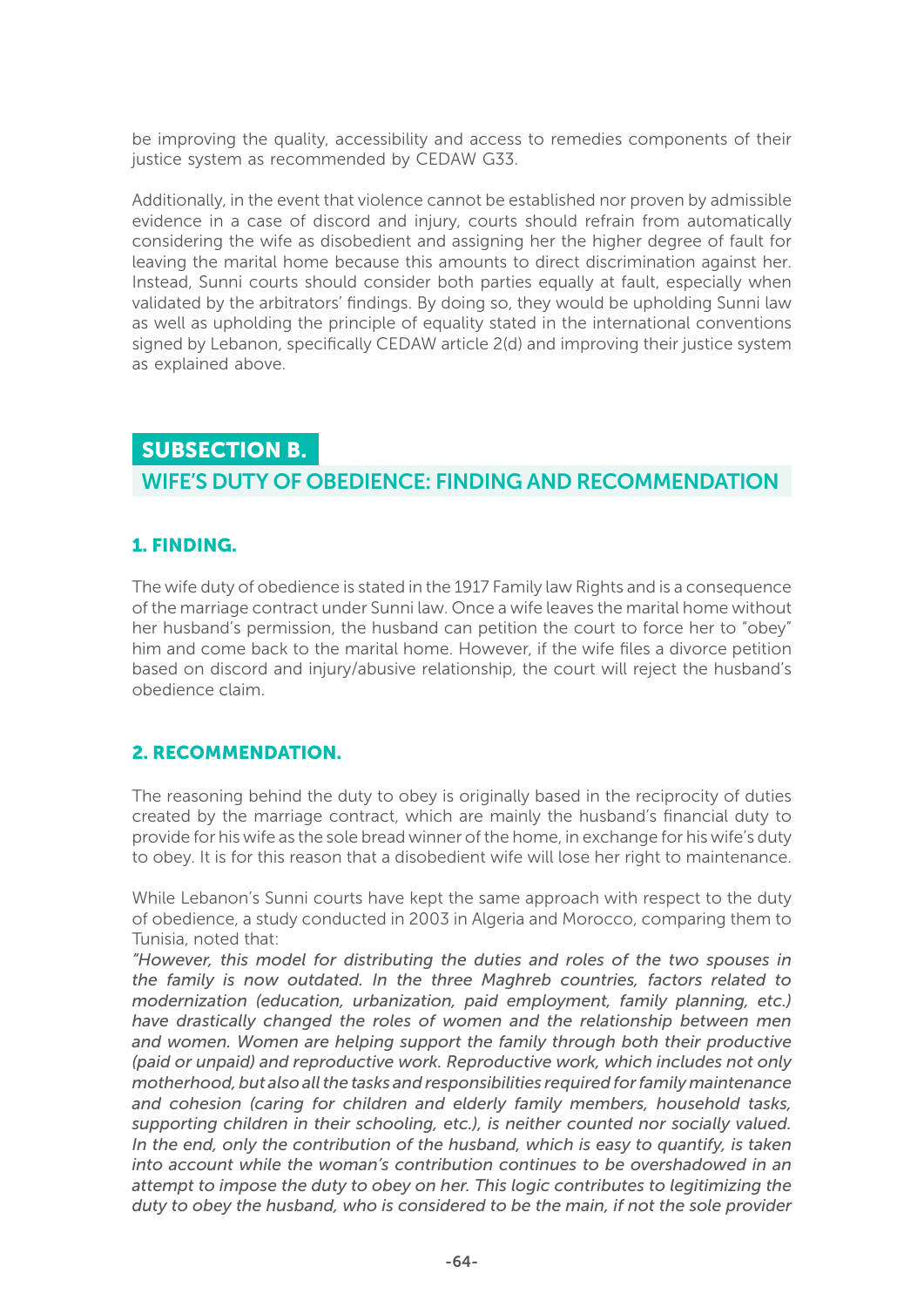be improving the quality, accessibility and access to remedies components of their justice system as recommended by CEDAW G33.

Additionally, in the event that violence cannot be established nor proven by admissible evidence in a case of discord and injury, courts should refrain from automatically considering the wife as disobedient and assigning her the higher degree of fault for leaving the marital home because this amounts to direct discrimination against her. Instead, Sunni courts should consider both parties equally at fault, especially when validated by the arbitrators' findings. By doing so, they would be upholding Sunni law as well as upholding the principle of equality stated in the international conventions signed by Lebanon, specifically CEDAW article 2(d) and improving their justice system as explained above.

## SUBSECTION B.

## WIFE'S DUTY OF OBEDIENCE: FINDING AND RECOMMENDATION

### 1. FINDING.

The wife duty of obedience is stated in the 1917 Family law Rights and is a consequence of the marriage contract under Sunni law. Once a wife leaves the marital home without her husband's permission, the husband can petition the court to force her to "obey" him and come back to the marital home. However, if the wife files a divorce petition based on discord and injury/abusive relationship, the court will reject the husband's obedience claim.

### 2. RECOMMENDATION.

The reasoning behind the duty to obey is originally based in the reciprocity of duties created by the marriage contract, which are mainly the husband's financial duty to provide for his wife as the sole bread winner of the home, in exchange for his wife's duty to obey. It is for this reason that a disobedient wife will lose her right to maintenance.

While Lebanon's Sunni courts have kept the same approach with respect to the duty of obedience, a study conducted in 2003 in Algeria and Morocco, comparing them to Tunisia, noted that:

*"However, this model for distributing the duties and roles of the two spouses in the family is now outdated. In the three Maghreb countries, factors related to modernization (education, urbanization, paid employment, family planning, etc.) have drastically changed the roles of women and the relationship between men and women. Women are helping support the family through both their productive (paid or unpaid) and reproductive work. Reproductive work, which includes not only motherhood, but also all the tasks and responsibilities required for family maintenance and cohesion (caring for children and elderly family members, household tasks, supporting children in their schooling, etc.), is neither counted nor socially valued. In the end, only the contribution of the husband, which is easy to quantify, is taken into account while the woman's contribution continues to be overshadowed in an attempt to impose the duty to obey on her. This logic contributes to legitimizing the duty to obey the husband, who is considered to be the main, if not the sole provider*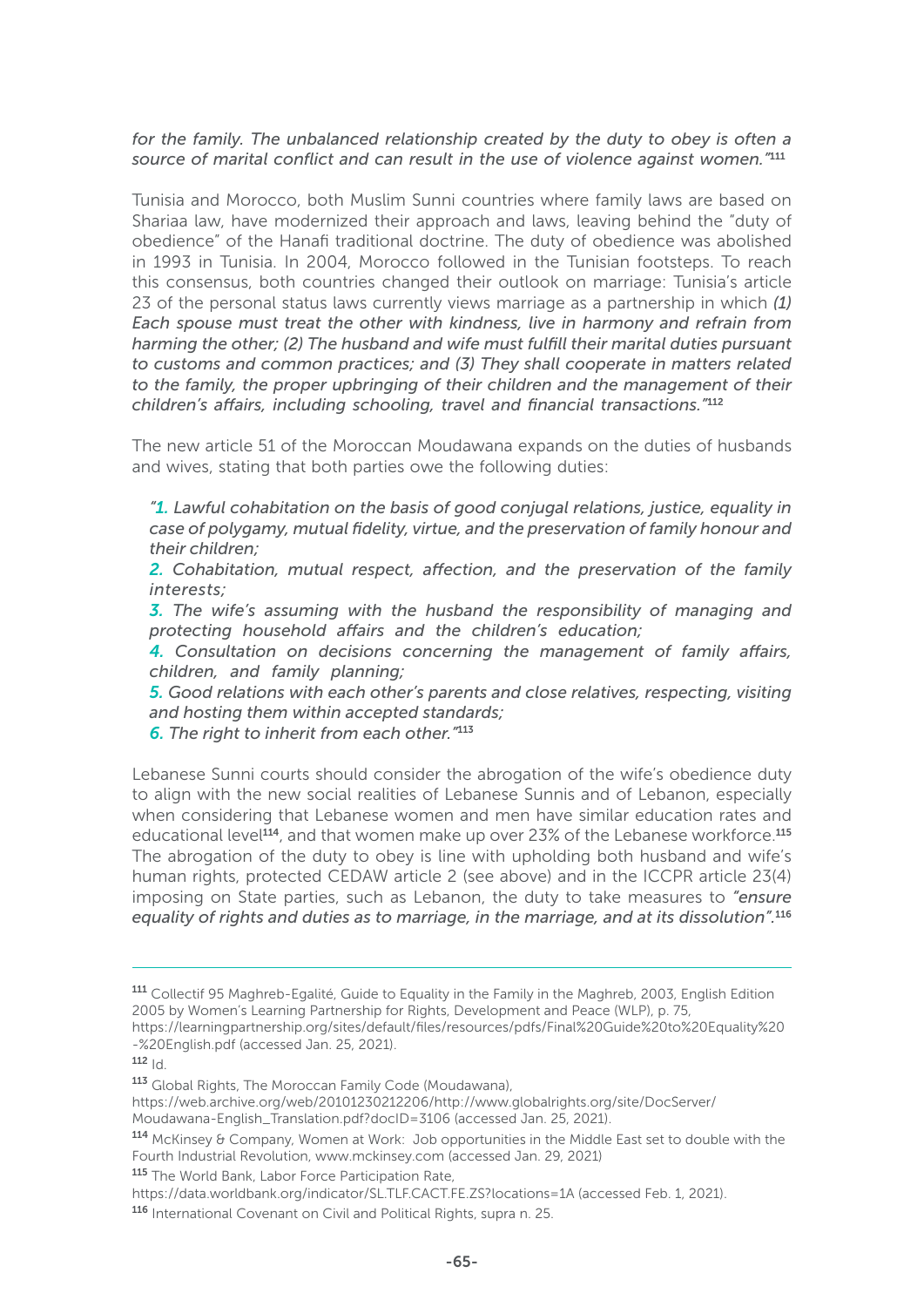*for the family. The unbalanced relationship created by the duty to obey is often a source of marital conflict and can result in the use of violence against women."*[111]

Tunisia and Morocco, both Muslim Sunni countries where family laws are based on Shariaa law, have modernized their approach and laws, leaving behind the "duty of obedience" of the Hanafi traditional doctrine. The duty of obedience was abolished in 1993 in Tunisia. In 2004, Morocco followed in the Tunisian footsteps. To reach this consensus, both countries changed their outlook on marriage: Tunisia's article 23 of the personal status laws currently views marriage as a partnership in which *(1) Each spouse must treat the other with kindness, live in harmony and refrain from harming the other; (2) The husband and wife must fulfill their marital duties pursuant to customs and common practices; and (3) They shall cooperate in matters related to the family, the proper upbringing of their children and the management of their children's affairs, including schooling, travel and financial transactions."*[112]

The new article 51 of the Moroccan Moudawana expands on the duties of husbands and wives, stating that both parties owe the following duties:

> *"1. Lawful cohabitation on the basis of good conjugal relations, justice, equality in case of polygamy, mutual fidelity, virtue, and the preservation of family honour and their children;*
>
> *2. Cohabitation, mutual respect, affection, and the preservation of the family interests;*
>
> *3. The wife's assuming with the husband the responsibility of managing and protecting household affairs and the children's education;*
>
> *4. Consultation on decisions concerning the management of family affairs, children, and family planning;*
>
> *5. Good relations with each other's parents and close relatives, respecting, visiting and hosting them within accepted standards;*
>
> *6. The right to inherit from each other."*[113]

Lebanese Sunni courts should consider the abrogation of the wife's obedience duty to align with the new social realities of Lebanese Sunnis and of Lebanon, especially when considering that Lebanese women and men have similar education rates and educational level[114], and that women make up over 23% of the Lebanese workforce.[115] The abrogation of the duty to obey is line with upholding both husband and wife's human rights, protected CEDAW article 2 (see above) and in the ICCPR article 23(4) imposing on State parties, such as Lebanon, the duty to take measures to *"ensure equality of rights and duties as to marriage, in the marriage, and at its dissolution".*[116]

---

[111] Collectif 95 Maghreb-Egalité, Guide to Equality in the Family in the Maghreb, 2003, English Edition 2005 by Women's Learning Partnership for Rights, Development and Peace (WLP), p. 75, https://learningpartnership.org/sites/default/files/resources/pdfs/Final%20Guide%20to%20Equality%20-%20English.pdf (accessed Jan. 25, 2021).

[112] Id.

[113] Global Rights, The Moroccan Family Code (Moudawana), https://web.archive.org/web/20101230212206/http://www.globalrights.org/site/DocServer/Moudawana-English_Translation.pdf?docID=3106 (accessed Jan. 25, 2021).

[114] McKinsey & Company, Women at Work: Job opportunities in the Middle East set to double with the Fourth Industrial Revolution, www.mckinsey.com (accessed Jan. 29, 2021)

[115] The World Bank, Labor Force Participation Rate, https://data.worldbank.org/indicator/SL.TLF.CACT.FE.ZS?locations=1A (accessed Feb. 1, 2021).

[116] International Covenant on Civil and Political Rights, supra n. 25.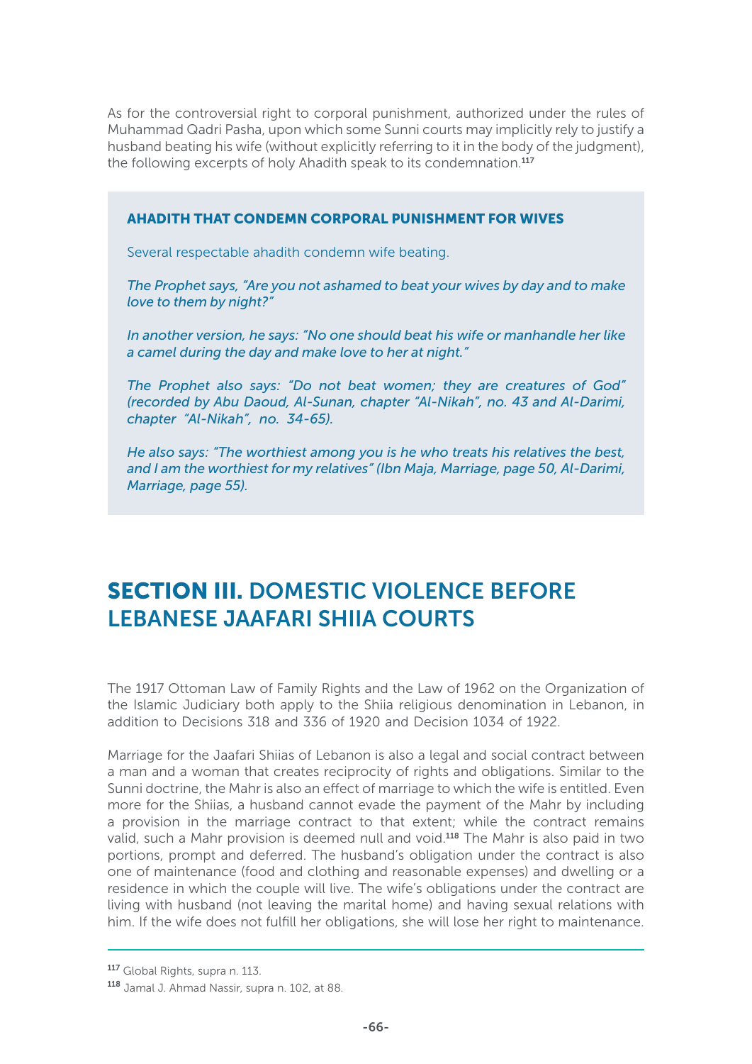As for the controversial right to corporal punishment, authorized under the rules of Muhammad Qadri Pasha, upon which some Sunni courts may implicitly rely to justify a husband beating his wife (without explicitly referring to it in the body of the judgment), the following excerpts of holy Ahadith speak to its condemnation.[117]

> **AHADITH THAT CONDEMN CORPORAL PUNISHMENT FOR WIVES**
>
> Several respectable ahadith condemn wife beating.
>
> *The Prophet says, "Are you not ashamed to beat your wives by day and to make love to them by night?"*
>
> *In another version, he says: "No one should beat his wife or manhandle her like a camel during the day and make love to her at night."*
>
> *The Prophet also says: "Do not beat women; they are creatures of God" (recorded by Abu Daoud, Al-Sunan, chapter "Al-Nikah", no. 43 and Al-Darimi, chapter "Al-Nikah", no. 34-65).*
>
> *He also says: "The worthiest among you is he who treats his relatives the best, and I am the worthiest for my relatives" (Ibn Maja, Marriage, page 50, Al-Darimi, Marriage, page 55).*

## **SECTION III.** DOMESTIC VIOLENCE BEFORE LEBANESE JAAFARI SHIIA COURTS

The 1917 Ottoman Law of Family Rights and the Law of 1962 on the Organization of the Islamic Judiciary both apply to the Shiia religious denomination in Lebanon, in addition to Decisions 318 and 336 of 1920 and Decision 1034 of 1922.

Marriage for the Jaafari Shiias of Lebanon is also a legal and social contract between a man and a woman that creates reciprocity of rights and obligations. Similar to the Sunni doctrine, the Mahr is also an effect of marriage to which the wife is entitled. Even more for the Shiias, a husband cannot evade the payment of the Mahr by including a provision in the marriage contract to that extent; while the contract remains valid, such a Mahr provision is deemed null and void.[118] The Mahr is also paid in two portions, prompt and deferred. The husband's obligation under the contract is also one of maintenance (food and clothing and reasonable expenses) and dwelling or a residence in which the couple will live. The wife's obligations under the contract are living with husband (not leaving the marital home) and having sexual relations with him. If the wife does not fulfill her obligations, she will lose her right to maintenance.

---

[117] Global Rights, supra n. 113.

[118] Jamal J. Ahmad Nassir, supra n. 102, at 88.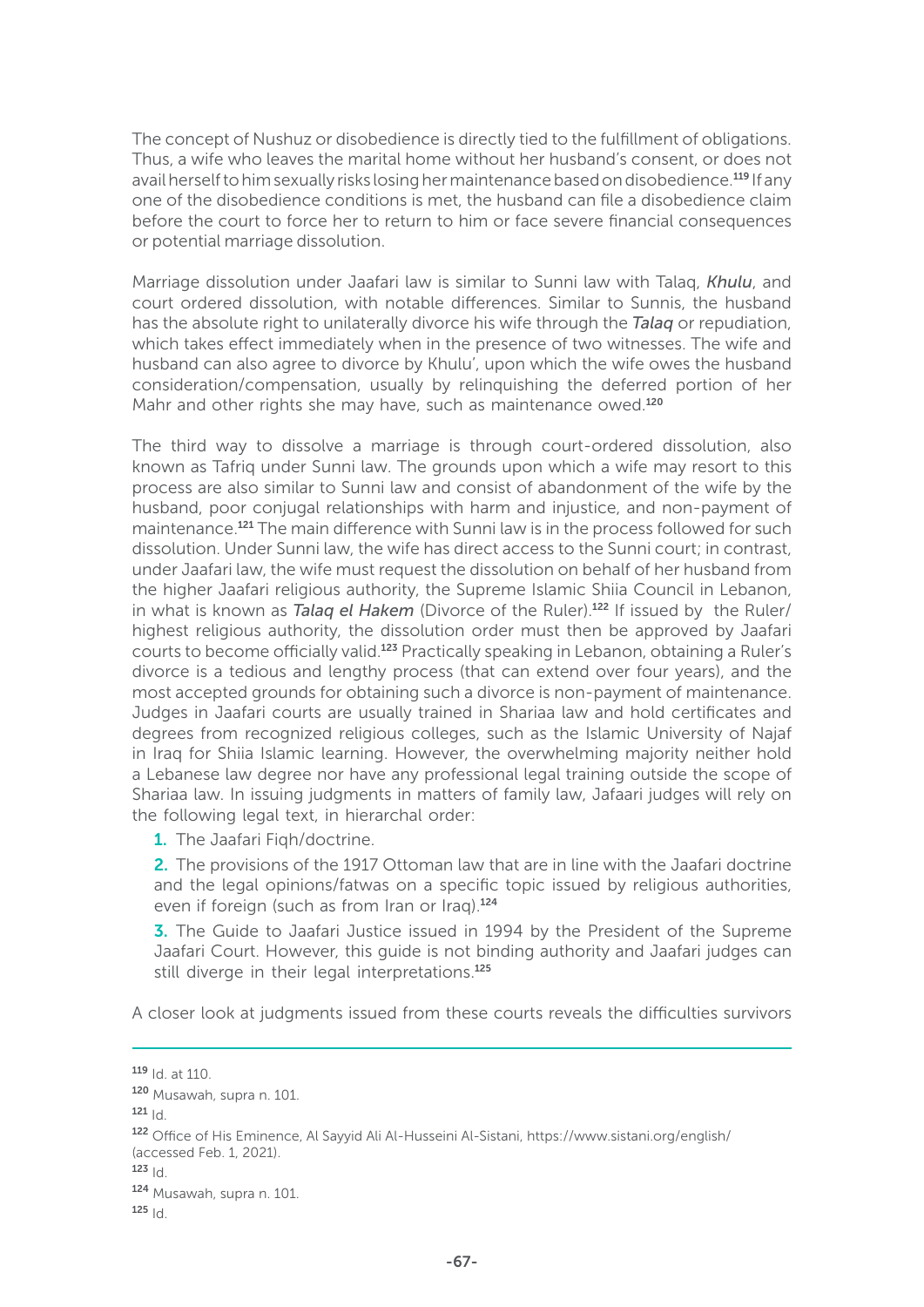The concept of Nushuz or disobedience is directly tied to the fulfillment of obligations. Thus, a wife who leaves the marital home without her husband's consent, or does not avail herself to him sexually risks losing her maintenance based on disobedience.[119] If any one of the disobedience conditions is met, the husband can file a disobedience claim before the court to force her to return to him or face severe financial consequences or potential marriage dissolution.

Marriage dissolution under Jaafari law is similar to Sunni law with Talaq, *Khulu*, and court ordered dissolution, with notable differences. Similar to Sunnis, the husband has the absolute right to unilaterally divorce his wife through the ***Talaq*** or repudiation, which takes effect immediately when in the presence of two witnesses. The wife and husband can also agree to divorce by Khulu', upon which the wife owes the husband consideration/compensation, usually by relinquishing the deferred portion of her Mahr and other rights she may have, such as maintenance owed.[120]

The third way to dissolve a marriage is through court-ordered dissolution, also known as Tafriq under Sunni law. The grounds upon which a wife may resort to this process are also similar to Sunni law and consist of abandonment of the wife by the husband, poor conjugal relationships with harm and injustice, and non-payment of maintenance.[121] The main difference with Sunni law is in the process followed for such dissolution. Under Sunni law, the wife has direct access to the Sunni court; in contrast, under Jaafari law, the wife must request the dissolution on behalf of her husband from the higher Jaafari religious authority, the Supreme Islamic Shiia Council in Lebanon, in what is known as ***Talaq el Hakem*** (Divorce of the Ruler).[122] If issued by the Ruler/ highest religious authority, the dissolution order must then be approved by Jaafari courts to become officially valid.[123] Practically speaking in Lebanon, obtaining a Ruler's divorce is a tedious and lengthy process (that can extend over four years), and the most accepted grounds for obtaining such a divorce is non-payment of maintenance. Judges in Jaafari courts are usually trained in Shariaa law and hold certificates and degrees from recognized religious colleges, such as the Islamic University of Najaf in Iraq for Shiia Islamic learning. However, the overwhelming majority neither hold a Lebanese law degree nor have any professional legal training outside the scope of Shariaa law. In issuing judgments in matters of family law, Jafaari judges will rely on the following legal text, in hierarchal order:

1. The Jaafari Fiqh/doctrine.
2. The provisions of the 1917 Ottoman law that are in line with the Jaafari doctrine and the legal opinions/fatwas on a specific topic issued by religious authorities, even if foreign (such as from Iran or Iraq).[124]
3. The Guide to Jaafari Justice issued in 1994 by the President of the Supreme Jaafari Court. However, this guide is not binding authority and Jaafari judges can still diverge in their legal interpretations.[125]

A closer look at judgments issued from these courts reveals the difficulties survivors

---

[119] Id. at 110.

[120] Musawah, supra n. 101.

[121] Id.

[122] Office of His Eminence, Al Sayyid Ali Al-Husseini Al-Sistani, https://www.sistani.org/english/ (accessed Feb. 1, 2021).

[123] Id.

[124] Musawah, supra n. 101.

[125] Id.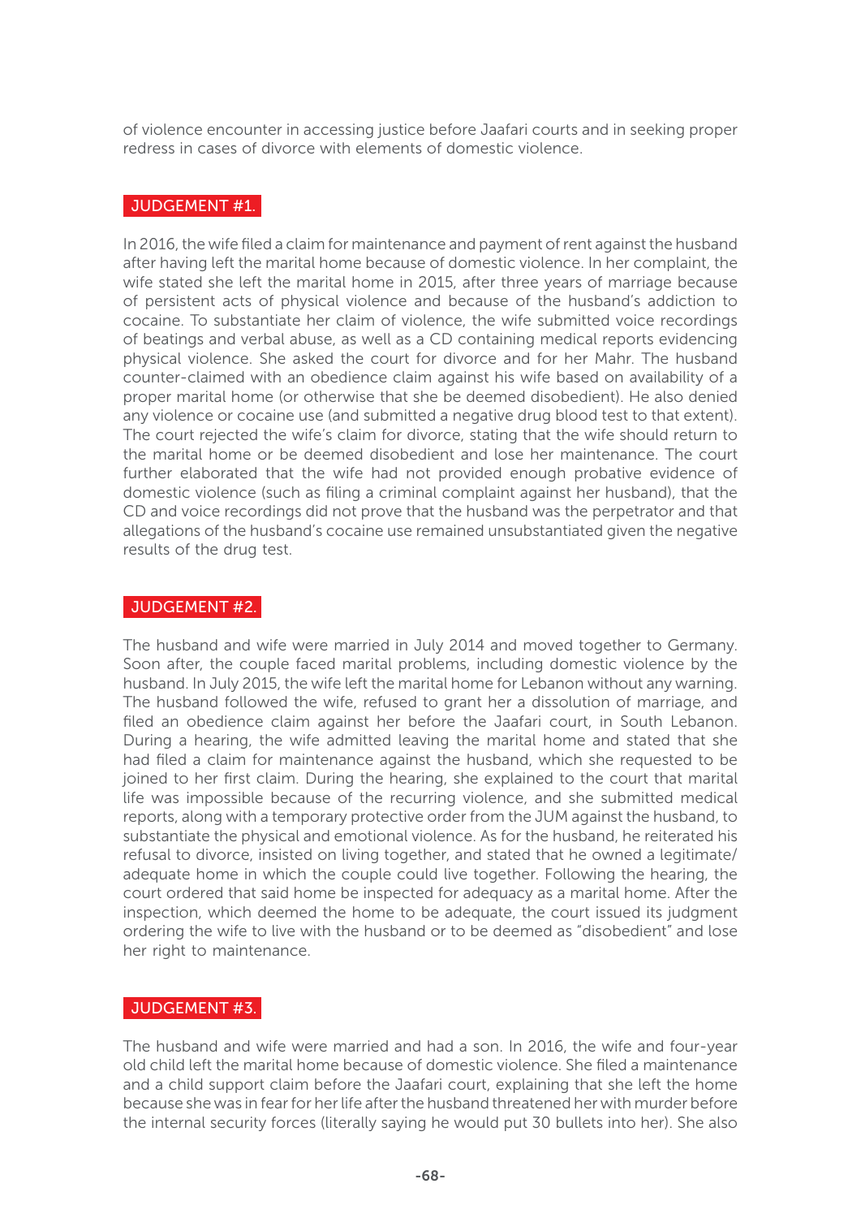of violence encounter in accessing justice before Jaafari courts and in seeking proper redress in cases of divorce with elements of domestic violence.

### JUDGEMENT #1.

In 2016, the wife filed a claim for maintenance and payment of rent against the husband after having left the marital home because of domestic violence. In her complaint, the wife stated she left the marital home in 2015, after three years of marriage because of persistent acts of physical violence and because of the husband's addiction to cocaine. To substantiate her claim of violence, the wife submitted voice recordings of beatings and verbal abuse, as well as a CD containing medical reports evidencing physical violence. She asked the court for divorce and for her Mahr. The husband counter-claimed with an obedience claim against his wife based on availability of a proper marital home (or otherwise that she be deemed disobedient). He also denied any violence or cocaine use (and submitted a negative drug blood test to that extent). The court rejected the wife's claim for divorce, stating that the wife should return to the marital home or be deemed disobedient and lose her maintenance. The court further elaborated that the wife had not provided enough probative evidence of domestic violence (such as filing a criminal complaint against her husband), that the CD and voice recordings did not prove that the husband was the perpetrator and that allegations of the husband's cocaine use remained unsubstantiated given the negative results of the drug test.

### JUDGEMENT #2.

The husband and wife were married in July 2014 and moved together to Germany. Soon after, the couple faced marital problems, including domestic violence by the husband. In July 2015, the wife left the marital home for Lebanon without any warning. The husband followed the wife, refused to grant her a dissolution of marriage, and filed an obedience claim against her before the Jaafari court, in South Lebanon. During a hearing, the wife admitted leaving the marital home and stated that she had filed a claim for maintenance against the husband, which she requested to be joined to her first claim. During the hearing, she explained to the court that marital life was impossible because of the recurring violence, and she submitted medical reports, along with a temporary protective order from the JUM against the husband, to substantiate the physical and emotional violence. As for the husband, he reiterated his refusal to divorce, insisted on living together, and stated that he owned a legitimate/adequate home in which the couple could live together. Following the hearing, the court ordered that said home be inspected for adequacy as a marital home. After the inspection, which deemed the home to be adequate, the court issued its judgment ordering the wife to live with the husband or to be deemed as "disobedient" and lose her right to maintenance.

### JUDGEMENT #3.

The husband and wife were married and had a son. In 2016, the wife and four-year old child left the marital home because of domestic violence. She filed a maintenance and a child support claim before the Jaafari court, explaining that she left the home because she was in fear for her life after the husband threatened her with murder before the internal security forces (literally saying he would put 30 bullets into her). She also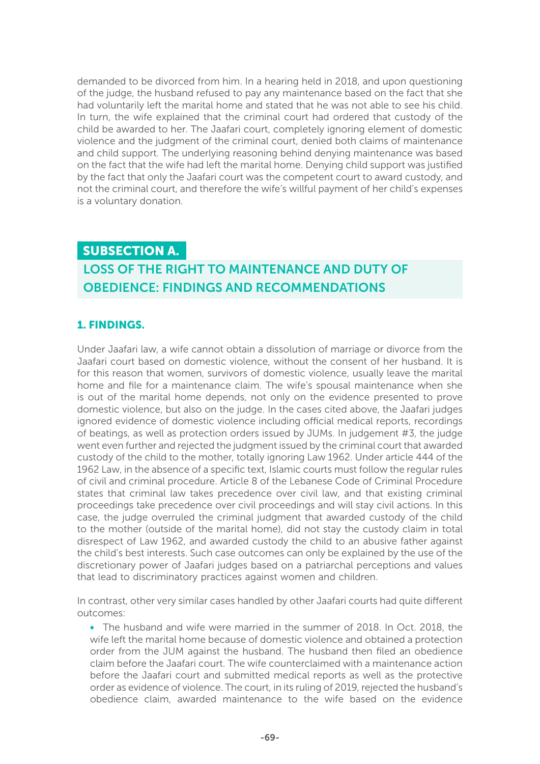demanded to be divorced from him. In a hearing held in 2018, and upon questioning of the judge, the husband refused to pay any maintenance based on the fact that she had voluntarily left the marital home and stated that he was not able to see his child. In turn, the wife explained that the criminal court had ordered that custody of the child be awarded to her. The Jaafari court, completely ignoring element of domestic violence and the judgment of the criminal court, denied both claims of maintenance and child support. The underlying reasoning behind denying maintenance was based on the fact that the wife had left the marital home. Denying child support was justified by the fact that only the Jaafari court was the competent court to award custody, and not the criminal court, and therefore the wife's willful payment of her child's expenses is a voluntary donation.

## SUBSECTION A.

## LOSS OF THE RIGHT TO MAINTENANCE AND DUTY OF OBEDIENCE: FINDINGS AND RECOMMENDATIONS

### 1. FINDINGS.

Under Jaafari law, a wife cannot obtain a dissolution of marriage or divorce from the Jaafari court based on domestic violence, without the consent of her husband. It is for this reason that women, survivors of domestic violence, usually leave the marital home and file for a maintenance claim. The wife's spousal maintenance when she is out of the marital home depends, not only on the evidence presented to prove domestic violence, but also on the judge. In the cases cited above, the Jaafari judges ignored evidence of domestic violence including official medical reports, recordings of beatings, as well as protection orders issued by JUMs. In judgement #3, the judge went even further and rejected the judgment issued by the criminal court that awarded custody of the child to the mother, totally ignoring Law 1962. Under article 444 of the 1962 Law, in the absence of a specific text, Islamic courts must follow the regular rules of civil and criminal procedure. Article 8 of the Lebanese Code of Criminal Procedure states that criminal law takes precedence over civil law, and that existing criminal proceedings take precedence over civil proceedings and will stay civil actions. In this case, the judge overruled the criminal judgment that awarded custody of the child to the mother (outside of the marital home), did not stay the custody claim in total disrespect of Law 1962, and awarded custody the child to an abusive father against the child's best interests. Such case outcomes can only be explained by the use of the discretionary power of Jaafari judges based on a patriarchal perceptions and values that lead to discriminatory practices against women and children.

In contrast, other very similar cases handled by other Jaafari courts had quite different outcomes:

- The husband and wife were married in the summer of 2018. In Oct. 2018, the wife left the marital home because of domestic violence and obtained a protection order from the JUM against the husband. The husband then filed an obedience claim before the Jaafari court. The wife counterclaimed with a maintenance action before the Jaafari court and submitted medical reports as well as the protective order as evidence of violence. The court, in its ruling of 2019, rejected the husband's obedience claim, awarded maintenance to the wife based on the evidence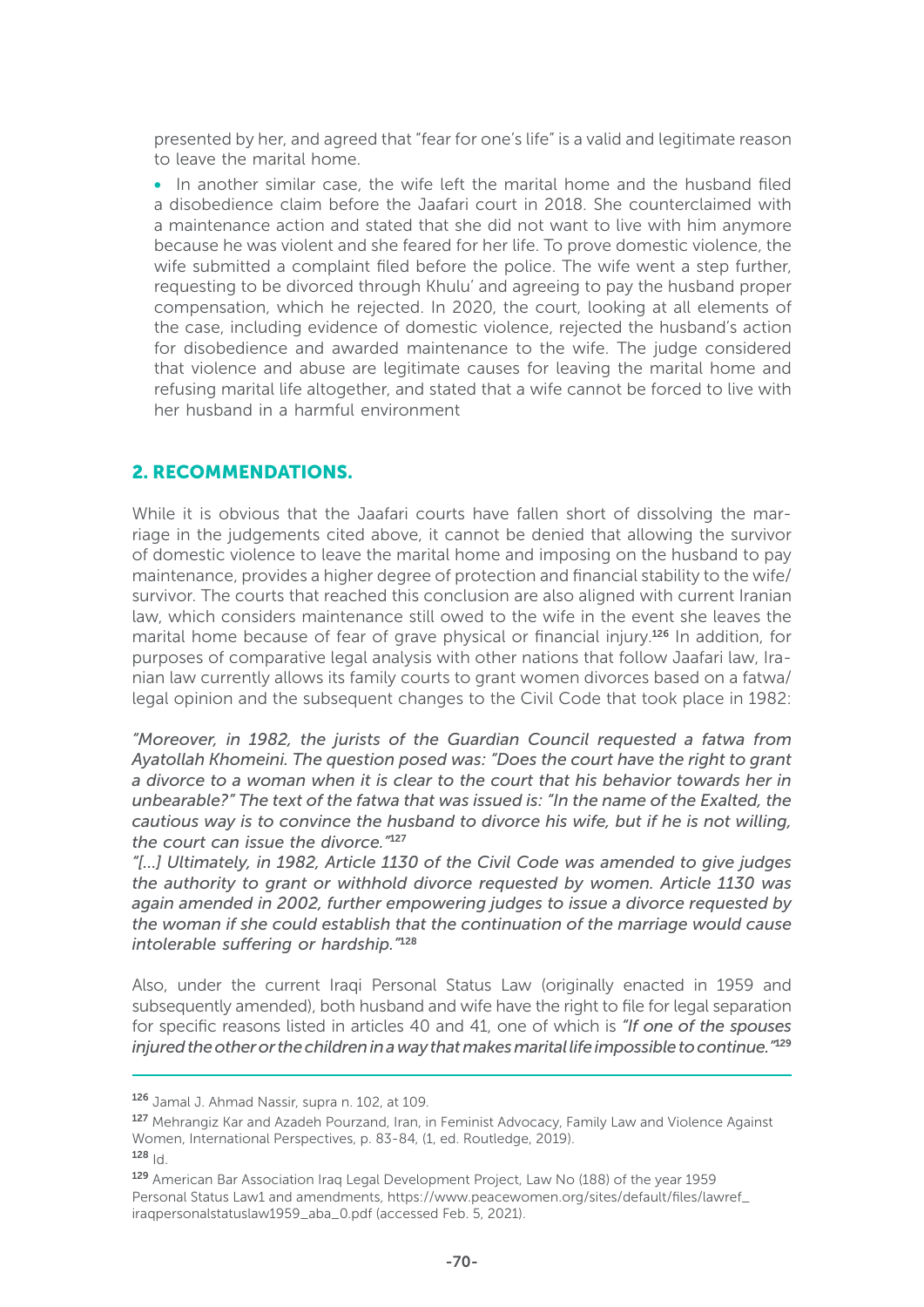presented by her, and agreed that "fear for one's life" is a valid and legitimate reason to leave the marital home.

- In another similar case, the wife left the marital home and the husband filed a disobedience claim before the Jaafari court in 2018. She counterclaimed with a maintenance action and stated that she did not want to live with him anymore because he was violent and she feared for her life. To prove domestic violence, the wife submitted a complaint filed before the police. The wife went a step further, requesting to be divorced through Khulu' and agreeing to pay the husband proper compensation, which he rejected. In 2020, the court, looking at all elements of the case, including evidence of domestic violence, rejected the husband's action for disobedience and awarded maintenance to the wife. The judge considered that violence and abuse are legitimate causes for leaving the marital home and refusing marital life altogether, and stated that a wife cannot be forced to live with her husband in a harmful environment

## 2. RECOMMENDATIONS.

While it is obvious that the Jaafari courts have fallen short of dissolving the marriage in the judgements cited above, it cannot be denied that allowing the survivor of domestic violence to leave the marital home and imposing on the husband to pay maintenance, provides a higher degree of protection and financial stability to the wife/survivor. The courts that reached this conclusion are also aligned with current Iranian law, which considers maintenance still owed to the wife in the event she leaves the marital home because of fear of grave physical or financial injury.[126] In addition, for purposes of comparative legal analysis with other nations that follow Jaafari law, Iranian law currently allows its family courts to grant women divorces based on a fatwa/legal opinion and the subsequent changes to the Civil Code that took place in 1982:

*"Moreover, in 1982, the jurists of the Guardian Council requested a fatwa from Ayatollah Khomeini. The question posed was: "Does the court have the right to grant a divorce to a woman when it is clear to the court that his behavior towards her in unbearable?" The text of the fatwa that was issued is: "In the name of the Exalted, the cautious way is to convince the husband to divorce his wife, but if he is not willing, the court can issue the divorce."*[127]

*"[...] Ultimately, in 1982, Article 1130 of the Civil Code was amended to give judges the authority to grant or withhold divorce requested by women. Article 1130 was again amended in 2002, further empowering judges to issue a divorce requested by the woman if she could establish that the continuation of the marriage would cause intolerable suffering or hardship."*[128]

Also, under the current Iraqi Personal Status Law (originally enacted in 1959 and subsequently amended), both husband and wife have the right to file for legal separation for specific reasons listed in articles 40 and 41, one of which is *"If one of the spouses injured the other or the children in a way that makes marital life impossible to continue."*[129]

---

[126] Jamal J. Ahmad Nassir, supra n. 102, at 109.

[127] Mehrangiz Kar and Azadeh Pourzand, Iran, in Feminist Advocacy, Family Law and Violence Against Women, International Perspectives, p. 83-84, (1, ed. Routledge, 2019).

[128] Id.

[129] American Bar Association Iraq Legal Development Project, Law No (188) of the year 1959 Personal Status Law1 and amendments, https://www.peacewomen.org/sites/default/files/lawref_iraqpersonalstatuslaw1959_aba_0.pdf (accessed Feb. 5, 2021).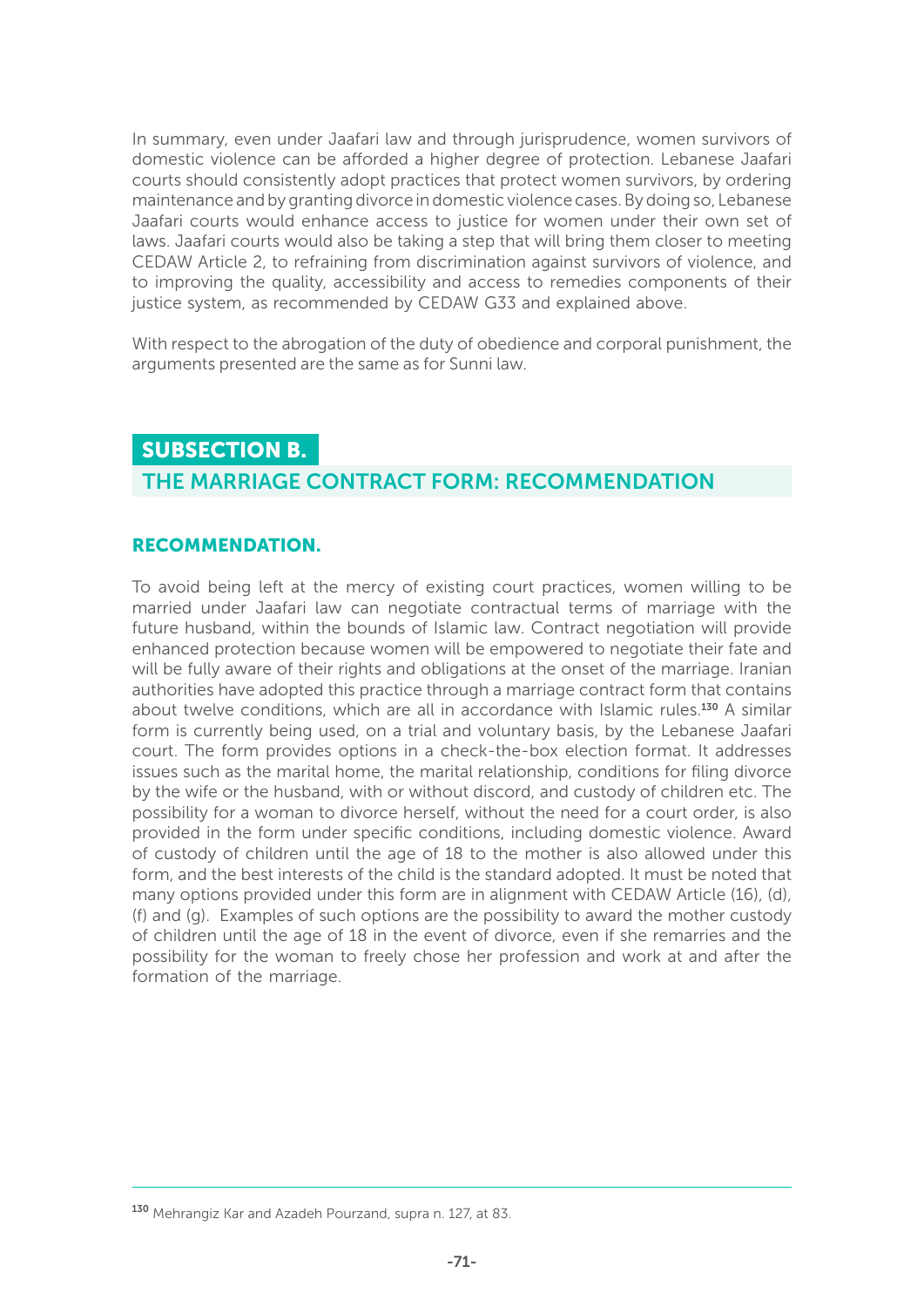In summary, even under Jaafari law and through jurisprudence, women survivors of domestic violence can be afforded a higher degree of protection. Lebanese Jaafari courts should consistently adopt practices that protect women survivors, by ordering maintenance and by granting divorce in domestic violence cases. By doing so, Lebanese Jaafari courts would enhance access to justice for women under their own set of laws. Jaafari courts would also be taking a step that will bring them closer to meeting CEDAW Article 2, to refraining from discrimination against survivors of violence, and to improving the quality, accessibility and access to remedies components of their justice system, as recommended by CEDAW G33 and explained above.

With respect to the abrogation of the duty of obedience and corporal punishment, the arguments presented are the same as for Sunni law.

## SUBSECTION B.

## THE MARRIAGE CONTRACT FORM: RECOMMENDATION

### RECOMMENDATION.

To avoid being left at the mercy of existing court practices, women willing to be married under Jaafari law can negotiate contractual terms of marriage with the future husband, within the bounds of Islamic law. Contract negotiation will provide enhanced protection because women will be empowered to negotiate their fate and will be fully aware of their rights and obligations at the onset of the marriage. Iranian authorities have adopted this practice through a marriage contract form that contains about twelve conditions, which are all in accordance with Islamic rules.[130] A similar form is currently being used, on a trial and voluntary basis, by the Lebanese Jaafari court. The form provides options in a check-the-box election format. It addresses issues such as the marital home, the marital relationship, conditions for filing divorce by the wife or the husband, with or without discord, and custody of children etc. The possibility for a woman to divorce herself, without the need for a court order, is also provided in the form under specific conditions, including domestic violence. Award of custody of children until the age of 18 to the mother is also allowed under this form, and the best interests of the child is the standard adopted. It must be noted that many options provided under this form are in alignment with CEDAW Article (16), (d), (f) and (g). Examples of such options are the possibility to award the mother custody of children until the age of 18 in the event of divorce, even if she remarries and the possibility for the woman to freely chose her profession and work at and after the formation of the marriage.

---

[130] Mehrangiz Kar and Azadeh Pourzand, supra n. 127, at 83.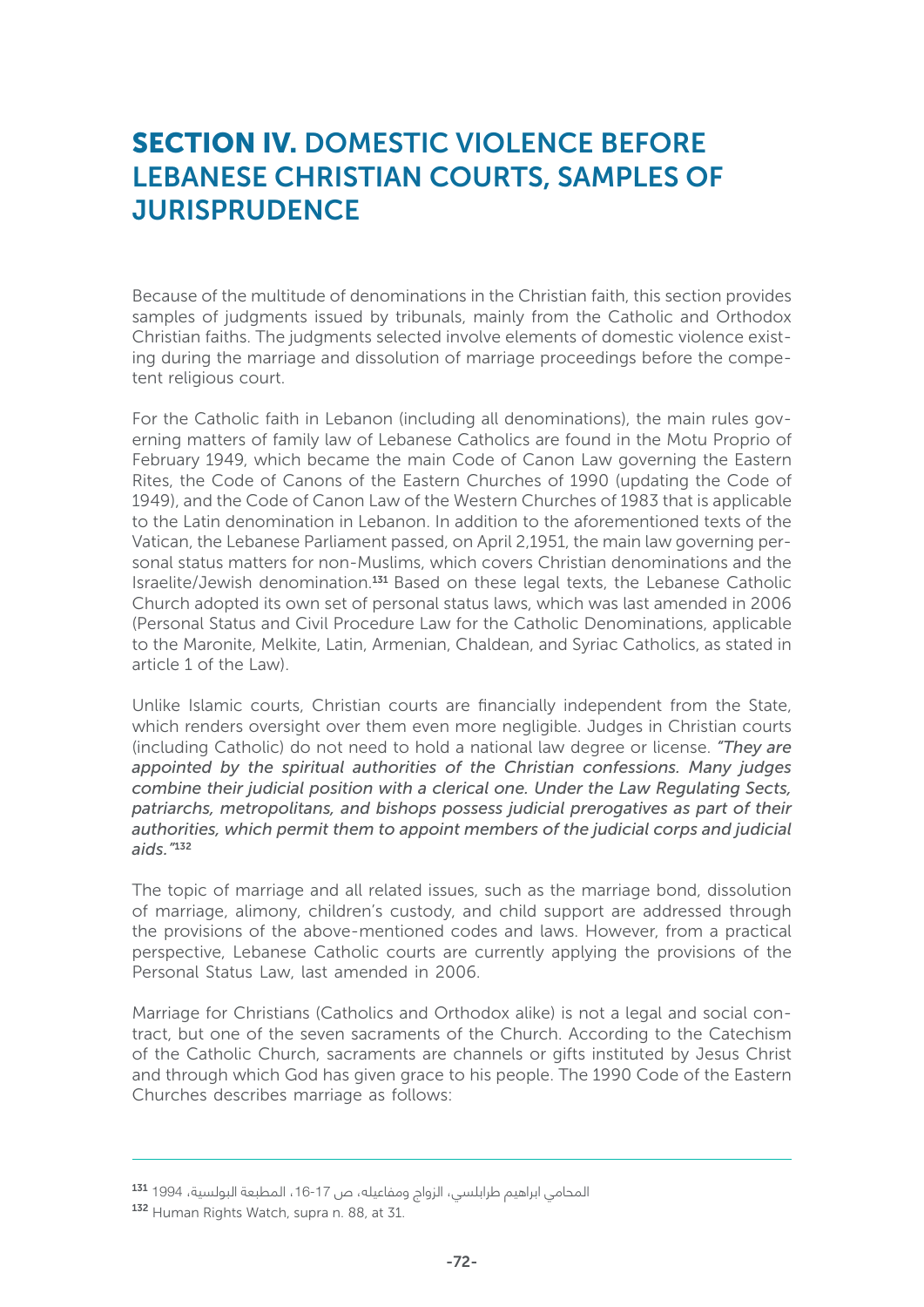# SECTION IV. DOMESTIC VIOLENCE BEFORE LEBANESE CHRISTIAN COURTS, SAMPLES OF JURISPRUDENCE

Because of the multitude of denominations in the Christian faith, this section provides samples of judgments issued by tribunals, mainly from the Catholic and Orthodox Christian faiths. The judgments selected involve elements of domestic violence existing during the marriage and dissolution of marriage proceedings before the competent religious court.

For the Catholic faith in Lebanon (including all denominations), the main rules governing matters of family law of Lebanese Catholics are found in the Motu Proprio of February 1949, which became the main Code of Canon Law governing the Eastern Rites, the Code of Canons of the Eastern Churches of 1990 (updating the Code of 1949), and the Code of Canon Law of the Western Churches of 1983 that is applicable to the Latin denomination in Lebanon. In addition to the aforementioned texts of the Vatican, the Lebanese Parliament passed, on April 2,1951, the main law governing personal status matters for non-Muslims, which covers Christian denominations and the Israelite/Jewish denomination.[131] Based on these legal texts, the Lebanese Catholic Church adopted its own set of personal status laws, which was last amended in 2006 (Personal Status and Civil Procedure Law for the Catholic Denominations, applicable to the Maronite, Melkite, Latin, Armenian, Chaldean, and Syriac Catholics, as stated in article 1 of the Law).

Unlike Islamic courts, Christian courts are financially independent from the State, which renders oversight over them even more negligible. Judges in Christian courts (including Catholic) do not need to hold a national law degree or license. *"They are appointed by the spiritual authorities of the Christian confessions. Many judges combine their judicial position with a clerical one. Under the Law Regulating Sects, patriarchs, metropolitans, and bishops possess judicial prerogatives as part of their authorities, which permit them to appoint members of the judicial corps and judicial aids."*[132]

The topic of marriage and all related issues, such as the marriage bond, dissolution of marriage, alimony, children's custody, and child support are addressed through the provisions of the above-mentioned codes and laws. However, from a practical perspective, Lebanese Catholic courts are currently applying the provisions of the Personal Status Law, last amended in 2006.

Marriage for Christians (Catholics and Orthodox alike) is not a legal and social contract, but one of the seven sacraments of the Church. According to the Catechism of the Catholic Church, sacraments are channels or gifts instituted by Jesus Christ and through which God has given grace to his people. The 1990 Code of the Eastern Churches describes marriage as follows:

---

[131] المحامي ابراهيم طرابلسي، الزواج ومفاعيله، ص 17-16، المطبعة البولسية، 1994

[132] Human Rights Watch, supra n. 88, at 31.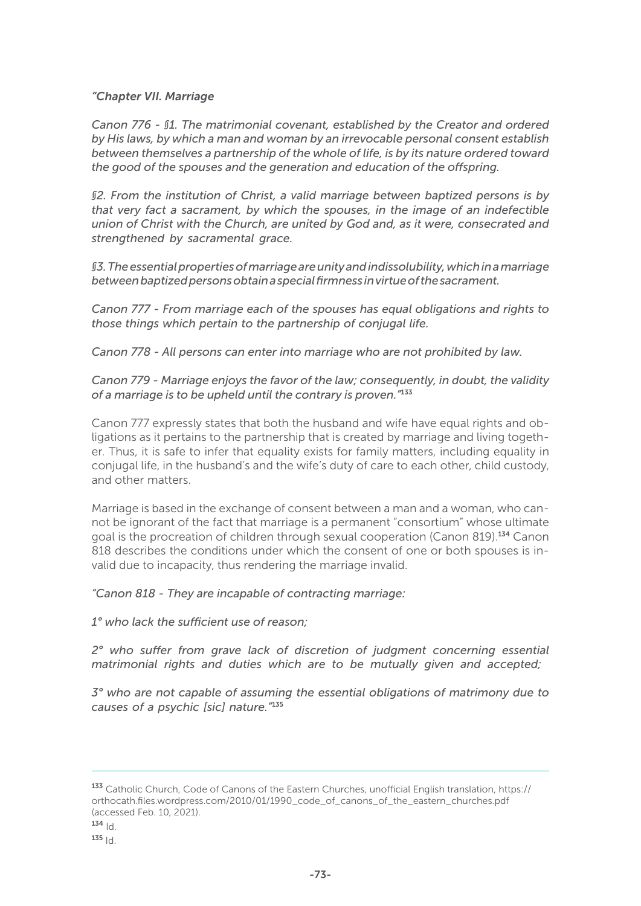*"Chapter VII. Marriage*

*Canon 776 - §1. The matrimonial covenant, established by the Creator and ordered by His laws, by which a man and woman by an irrevocable personal consent establish between themselves a partnership of the whole of life, is by its nature ordered toward the good of the spouses and the generation and education of the offspring.*

*§2. From the institution of Christ, a valid marriage between baptized persons is by that very fact a sacrament, by which the spouses, in the image of an indefectible union of Christ with the Church, are united by God and, as it were, consecrated and strengthened by sacramental grace.*

*§3. The essential properties of marriage are unity and indissolubility, which in a marriage between baptized persons obtain a special firmness in virtue of the sacrament.*

*Canon 777 - From marriage each of the spouses has equal obligations and rights to those things which pertain to the partnership of conjugal life.*

*Canon 778 - All persons can enter into marriage who are not prohibited by law.*

*Canon 779 - Marriage enjoys the favor of the law; consequently, in doubt, the validity of a marriage is to be upheld until the contrary is proven."*[133]

Canon 777 expressly states that both the husband and wife have equal rights and obligations as it pertains to the partnership that is created by marriage and living together. Thus, it is safe to infer that equality exists for family matters, including equality in conjugal life, in the husband's and the wife's duty of care to each other, child custody, and other matters.

Marriage is based in the exchange of consent between a man and a woman, who cannot be ignorant of the fact that marriage is a permanent "consortium" whose ultimate goal is the procreation of children through sexual cooperation (Canon 819).[134] Canon 818 describes the conditions under which the consent of one or both spouses is invalid due to incapacity, thus rendering the marriage invalid.

*"Canon 818 - They are incapable of contracting marriage:*

*1° who lack the sufficient use of reason;*

*2° who suffer from grave lack of discretion of judgment concerning essential matrimonial rights and duties which are to be mutually given and accepted;*

*3° who are not capable of assuming the essential obligations of matrimony due to causes of a psychic [sic] nature."*[135]

---

[133] Catholic Church, Code of Canons of the Eastern Churches, unofficial English translation, https://orthocath.files.wordpress.com/2010/01/1990_code_of_canons_of_the_eastern_churches.pdf (accessed Feb. 10, 2021).

[134] Id.

[135] Id.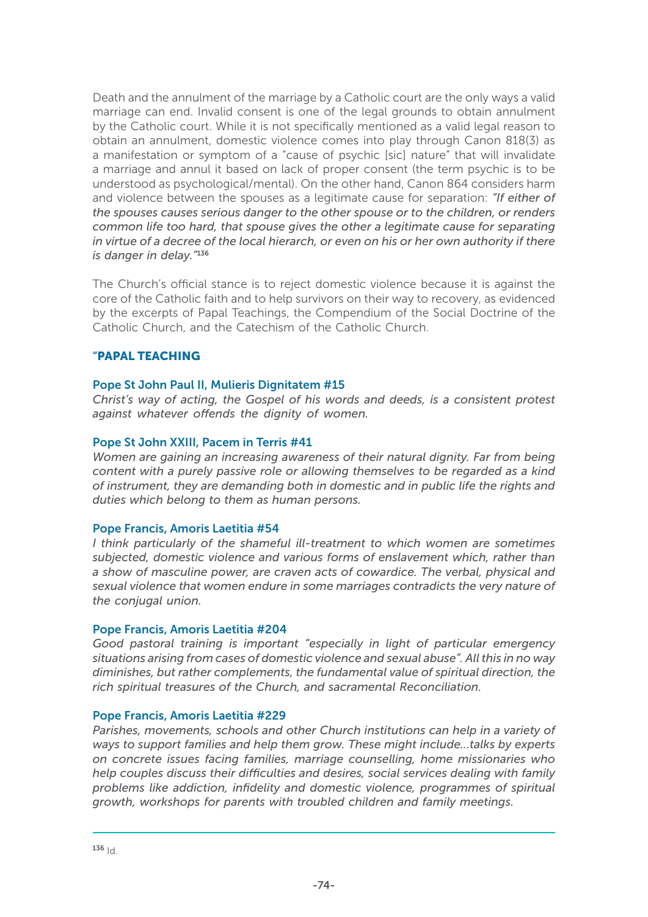Death and the annulment of the marriage by a Catholic court are the only ways a valid marriage can end. Invalid consent is one of the legal grounds to obtain annulment by the Catholic court. While it is not specifically mentioned as a valid legal reason to obtain an annulment, domestic violence comes into play through Canon 818(3) as a manifestation or symptom of a "cause of psychic [sic] nature" that will invalidate a marriage and annul it based on lack of proper consent (the term psychic is to be understood as psychological/mental). On the other hand, Canon 864 considers harm and violence between the spouses as a legitimate cause for separation: *"If either of the spouses causes serious danger to the other spouse or to the children, or renders common life too hard, that spouse gives the other a legitimate cause for separating in virtue of a decree of the local hierarchy, or even on his or her own authority if there is danger in delay."*[136]

The Church's official stance is to reject domestic violence because it is against the core of the Catholic faith and to help survivors on their way to recovery, as evidenced by the excerpts of Papal Teachings, the Compendium of the Social Doctrine of the Catholic Church, and the Catechism of the Catholic Church.

### "PAPAL TEACHING

#### Pope St John Paul II, Mulieris Dignitatem #15

*Christ's way of acting, the Gospel of his words and deeds, is a consistent protest against whatever offends the dignity of women.*

#### Pope St John XXIII, Pacem in Terris #41

*Women are gaining an increasing awareness of their natural dignity. Far from being content with a purely passive role or allowing themselves to be regarded as a kind of instrument, they are demanding both in domestic and in public life the rights and duties which belong to them as human persons.*

#### Pope Francis, Amoris Laetitia #54

*I think particularly of the shameful ill-treatment to which women are sometimes subjected, domestic violence and various forms of enslavement which, rather than a show of masculine power, are craven acts of cowardice. The verbal, physical and sexual violence that women endure in some marriages contradicts the very nature of the conjugal union.*

#### Pope Francis, Amoris Laetitia #204

*Good pastoral training is important "especially in light of particular emergency situations arising from cases of domestic violence and sexual abuse". All this in no way diminishes, but rather complements, the fundamental value of spiritual direction, the rich spiritual treasures of the Church, and sacramental Reconciliation.*

#### Pope Francis, Amoris Laetitia #229

*Parishes, movements, schools and other Church institutions can help in a variety of ways to support families and help them grow. These might include...talks by experts on concrete issues facing families, marriage counselling, home missionaries who help couples discuss their difficulties and desires, social services dealing with family problems like addiction, infidelity and domestic violence, programmes of spiritual growth, workshops for parents with troubled children and family meetings.*

---

[136] Id.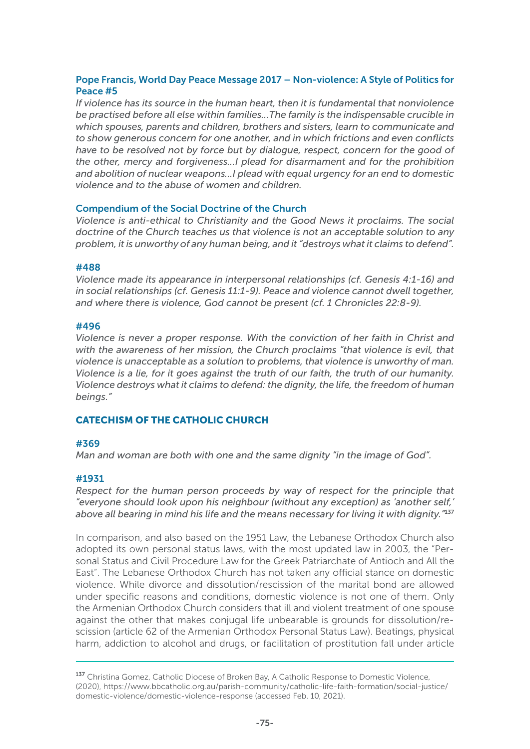### Pope Francis, World Day Peace Message 2017 – Non-violence: A Style of Politics for Peace #5

*If violence has its source in the human heart, then it is fundamental that nonviolence be practised before all else within families…The family is the indispensable crucible in which spouses, parents and children, brothers and sisters, learn to communicate and to show generous concern for one another, and in which frictions and even conflicts have to be resolved not by force but by dialogue, respect, concern for the good of the other, mercy and forgiveness…I plead for disarmament and for the prohibition and abolition of nuclear weapons…I plead with equal urgency for an end to domestic violence and to the abuse of women and children.*

### Compendium of the Social Doctrine of the Church

*Violence is anti-ethical to Christianity and the Good News it proclaims. The social doctrine of the Church teaches us that violence is not an acceptable solution to any problem, it is unworthy of any human being, and it "destroys what it claims to defend".*

### #488

*Violence made its appearance in interpersonal relationships (cf. Genesis 4:1-16) and in social relationships (cf. Genesis 11:1-9). Peace and violence cannot dwell together, and where there is violence, God cannot be present (cf. 1 Chronicles 22:8-9).*

### #496

*Violence is never a proper response. With the conviction of her faith in Christ and with the awareness of her mission, the Church proclaims "that violence is evil, that violence is unacceptable as a solution to problems, that violence is unworthy of man. Violence is a lie, for it goes against the truth of our faith, the truth of our humanity. Violence destroys what it claims to defend: the dignity, the life, the freedom of human beings."*

## CATECHISM OF THE CATHOLIC CHURCH

### #369

*Man and woman are both with one and the same dignity "in the image of God".*

### #1931

*Respect for the human person proceeds by way of respect for the principle that "everyone should look upon his neighbour (without any exception) as 'another self,' above all bearing in mind his life and the means necessary for living it with dignity."*[137]

In comparison, and also based on the 1951 Law, the Lebanese Orthodox Church also adopted its own personal status laws, with the most updated law in 2003, the "Personal Status and Civil Procedure Law for the Greek Patriarchate of Antioch and All the East". The Lebanese Orthodox Church has not taken any official stance on domestic violence. While divorce and dissolution/rescission of the marital bond are allowed under specific reasons and conditions, domestic violence is not one of them. Only the Armenian Orthodox Church considers that ill and violent treatment of one spouse against the other that makes conjugal life unbearable is grounds for dissolution/rescission (article 62 of the Armenian Orthodox Personal Status Law). Beatings, physical harm, addiction to alcohol and drugs, or facilitation of prostitution fall under article

---

[137] Christina Gomez, Catholic Diocese of Broken Bay, A Catholic Response to Domestic Violence, (2020), https://www.bbcatholic.org.au/parish-community/catholic-life-faith-formation/social-justice/domestic-violence/domestic-violence-response (accessed Feb. 10, 2021).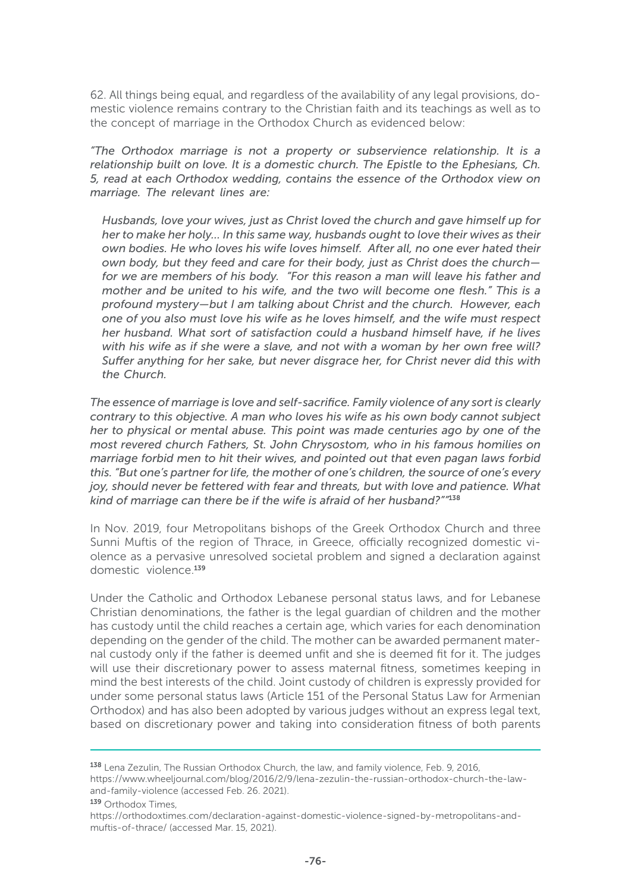62. All things being equal, and regardless of the availability of any legal provisions, domestic violence remains contrary to the Christian faith and its teachings as well as to the concept of marriage in the Orthodox Church as evidenced below:

*"The Orthodox marriage is not a property or subservience relationship. It is a relationship built on love. It is a domestic church. The Epistle to the Ephesians, Ch. 5, read at each Orthodox wedding, contains the essence of the Orthodox view on marriage. The relevant lines are:*

> *Husbands, love your wives, just as Christ loved the church and gave himself up for her to make her holy… In this same way, husbands ought to love their wives as their own bodies. He who loves his wife loves himself. After all, no one ever hated their own body, but they feed and care for their body, just as Christ does the church—for we are members of his body. "For this reason a man will leave his father and mother and be united to his wife, and the two will become one flesh." This is a profound mystery—but I am talking about Christ and the church. However, each one of you also must love his wife as he loves himself, and the wife must respect her husband. What sort of satisfaction could a husband himself have, if he lives with his wife as if she were a slave, and not with a woman by her own free will? Suffer anything for her sake, but never disgrace her, for Christ never did this with the Church.*

*The essence of marriage is love and self-sacrifice. Family violence of any sort is clearly contrary to this objective. A man who loves his wife as his own body cannot subject her to physical or mental abuse. This point was made centuries ago by one of the most revered church Fathers, St. John Chrysostom, who in his famous homilies on marriage forbid men to hit their wives, and pointed out that even pagan laws forbid this. "But one's partner for life, the mother of one's children, the source of one's every joy, should never be fettered with fear and threats, but with love and patience. What kind of marriage can there be if the wife is afraid of her husband?""*[138]

In Nov. 2019, four Metropolitans bishops of the Greek Orthodox Church and three Sunni Muftis of the region of Thrace, in Greece, officially recognized domestic violence as a pervasive unresolved societal problem and signed a declaration against domestic violence.[139]

Under the Catholic and Orthodox Lebanese personal status laws, and for Lebanese Christian denominations, the father is the legal guardian of children and the mother has custody until the child reaches a certain age, which varies for each denomination depending on the gender of the child. The mother can be awarded permanent maternal custody only if the father is deemed unfit and she is deemed fit for it. The judges will use their discretionary power to assess maternal fitness, sometimes keeping in mind the best interests of the child. Joint custody of children is expressly provided for under some personal status laws (Article 151 of the Personal Status Law for Armenian Orthodox) and has also been adopted by various judges without an express legal text, based on discretionary power and taking into consideration fitness of both parents

---

[138] Lena Zezulin, The Russian Orthodox Church, the law, and family violence, Feb. 9, 2016, https://www.wheeljournal.com/blog/2016/2/9/lena-zezulin-the-russian-orthodox-church-the-law-and-family-violence (accessed Feb. 26. 2021).

[139] Orthodox Times, https://orthodoxtimes.com/declaration-against-domestic-violence-signed-by-metropolitans-and-muftis-of-thrace/ (accessed Mar. 15, 2021).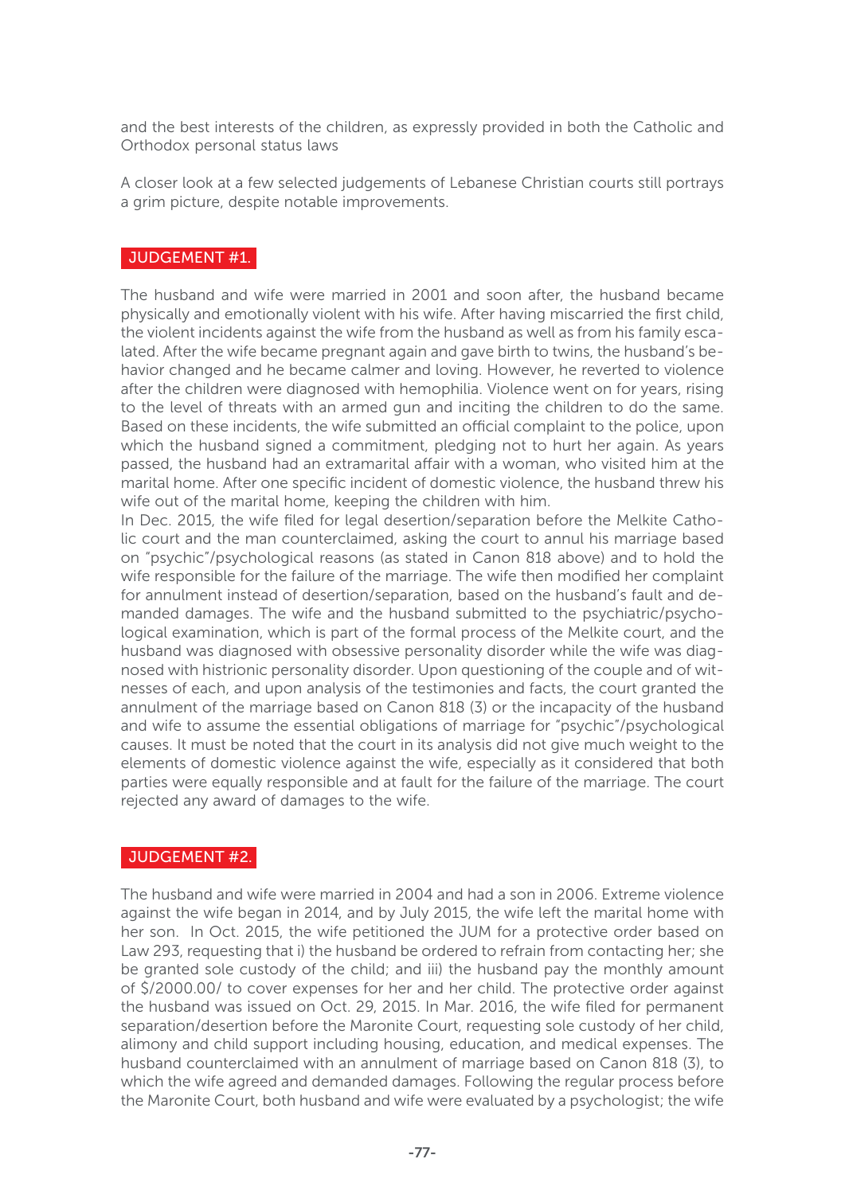and the best interests of the children, as expressly provided in both the Catholic and Orthodox personal status laws

A closer look at a few selected judgements of Lebanese Christian courts still portrays a grim picture, despite notable improvements.

### JUDGEMENT #1.

The husband and wife were married in 2001 and soon after, the husband became physically and emotionally violent with his wife. After having miscarried the first child, the violent incidents against the wife from the husband as well as from his family escalated. After the wife became pregnant again and gave birth to twins, the husband's behavior changed and he became calmer and loving. However, he reverted to violence after the children were diagnosed with hemophilia. Violence went on for years, rising to the level of threats with an armed gun and inciting the children to do the same. Based on these incidents, the wife submitted an official complaint to the police, upon which the husband signed a commitment, pledging not to hurt her again. As years passed, the husband had an extramarital affair with a woman, who visited him at the marital home. After one specific incident of domestic violence, the husband threw his wife out of the marital home, keeping the children with him.

In Dec. 2015, the wife filed for legal desertion/separation before the Melkite Catholic court and the man counterclaimed, asking the court to annul his marriage based on "psychic"/psychological reasons (as stated in Canon 818 above) and to hold the wife responsible for the failure of the marriage. The wife then modified her complaint for annulment instead of desertion/separation, based on the husband's fault and demanded damages. The wife and the husband submitted to the psychiatric/psychological examination, which is part of the formal process of the Melkite court, and the husband was diagnosed with obsessive personality disorder while the wife was diagnosed with histrionic personality disorder. Upon questioning of the couple and of witnesses of each, and upon analysis of the testimonies and facts, the court granted the annulment of the marriage based on Canon 818 (3) or the incapacity of the husband and wife to assume the essential obligations of marriage for "psychic"/psychological causes. It must be noted that the court in its analysis did not give much weight to the elements of domestic violence against the wife, especially as it considered that both parties were equally responsible and at fault for the failure of the marriage. The court rejected any award of damages to the wife.

### JUDGEMENT #2.

The husband and wife were married in 2004 and had a son in 2006. Extreme violence against the wife began in 2014, and by July 2015, the wife left the marital home with her son. In Oct. 2015, the wife petitioned the JUM for a protective order based on Law 293, requesting that i) the husband be ordered to refrain from contacting her; she be granted sole custody of the child; and iii) the husband pay the monthly amount of $/2000.00/ to cover expenses for her and her child. The protective order against the husband was issued on Oct. 29, 2015. In Mar. 2016, the wife filed for permanent separation/desertion before the Maronite Court, requesting sole custody of her child, alimony and child support including housing, education, and medical expenses. The husband counterclaimed with an annulment of marriage based on Canon 818 (3), to which the wife agreed and demanded damages. Following the regular process before the Maronite Court, both husband and wife were evaluated by a psychologist; the wife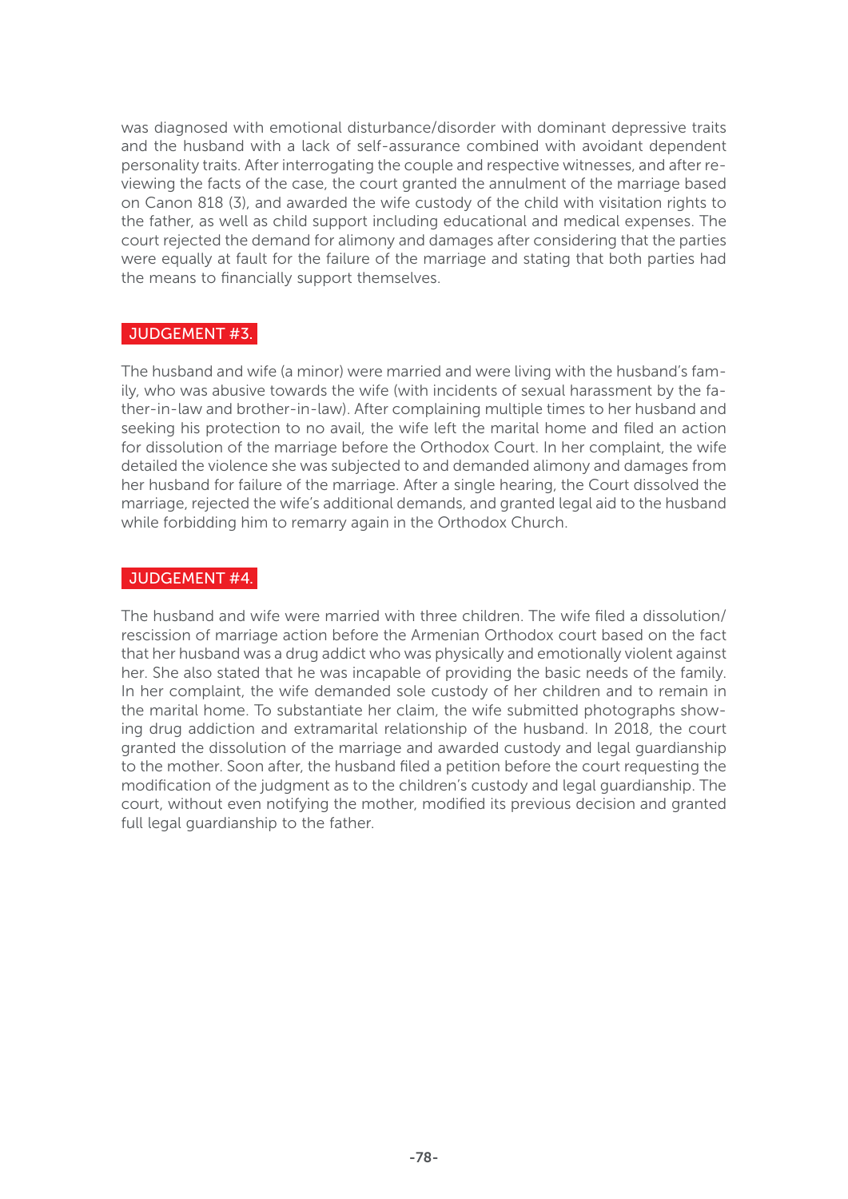was diagnosed with emotional disturbance/disorder with dominant depressive traits and the husband with a lack of self-assurance combined with avoidant dependent personality traits. After interrogating the couple and respective witnesses, and after reviewing the facts of the case, the court granted the annulment of the marriage based on Canon 818 (3), and awarded the wife custody of the child with visitation rights to the father, as well as child support including educational and medical expenses. The court rejected the demand for alimony and damages after considering that the parties were equally at fault for the failure of the marriage and stating that both parties had the means to financially support themselves.

## JUDGEMENT #3.

The husband and wife (a minor) were married and were living with the husband's family, who was abusive towards the wife (with incidents of sexual harassment by the father-in-law and brother-in-law). After complaining multiple times to her husband and seeking his protection to no avail, the wife left the marital home and filed an action for dissolution of the marriage before the Orthodox Court. In her complaint, the wife detailed the violence she was subjected to and demanded alimony and damages from her husband for failure of the marriage. After a single hearing, the Court dissolved the marriage, rejected the wife's additional demands, and granted legal aid to the husband while forbidding him to remarry again in the Orthodox Church.

## JUDGEMENT #4.

The husband and wife were married with three children. The wife filed a dissolution/rescission of marriage action before the Armenian Orthodox court based on the fact that her husband was a drug addict who was physically and emotionally violent against her. She also stated that he was incapable of providing the basic needs of the family. In her complaint, the wife demanded sole custody of her children and to remain in the marital home. To substantiate her claim, the wife submitted photographs showing drug addiction and extramarital relationship of the husband. In 2018, the court granted the dissolution of the marriage and awarded custody and legal guardianship to the mother. Soon after, the husband filed a petition before the court requesting the modification of the judgment as to the children's custody and legal guardianship. The court, without even notifying the mother, modified its previous decision and granted full legal guardianship to the father.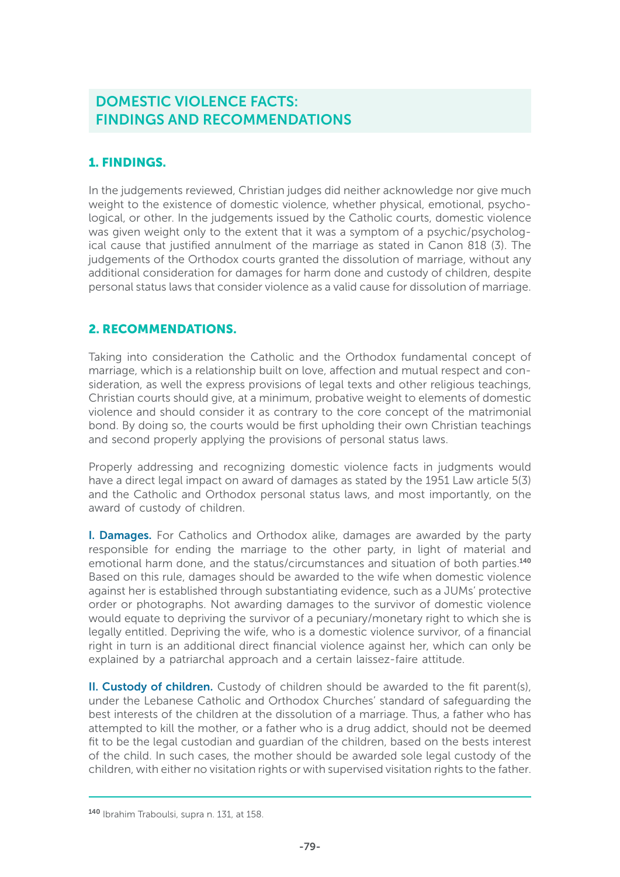# DOMESTIC VIOLENCE FACTS: FINDINGS AND RECOMMENDATIONS

## 1. FINDINGS.

In the judgements reviewed, Christian judges did neither acknowledge nor give much weight to the existence of domestic violence, whether physical, emotional, psychological, or other. In the judgements issued by the Catholic courts, domestic violence was given weight only to the extent that it was a symptom of a psychic/psychological cause that justified annulment of the marriage as stated in Canon 818 (3). The judgements of the Orthodox courts granted the dissolution of marriage, without any additional consideration for damages for harm done and custody of children, despite personal status laws that consider violence as a valid cause for dissolution of marriage.

## 2. RECOMMENDATIONS.

Taking into consideration the Catholic and the Orthodox fundamental concept of marriage, which is a relationship built on love, affection and mutual respect and consideration, as well the express provisions of legal texts and other religious teachings, Christian courts should give, at a minimum, probative weight to elements of domestic violence and should consider it as contrary to the core concept of the matrimonial bond. By doing so, the courts would be first upholding their own Christian teachings and second properly applying the provisions of personal status laws.

Properly addressing and recognizing domestic violence facts in judgments would have a direct legal impact on award of damages as stated by the 1951 Law article 5(3) and the Catholic and Orthodox personal status laws, and most importantly, on the award of custody of children.

**I. Damages.** For Catholics and Orthodox alike, damages are awarded by the party responsible for ending the marriage to the other party, in light of material and emotional harm done, and the status/circumstances and situation of both parties.[140] Based on this rule, damages should be awarded to the wife when domestic violence against her is established through substantiating evidence, such as a JUMs' protective order or photographs. Not awarding damages to the survivor of domestic violence would equate to depriving the survivor of a pecuniary/monetary right to which she is legally entitled. Depriving the wife, who is a domestic violence survivor, of a financial right in turn is an additional direct financial violence against her, which can only be explained by a patriarchal approach and a certain laissez-faire attitude.

**II. Custody of children.** Custody of children should be awarded to the fit parent(s), under the Lebanese Catholic and Orthodox Churches' standard of safeguarding the best interests of the children at the dissolution of a marriage. Thus, a father who has attempted to kill the mother, or a father who is a drug addict, should not be deemed fit to be the legal custodian and guardian of the children, based on the bests interest of the child. In such cases, the mother should be awarded sole legal custody of the children, with either no visitation rights or with supervised visitation rights to the father.

---

[140] Ibrahim Traboulsi, supra n. 131, at 158.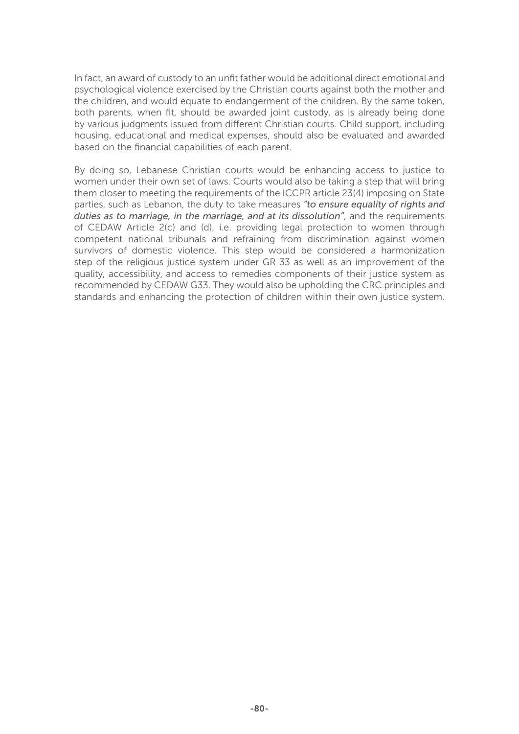In fact, an award of custody to an unfit father would be additional direct emotional and psychological violence exercised by the Christian courts against both the mother and the children, and would equate to endangerment of the children. By the same token, both parents, when fit, should be awarded joint custody, as is already being done by various judgments issued from different Christian courts. Child support, including housing, educational and medical expenses, should also be evaluated and awarded based on the financial capabilities of each parent.

By doing so, Lebanese Christian courts would be enhancing access to justice to women under their own set of laws. Courts would also be taking a step that will bring them closer to meeting the requirements of the ICCPR article 23(4) imposing on State parties, such as Lebanon, the duty to take measures ***"to ensure equality of rights and duties as to marriage, in the marriage, and at its dissolution"***, and the requirements of CEDAW Article 2(c) and (d), i.e. providing legal protection to women through competent national tribunals and refraining from discrimination against women survivors of domestic violence. This step would be considered a harmonization step of the religious justice system under GR 33 as well as an improvement of the quality, accessibility, and access to remedies components of their justice system as recommended by CEDAW G33. They would also be upholding the CRC principles and standards and enhancing the protection of children within their own justice system.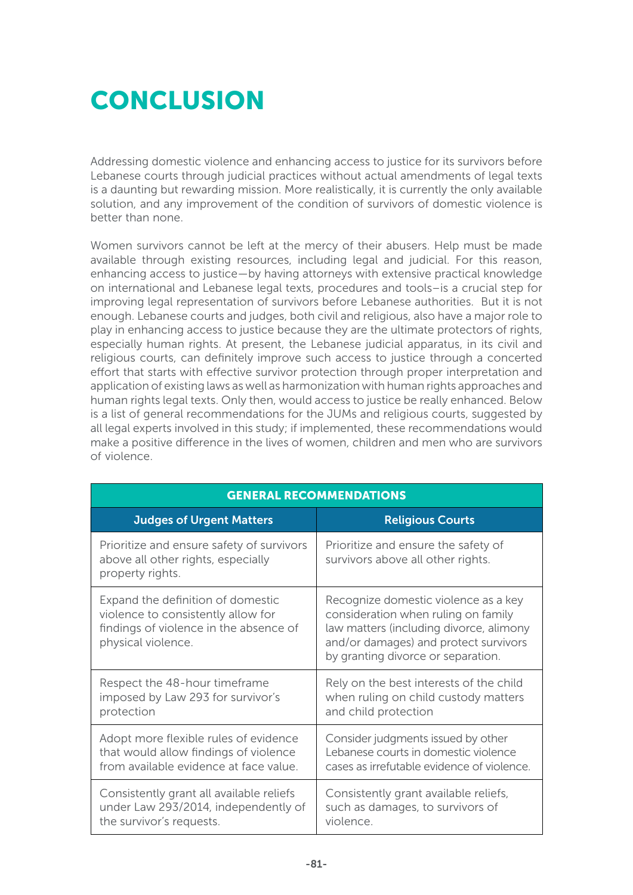# CONCLUSION

Addressing domestic violence and enhancing access to justice for its survivors before Lebanese courts through judicial practices without actual amendments of legal texts is a daunting but rewarding mission. More realistically, it is currently the only available solution, and any improvement of the condition of survivors of domestic violence is better than none.

Women survivors cannot be left at the mercy of their abusers. Help must be made available through existing resources, including legal and judicial. For this reason, enhancing access to justice—by having attorneys with extensive practical knowledge on international and Lebanese legal texts, procedures and tools–is a crucial step for improving legal representation of survivors before Lebanese authorities. But it is not enough. Lebanese courts and judges, both civil and religious, also have a major role to play in enhancing access to justice because they are the ultimate protectors of rights, especially human rights. At present, the Lebanese judicial apparatus, in its civil and religious courts, can definitely improve such access to justice through a concerted effort that starts with effective survivor protection through proper interpretation and application of existing laws as well as harmonization with human rights approaches and human rights legal texts. Only then, would access to justice be really enhanced. Below is a list of general recommendations for the JUMs and religious courts, suggested by all legal experts involved in this study; if implemented, these recommendations would make a positive difference in the lives of women, children and men who are survivors of violence.

| GENERAL RECOMMENDATIONS | |
|---|---|
| **Judges of Urgent Matters** | **Religious Courts** |
| Prioritize and ensure safety of survivors above all other rights, especially property rights. | Prioritize and ensure the safety of survivors above all other rights. |
| Expand the definition of domestic violence to consistently allow for findings of violence in the absence of physical violence. | Recognize domestic violence as a key consideration when ruling on family law matters (including divorce, alimony and/or damages) and protect survivors by granting divorce or separation. |
| Respect the 48-hour timeframe imposed by Law 293 for survivor's protection | Rely on the best interests of the child when ruling on child custody matters and child protection |
| Adopt more flexible rules of evidence that would allow findings of violence from available evidence at face value. | Consider judgments issued by other Lebanese courts in domestic violence cases as irrefutable evidence of violence. |
| Consistently grant all available reliefs under Law 293/2014, independently of the survivor's requests. | Consistently grant available reliefs, such as damages, to survivors of violence. |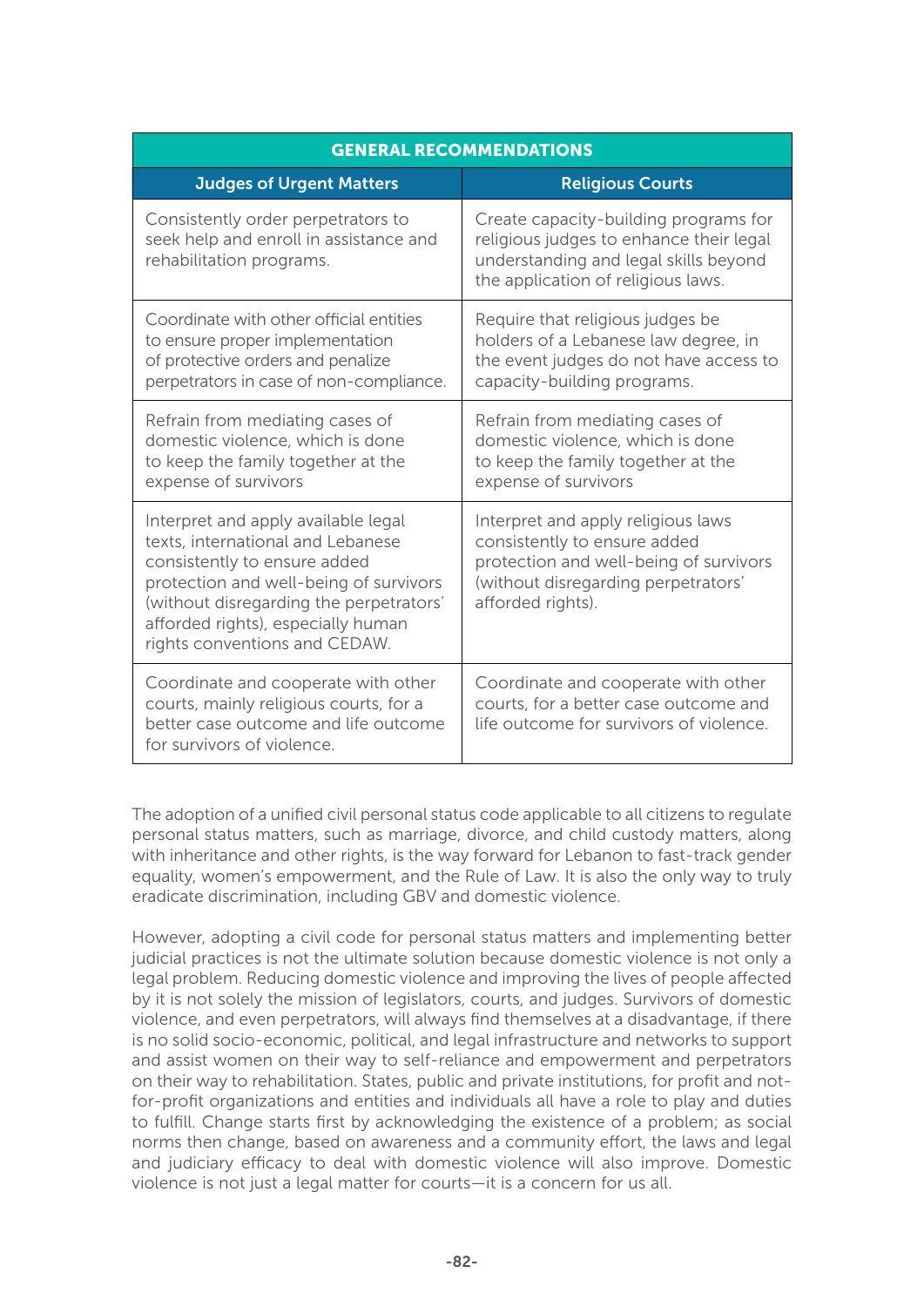| GENERAL RECOMMENDATIONS | |
|---|---|
| **Judges of Urgent Matters** | **Religious Courts** |
| Consistently order perpetrators to seek help and enroll in assistance and rehabilitation programs. | Create capacity-building programs for religious judges to enhance their legal understanding and legal skills beyond the application of religious laws. |
| Coordinate with other official entities to ensure proper implementation of protective orders and penalize perpetrators in case of non-compliance. | Require that religious judges be holders of a Lebanese law degree, in the event judges do not have access to capacity-building programs. |
| Refrain from mediating cases of domestic violence, which is done to keep the family together at the expense of survivors | Refrain from mediating cases of domestic violence, which is done to keep the family together at the expense of survivors |
| Interpret and apply available legal texts, international and Lebanese consistently to ensure added protection and well-being of survivors (without disregarding the perpetrators' afforded rights), especially human rights conventions and CEDAW. | Interpret and apply religious laws consistently to ensure added protection and well-being of survivors (without disregarding perpetrators' afforded rights). |
| Coordinate and cooperate with other courts, mainly religious courts, for a better case outcome and life outcome for survivors of violence. | Coordinate and cooperate with other courts, for a better case outcome and life outcome for survivors of violence. |

The adoption of a unified civil personal status code applicable to all citizens to regulate personal status matters, such as marriage, divorce, and child custody matters, along with inheritance and other rights, is the way forward for Lebanon to fast-track gender equality, women's empowerment, and the Rule of Law. It is also the only way to truly eradicate discrimination, including GBV and domestic violence.

However, adopting a civil code for personal status matters and implementing better judicial practices is not the ultimate solution because domestic violence is not only a legal problem. Reducing domestic violence and improving the lives of people affected by it is not solely the mission of legislators, courts, and judges. Survivors of domestic violence, and even perpetrators, will always find themselves at a disadvantage, if there is no solid socio-economic, political, and legal infrastructure and networks to support and assist women on their way to self-reliance and empowerment and perpetrators on their way to rehabilitation. States, public and private institutions, for profit and not-for-profit organizations and entities and individuals all have a role to play and duties to fulfill. Change starts first by acknowledging the existence of a problem; as social norms then change, based on awareness and a community effort, the laws and legal and judiciary efficacy to deal with domestic violence will also improve. Domestic violence is not just a legal matter for courts—it is a concern for us all.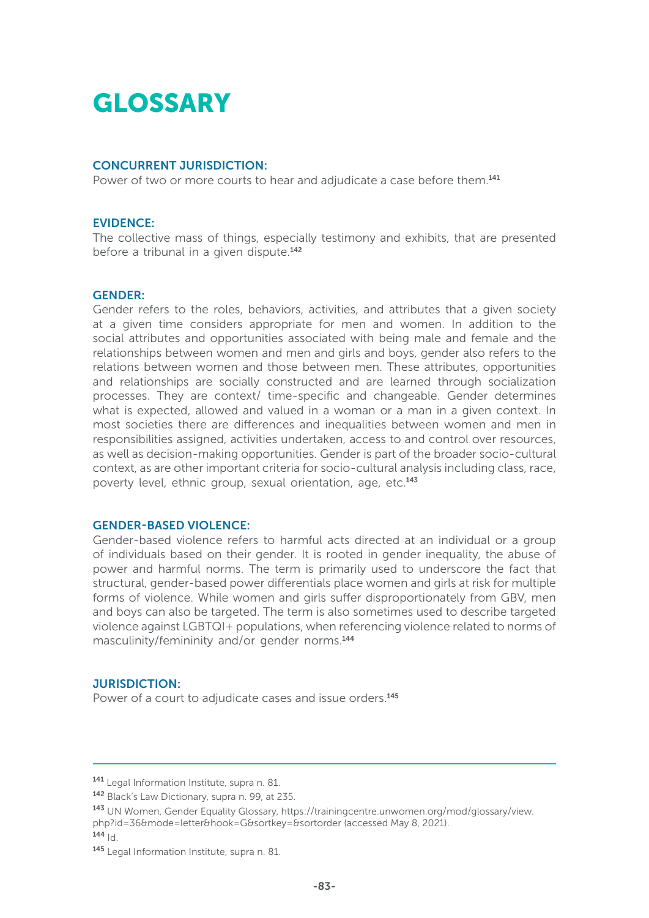# GLOSSARY

**CONCURRENT JURISDICTION:**
Power of two or more courts to hear and adjudicate a case before them.[141]

**EVIDENCE:**
The collective mass of things, especially testimony and exhibits, that are presented before a tribunal in a given dispute.[142]

**GENDER:**
Gender refers to the roles, behaviors, activities, and attributes that a given society at a given time considers appropriate for men and women. In addition to the social attributes and opportunities associated with being male and female and the relationships between women and men and girls and boys, gender also refers to the relations between women and those between men. These attributes, opportunities and relationships are socially constructed and are learned through socialization processes. They are context/ time-specific and changeable. Gender determines what is expected, allowed and valued in a woman or a man in a given context. In most societies there are differences and inequalities between women and men in responsibilities assigned, activities undertaken, access to and control over resources, as well as decision-making opportunities. Gender is part of the broader socio-cultural context, as are other important criteria for socio-cultural analysis including class, race, poverty level, ethnic group, sexual orientation, age, etc.[143]

**GENDER-BASED VIOLENCE:**
Gender-based violence refers to harmful acts directed at an individual or a group of individuals based on their gender. It is rooted in gender inequality, the abuse of power and harmful norms. The term is primarily used to underscore the fact that structural, gender-based power differentials place women and girls at risk for multiple forms of violence. While women and girls suffer disproportionately from GBV, men and boys can also be targeted. The term is also sometimes used to describe targeted violence against LGBTQI+ populations, when referencing violence related to norms of masculinity/femininity and/or gender norms.[144]

**JURISDICTION:**
Power of a court to adjudicate cases and issue orders.[145]

---

[141] Legal Information Institute, supra n. 81.

[142] Black's Law Dictionary, supra n. 99, at 235.

[143] UN Women, Gender Equality Glossary, https://trainingcentre.unwomen.org/mod/glossary/view.php?id=36&mode=letter&hook=G&sortkey=&sortorder (accessed May 8, 2021).

[144] Id.

[145] Legal Information Institute, supra n. 81.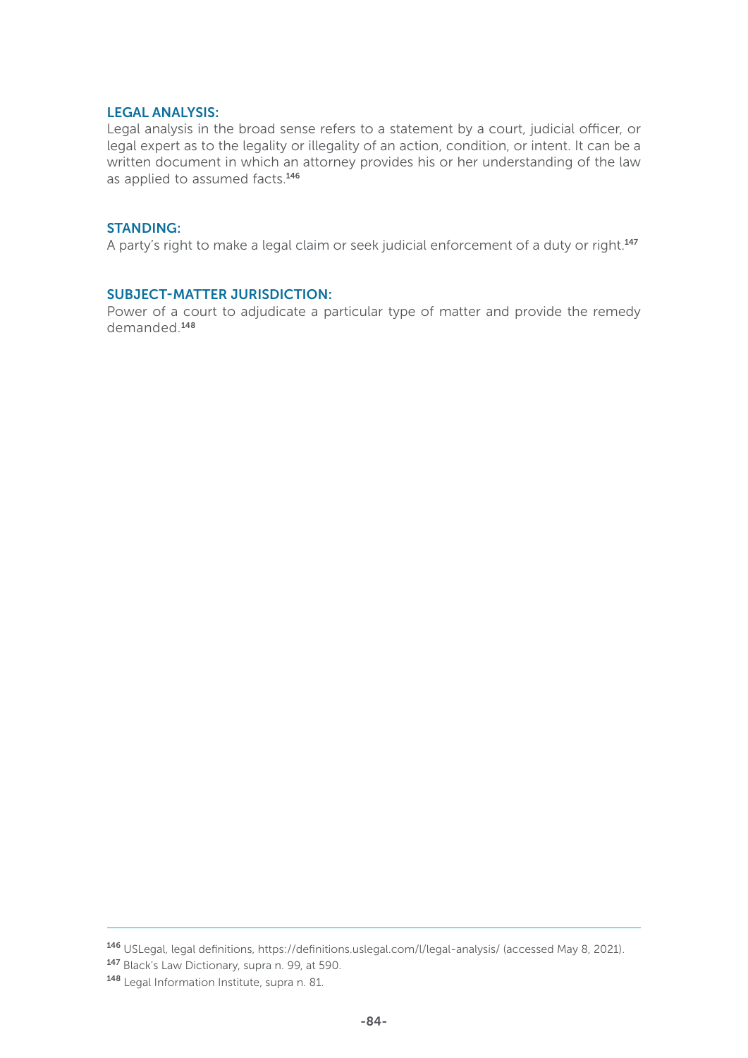### LEGAL ANALYSIS:

Legal analysis in the broad sense refers to a statement by a court, judicial officer, or legal expert as to the legality or illegality of an action, condition, or intent. It can be a written document in which an attorney provides his or her understanding of the law as applied to assumed facts.[146]

### STANDING:

A party's right to make a legal claim or seek judicial enforcement of a duty or right.[147]

### SUBJECT-MATTER JURISDICTION:

Power of a court to adjudicate a particular type of matter and provide the remedy demanded.[148]

---

[146] USLegal, legal definitions, https://definitions.uslegal.com/l/legal-analysis/ (accessed May 8, 2021).

[147] Black's Law Dictionary, supra n. 99, at 590.

[148] Legal Information Institute, supra n. 81.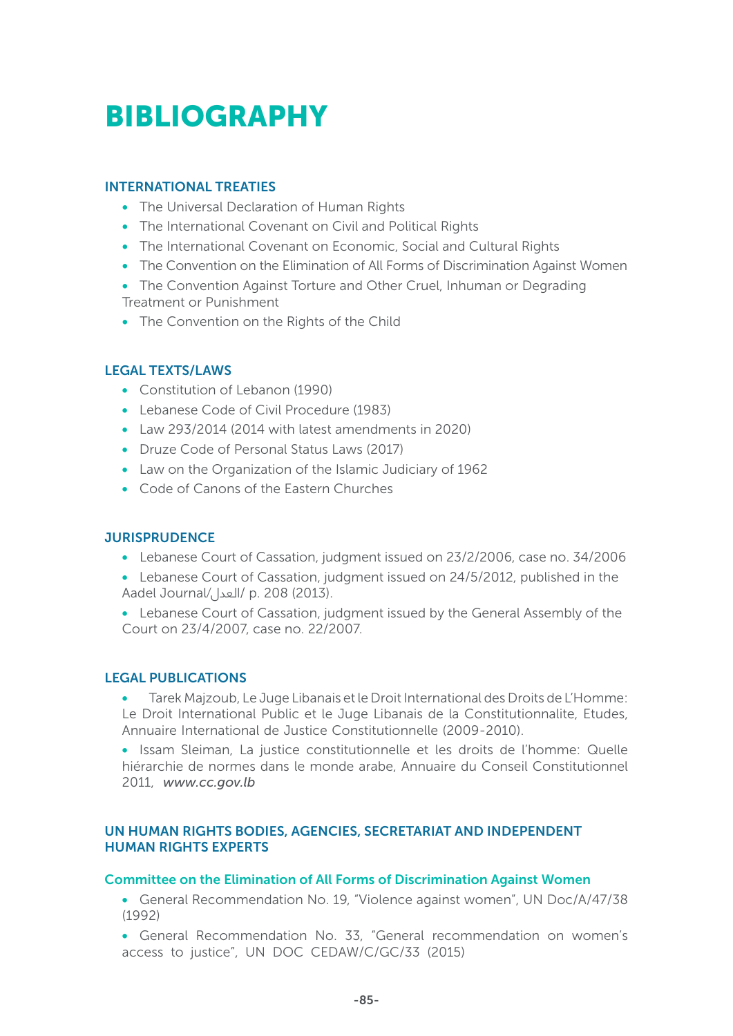# BIBLIOGRAPHY

## INTERNATIONAL TREATIES

- The Universal Declaration of Human Rights
- The International Covenant on Civil and Political Rights
- The International Covenant on Economic, Social and Cultural Rights
- The Convention on the Elimination of All Forms of Discrimination Against Women
- The Convention Against Torture and Other Cruel, Inhuman or Degrading Treatment or Punishment
- The Convention on the Rights of the Child

## LEGAL TEXTS/LAWS

- Constitution of Lebanon (1990)
- Lebanese Code of Civil Procedure (1983)
- Law 293/2014 (2014 with latest amendments in 2020)
- Druze Code of Personal Status Laws (2017)
- Law on the Organization of the Islamic Judiciary of 1962
- Code of Canons of the Eastern Churches

## JURISPRUDENCE

- Lebanese Court of Cassation, judgment issued on 23/2/2006, case no. 34/2006
- Lebanese Court of Cassation, judgment issued on 24/5/2012, published in the Aadel Journal/العدل/ p. 208 (2013).
- Lebanese Court of Cassation, judgment issued by the General Assembly of the Court on 23/4/2007, case no. 22/2007.

## LEGAL PUBLICATIONS

- Tarek Majzoub, Le Juge Libanais et le Droit International des Droits de L'Homme: Le Droit International Public et le Juge Libanais de la Constitutionnalite, Etudes, Annuaire International de Justice Constitutionnelle (2009-2010).
- Issam Sleiman, La justice constitutionnelle et les droits de l'homme: Quelle hiérarchie de normes dans le monde arabe, Annuaire du Conseil Constitutionnel 2011, *www.cc.gov.lb*

## UN HUMAN RIGHTS BODIES, AGENCIES, SECRETARIAT AND INDEPENDENT HUMAN RIGHTS EXPERTS

### Committee on the Elimination of All Forms of Discrimination Against Women

- General Recommendation No. 19, "Violence against women", UN Doc/A/47/38 (1992)
- General Recommendation No. 33, "General recommendation on women's access to justice", UN DOC CEDAW/C/GC/33 (2015)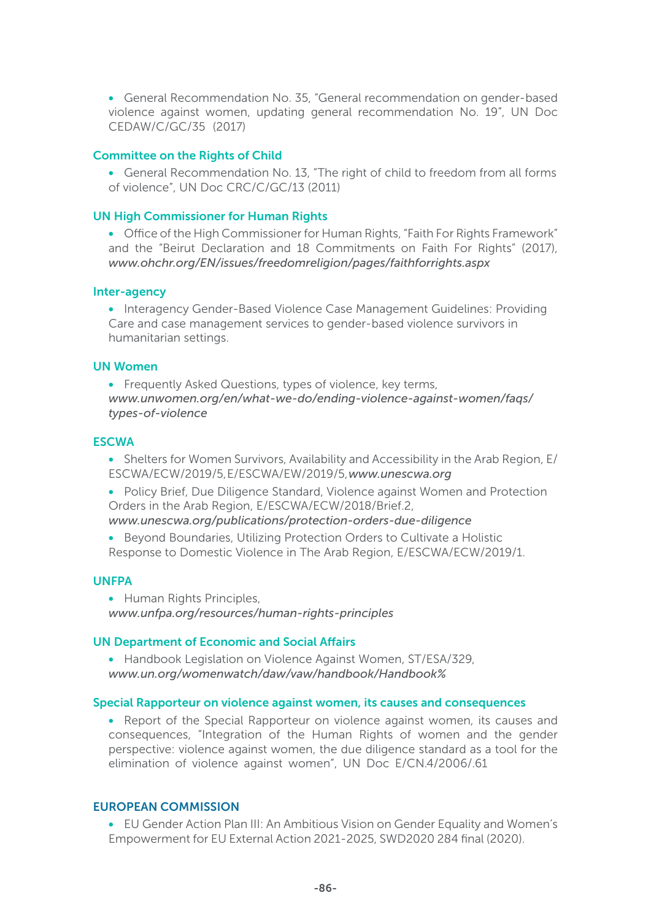- General Recommendation No. 35, "General recommendation on gender-based violence against women, updating general recommendation No. 19", UN Doc CEDAW/C/GC/35 (2017)

### Committee on the Rights of Child

- General Recommendation No. 13, "The right of child to freedom from all forms of violence", UN Doc CRC/C/GC/13 (2011)

### UN High Commissioner for Human Rights

- Office of the High Commissioner for Human Rights, "Faith For Rights Framework" and the "Beirut Declaration and 18 Commitments on Faith For Rights" (2017), *www.ohchr.org/EN/issues/freedomreligion/pages/faithforrights.aspx*

### Inter-agency

- Interagency Gender-Based Violence Case Management Guidelines: Providing Care and case management services to gender-based violence survivors in humanitarian settings.

### UN Women

- Frequently Asked Questions, types of violence, key terms, *www.unwomen.org/en/what-we-do/ending-violence-against-women/faqs/types-of-violence*

### ESCWA

- Shelters for Women Survivors, Availability and Accessibility in the Arab Region, E/ESCWA/ECW/2019/5, E/ESCWA/EW/2019/5, *www.unescwa.org*
- Policy Brief, Due Diligence Standard, Violence against Women and Protection Orders in the Arab Region, E/ESCWA/ECW/2018/Brief.2, *www.unescwa.org/publications/protection-orders-due-diligence*
- Beyond Boundaries, Utilizing Protection Orders to Cultivate a Holistic Response to Domestic Violence in The Arab Region, E/ESCWA/ECW/2019/1.

### UNFPA

- Human Rights Principles, *www.unfpa.org/resources/human-rights-principles*

### UN Department of Economic and Social Affairs

- Handbook Legislation on Violence Against Women, ST/ESA/329, *www.un.org/womenwatch/daw/vaw/handbook/Handbook%*

### Special Rapporteur on violence against women, its causes and consequences

- Report of the Special Rapporteur on violence against women, its causes and consequences, "Integration of the Human Rights of women and the gender perspective: violence against women, the due diligence standard as a tool for the elimination of violence against women", UN Doc E/CN.4/2006/.61

### EUROPEAN COMMISSION

- EU Gender Action Plan III: An Ambitious Vision on Gender Equality and Women's Empowerment for EU External Action 2021-2025, SWD2020 284 final (2020).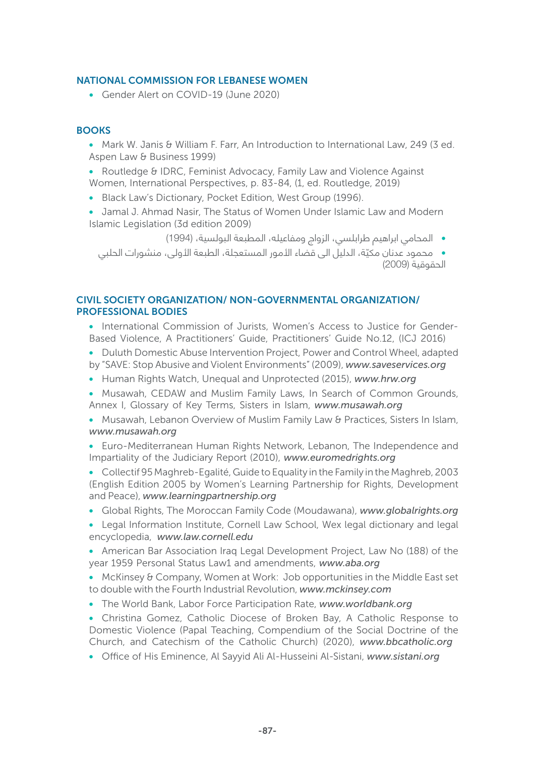## NATIONAL COMMISSION FOR LEBANESE WOMEN

- Gender Alert on COVID-19 (June 2020)

## BOOKS

- Mark W. Janis & William F. Farr, An Introduction to International Law, 249 (3 ed. Aspen Law & Business 1999)
- Routledge & IDRC, Feminist Advocacy, Family Law and Violence Against Women, International Perspectives, p. 83-84, (1, ed. Routledge, 2019)
- Black Law's Dictionary, Pocket Edition, West Group (1996).
- Jamal J. Ahmad Nasir, The Status of Women Under Islamic Law and Modern Islamic Legislation (3d edition 2009)
- المحامي ابراهيم طرابلسي، الزواج ومفاعيله، المطبعة البولسية، (1994)
- محمود عدنان مكيّة، الدليل الى قضاء الأمور المستعجلة، الطبعة الأولى، منشورات الحلبي الحقوقية (2009)

## CIVIL SOCIETY ORGANIZATION/ NON-GOVERNMENTAL ORGANIZATION/ PROFESSIONAL BODIES

- International Commission of Jurists, Women's Access to Justice for Gender-Based Violence, A Practitioners' Guide, Practitioners' Guide No.12, (ICJ 2016)
- Duluth Domestic Abuse Intervention Project, Power and Control Wheel, adapted by "SAVE: Stop Abusive and Violent Environments" (2009), ***www.saveservices.org***
- Human Rights Watch, Unequal and Unprotected (2015), ***www.hrw.org***
- Musawah, CEDAW and Muslim Family Laws, In Search of Common Grounds, Annex I, Glossary of Key Terms, Sisters in Islam, ***www.musawah.org***
- Musawah, Lebanon Overview of Muslim Family Law & Practices, Sisters In Islam, ***www.musawah.org***
- Euro-Mediterranean Human Rights Network, Lebanon, The Independence and Impartiality of the Judiciary Report (2010), ***www.euromedrights.org***
- Collectif 95 Maghreb-Egalité, Guide to Equality in the Family in the Maghreb, 2003 (English Edition 2005 by Women's Learning Partnership for Rights, Development and Peace), ***www.learningpartnership.org***
- Global Rights, The Moroccan Family Code (Moudawana), ***www.globalrights.org***
- Legal Information Institute, Cornell Law School, Wex legal dictionary and legal encyclopedia, ***www.law.cornell.edu***
- American Bar Association Iraq Legal Development Project, Law No (188) of the year 1959 Personal Status Law1 and amendments, ***www.aba.org***
- McKinsey & Company, Women at Work: Job opportunities in the Middle East set to double with the Fourth Industrial Revolution, ***www.mckinsey.com***
- The World Bank, Labor Force Participation Rate, ***www.worldbank.org***
- Christina Gomez, Catholic Diocese of Broken Bay, A Catholic Response to Domestic Violence (Papal Teaching, Compendium of the Social Doctrine of the Church, and Catechism of the Catholic Church) (2020), ***www.bbcatholic.org***
- Office of His Eminence, Al Sayyid Ali Al-Husseini Al-Sistani, ***www.sistani.org***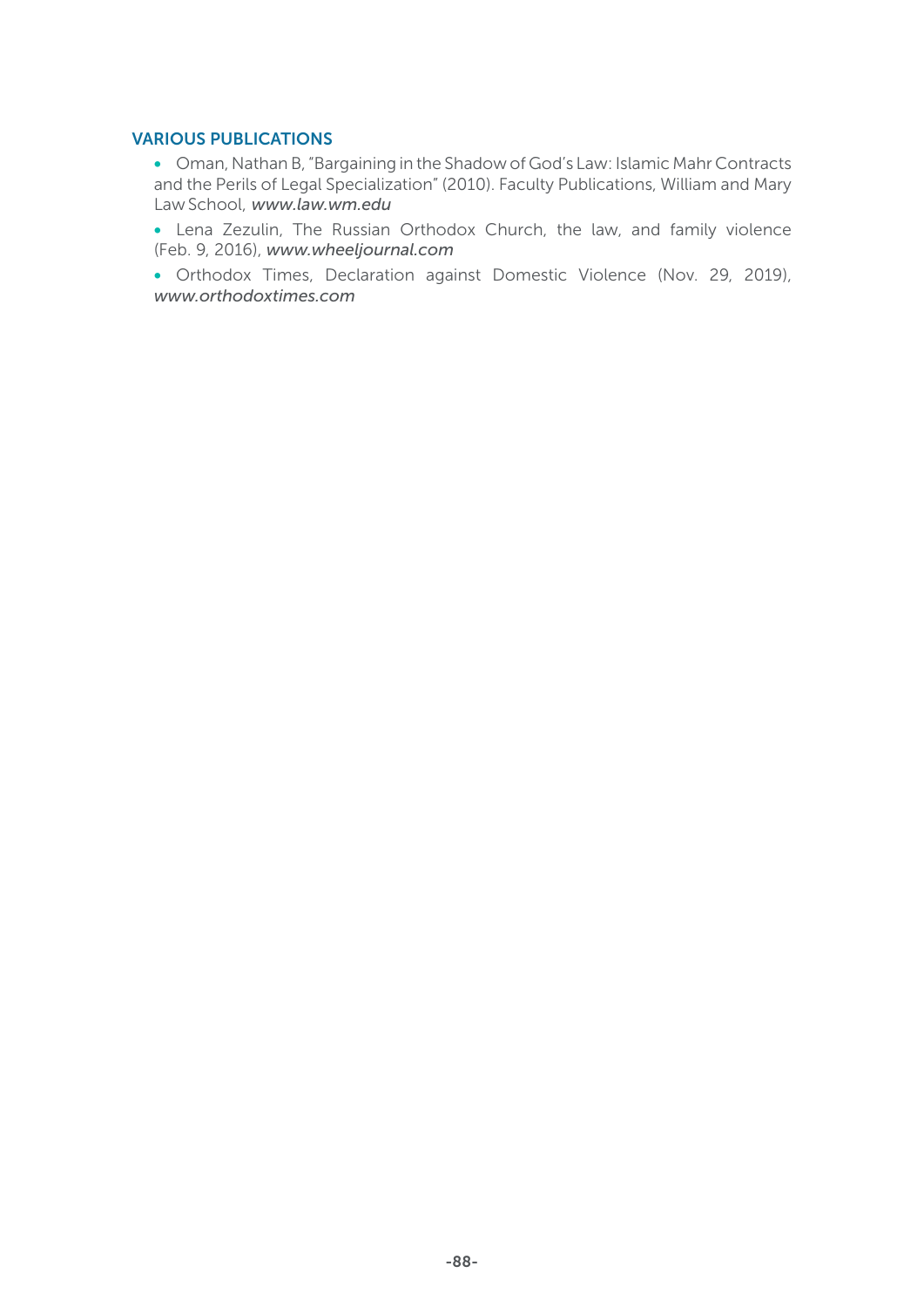### VARIOUS PUBLICATIONS

- Oman, Nathan B, "Bargaining in the Shadow of God's Law: Islamic Mahr Contracts and the Perils of Legal Specialization" (2010). Faculty Publications, William and Mary Law School, *www.law.wm.edu*
- Lena Zezulin, The Russian Orthodox Church, the law, and family violence (Feb. 9, 2016), *www.wheeljournal.com*
- Orthodox Times, Declaration against Domestic Violence (Nov. 29, 2019), *www.orthodoxtimes.com*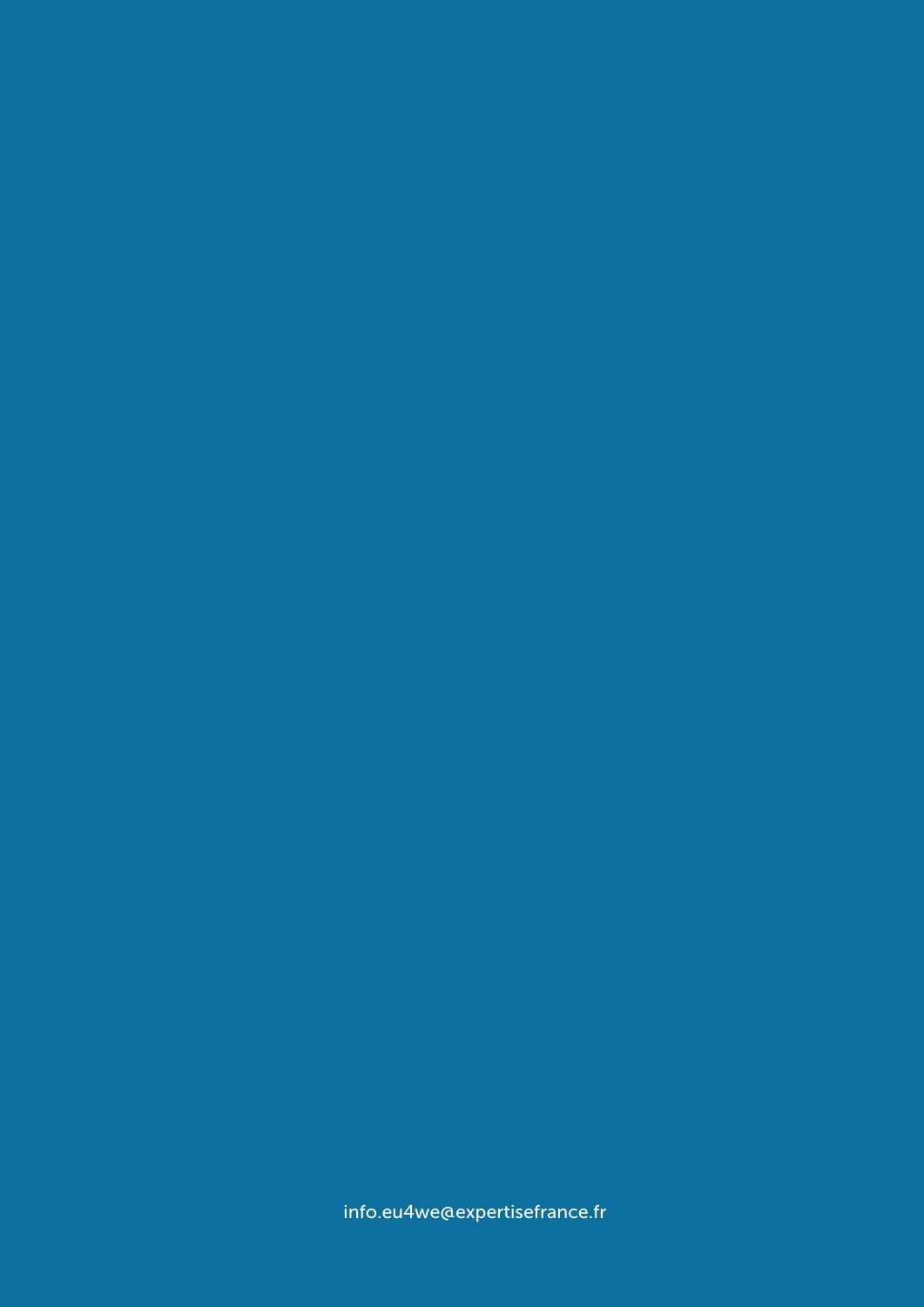info.eu4we@expertisefrance.fr